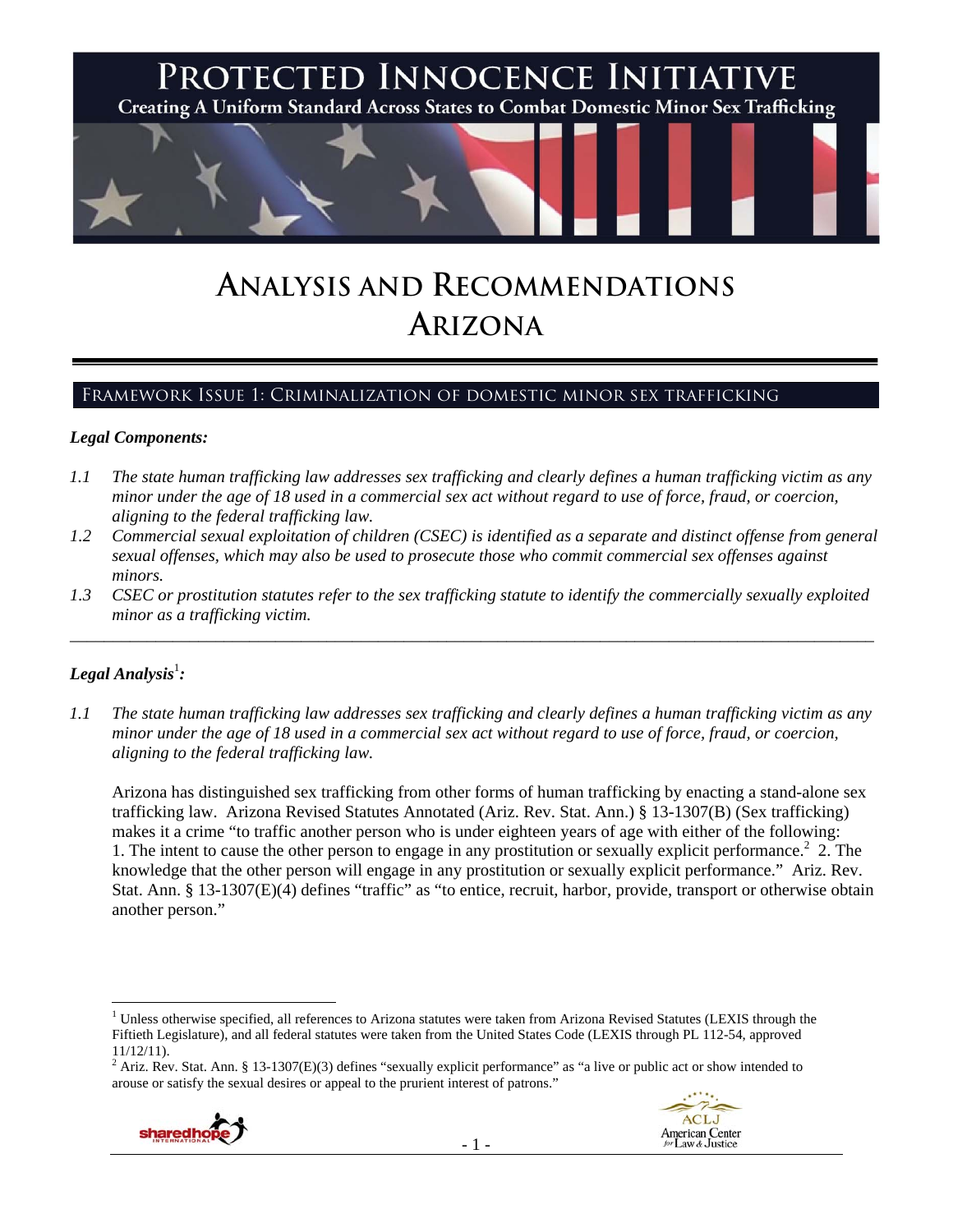# PROTECTED INNOCENCE INITIATIVE

Creating A Uniform Standard Across States to Combat Domestic Minor Sex Trafficking

# ANALYSIS AND RECOMMENDATIONS
# ARIZONA

## FRAMEWORK ISSUE 1: CRIMINALIZATION OF DOMESTIC MINOR SEX TRAFFICKING

### *Legal Components:*

*1.1 The state human trafficking law addresses sex trafficking and clearly defines a human trafficking victim as any minor under the age of 18 used in a commercial sex act without regard to use of force, fraud, or coercion, aligning to the federal trafficking law.*

*1.2 Commercial sexual exploitation of children (CSEC) is identified as a separate and distinct offense from general sexual offenses, which may also be used to prosecute those who commit commercial sex offenses against minors.*

*1.3 CSEC or prostitution statutes refer to the sex trafficking statute to identify the commercially sexually exploited minor as a trafficking victim.*

---

### *Legal Analysis*[1]*:*

*1.1 The state human trafficking law addresses sex trafficking and clearly defines a human trafficking victim as any minor under the age of 18 used in a commercial sex act without regard to use of force, fraud, or coercion, aligning to the federal trafficking law.*

Arizona has distinguished sex trafficking from other forms of human trafficking by enacting a stand-alone sex trafficking law. Arizona Revised Statutes Annotated (Ariz. Rev. Stat. Ann.) § 13-1307(B) (Sex trafficking) makes it a crime "to traffic another person who is under eighteen years of age with either of the following: 1. The intent to cause the other person to engage in any prostitution or sexually explicit performance.[2] 2. The knowledge that the other person will engage in any prostitution or sexually explicit performance." Ariz. Rev. Stat. Ann. § 13-1307(E)(4) defines "traffic" as "to entice, recruit, harbor, provide, transport or otherwise obtain another person."

---

[1] Unless otherwise specified, all references to Arizona statutes were taken from Arizona Revised Statutes (LEXIS through the Fiftieth Legislature), and all federal statutes were taken from the United States Code (LEXIS through PL 112-54, approved 11/12/11).

[2] Ariz. Rev. Stat. Ann. § 13-1307(E)(3) defines "sexually explicit performance" as "a live or public act or show intended to arouse or satisfy the sexual desires or appeal to the prurient interest of patrons."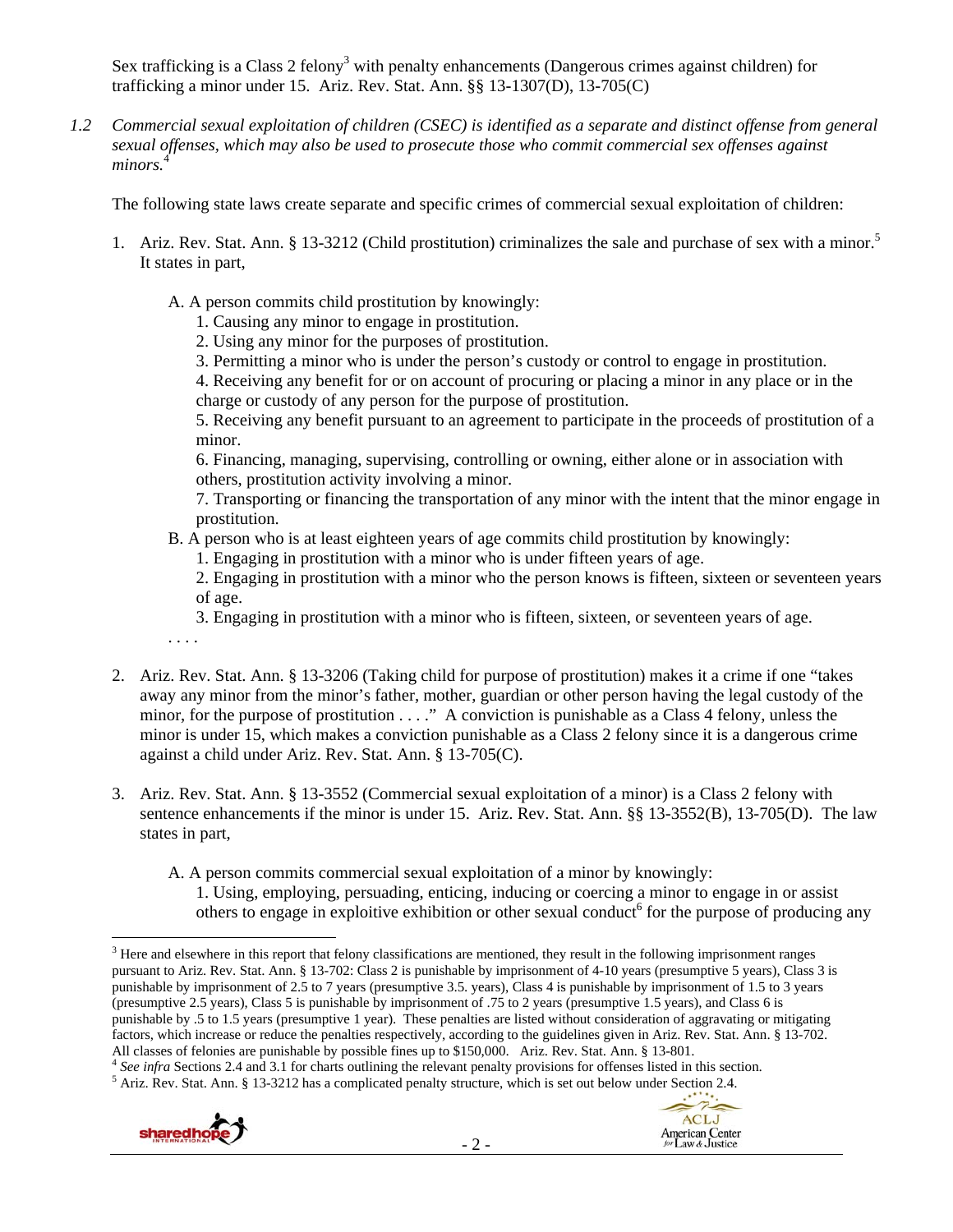Sex trafficking is a Class 2 felony[3] with penalty enhancements (Dangerous crimes against children) for trafficking a minor under 15. Ariz. Rev. Stat. Ann. §§ 13-1307(D), 13-705(C)

*1.2 Commercial sexual exploitation of children (CSEC) is identified as a separate and distinct offense from general sexual offenses, which may also be used to prosecute those who commit commercial sex offenses against minors.*[4]

The following state laws create separate and specific crimes of commercial sexual exploitation of children:

1. Ariz. Rev. Stat. Ann. § 13-3212 (Child prostitution) criminalizes the sale and purchase of sex with a minor.[5] It states in part,

   A. A person commits child prostitution by knowingly:
   1. Causing any minor to engage in prostitution.
   2. Using any minor for the purposes of prostitution.
   3. Permitting a minor who is under the person's custody or control to engage in prostitution.
   4. Receiving any benefit for or on account of procuring or placing a minor in any place or in the charge or custody of any person for the purpose of prostitution.
   5. Receiving any benefit pursuant to an agreement to participate in the proceeds of prostitution of a minor.
   6. Financing, managing, supervising, controlling or owning, either alone or in association with others, prostitution activity involving a minor.
   7. Transporting or financing the transportation of any minor with the intent that the minor engage in prostitution.

   B. A person who is at least eighteen years of age commits child prostitution by knowingly:
   1. Engaging in prostitution with a minor who is under fifteen years of age.
   2. Engaging in prostitution with a minor who the person knows is fifteen, sixteen or seventeen years of age.
   3. Engaging in prostitution with a minor who is fifteen, sixteen, or seventeen years of age.

   . . . .

2. Ariz. Rev. Stat. Ann. § 13-3206 (Taking child for purpose of prostitution) makes it a crime if one "takes away any minor from the minor's father, mother, guardian or other person having the legal custody of the minor, for the purpose of prostitution . . . ." A conviction is punishable as a Class 4 felony, unless the minor is under 15, which makes a conviction punishable as a Class 2 felony since it is a dangerous crime against a child under Ariz. Rev. Stat. Ann. § 13-705(C).

3. Ariz. Rev. Stat. Ann. § 13-3552 (Commercial sexual exploitation of a minor) is a Class 2 felony with sentence enhancements if the minor is under 15. Ariz. Rev. Stat. Ann. §§ 13-3552(B), 13-705(D). The law states in part,

   A. A person commits commercial sexual exploitation of a minor by knowingly:
   1. Using, employing, persuading, enticing, inducing or coercing a minor to engage in or assist others to engage in exploitive exhibition or other sexual conduct[6] for the purpose of producing any

---

[3] Here and elsewhere in this report that felony classifications are mentioned, they result in the following imprisonment ranges pursuant to Ariz. Rev. Stat. Ann. § 13-702: Class 2 is punishable by imprisonment of 4-10 years (presumptive 5 years), Class 3 is punishable by imprisonment of 2.5 to 7 years (presumptive 3.5. years), Class 4 is punishable by imprisonment of 1.5 to 3 years (presumptive 2.5 years), Class 5 is punishable by imprisonment of .75 to 2 years (presumptive 1.5 years), and Class 6 is punishable by .5 to 1.5 years (presumptive 1 year). These penalties are listed without consideration of aggravating or mitigating factors, which increase or reduce the penalties respectively, according to the guidelines given in Ariz. Rev. Stat. Ann. § 13-702. All classes of felonies are punishable by possible fines up to $150,000. Ariz. Rev. Stat. Ann. § 13-801.

[4] *See infra* Sections 2.4 and 3.1 for charts outlining the relevant penalty provisions for offenses listed in this section.

[5] Ariz. Rev. Stat. Ann. § 13-3212 has a complicated penalty structure, which is set out below under Section 2.4.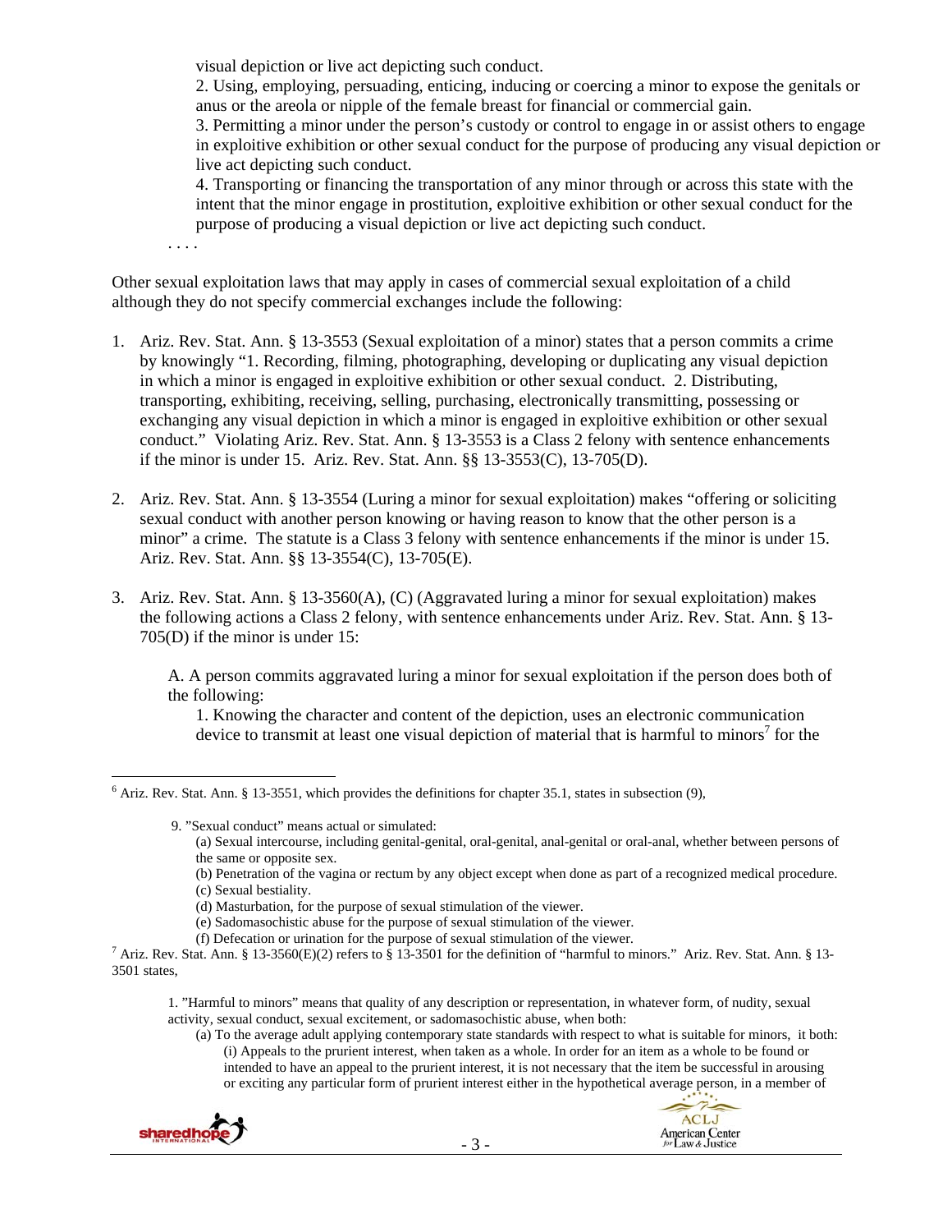visual depiction or live act depicting such conduct.

2. Using, employing, persuading, enticing, inducing or coercing a minor to expose the genitals or anus or the areola or nipple of the female breast for financial or commercial gain.

3. Permitting a minor under the person's custody or control to engage in or assist others to engage in exploitive exhibition or other sexual conduct for the purpose of producing any visual depiction or live act depicting such conduct.

4. Transporting or financing the transportation of any minor through or across this state with the intent that the minor engage in prostitution, exploitive exhibition or other sexual conduct for the purpose of producing a visual depiction or live act depicting such conduct.

. . . .

Other sexual exploitation laws that may apply in cases of commercial sexual exploitation of a child although they do not specify commercial exchanges include the following:

1. Ariz. Rev. Stat. Ann. § 13-3553 (Sexual exploitation of a minor) states that a person commits a crime by knowingly "1. Recording, filming, photographing, developing or duplicating any visual depiction in which a minor is engaged in exploitive exhibition or other sexual conduct. 2. Distributing, transporting, exhibiting, receiving, selling, purchasing, electronically transmitting, possessing or exchanging any visual depiction in which a minor is engaged in exploitive exhibition or other sexual conduct." Violating Ariz. Rev. Stat. Ann. § 13-3553 is a Class 2 felony with sentence enhancements if the minor is under 15. Ariz. Rev. Stat. Ann. §§ 13-3553(C), 13-705(D).

2. Ariz. Rev. Stat. Ann. § 13-3554 (Luring a minor for sexual exploitation) makes "offering or soliciting sexual conduct with another person knowing or having reason to know that the other person is a minor" a crime. The statute is a Class 3 felony with sentence enhancements if the minor is under 15. Ariz. Rev. Stat. Ann. §§ 13-3554(C), 13-705(E).

3. Ariz. Rev. Stat. Ann. § 13-3560(A), (C) (Aggravated luring a minor for sexual exploitation) makes the following actions a Class 2 felony, with sentence enhancements under Ariz. Rev. Stat. Ann. § 13-705(D) if the minor is under 15:

   A. A person commits aggravated luring a minor for sexual exploitation if the person does both of the following:

   1. Knowing the character and content of the depiction, uses an electronic communication device to transmit at least one visual depiction of material that is harmful to minors[7] for the

---

[6] Ariz. Rev. Stat. Ann. § 13-3551, which provides the definitions for chapter 35.1, states in subsection (9),

> 9. "Sexual conduct" means actual or simulated:
> (a) Sexual intercourse, including genital-genital, oral-genital, anal-genital or oral-anal, whether between persons of the same or opposite sex.
> (b) Penetration of the vagina or rectum by any object except when done as part of a recognized medical procedure.
> (c) Sexual bestiality.
> (d) Masturbation, for the purpose of sexual stimulation of the viewer.
> (e) Sadomasochistic abuse for the purpose of sexual stimulation of the viewer.
> (f) Defecation or urination for the purpose of sexual stimulation of the viewer.

[7] Ariz. Rev. Stat. Ann. § 13-3560(E)(2) refers to § 13-3501 for the definition of "harmful to minors." Ariz. Rev. Stat. Ann. § 13-3501 states,

> 1. "Harmful to minors" means that quality of any description or representation, in whatever form, of nudity, sexual activity, sexual conduct, sexual excitement, or sadomasochistic abuse, when both:
> (a) To the average adult applying contemporary state standards with respect to what is suitable for minors, it both:
> (i) Appeals to the prurient interest, when taken as a whole. In order for an item as a whole to be found or intended to have an appeal to the prurient interest, it is not necessary that the item be successful in arousing or exciting any particular form of prurient interest either in the hypothetical average person, in a member of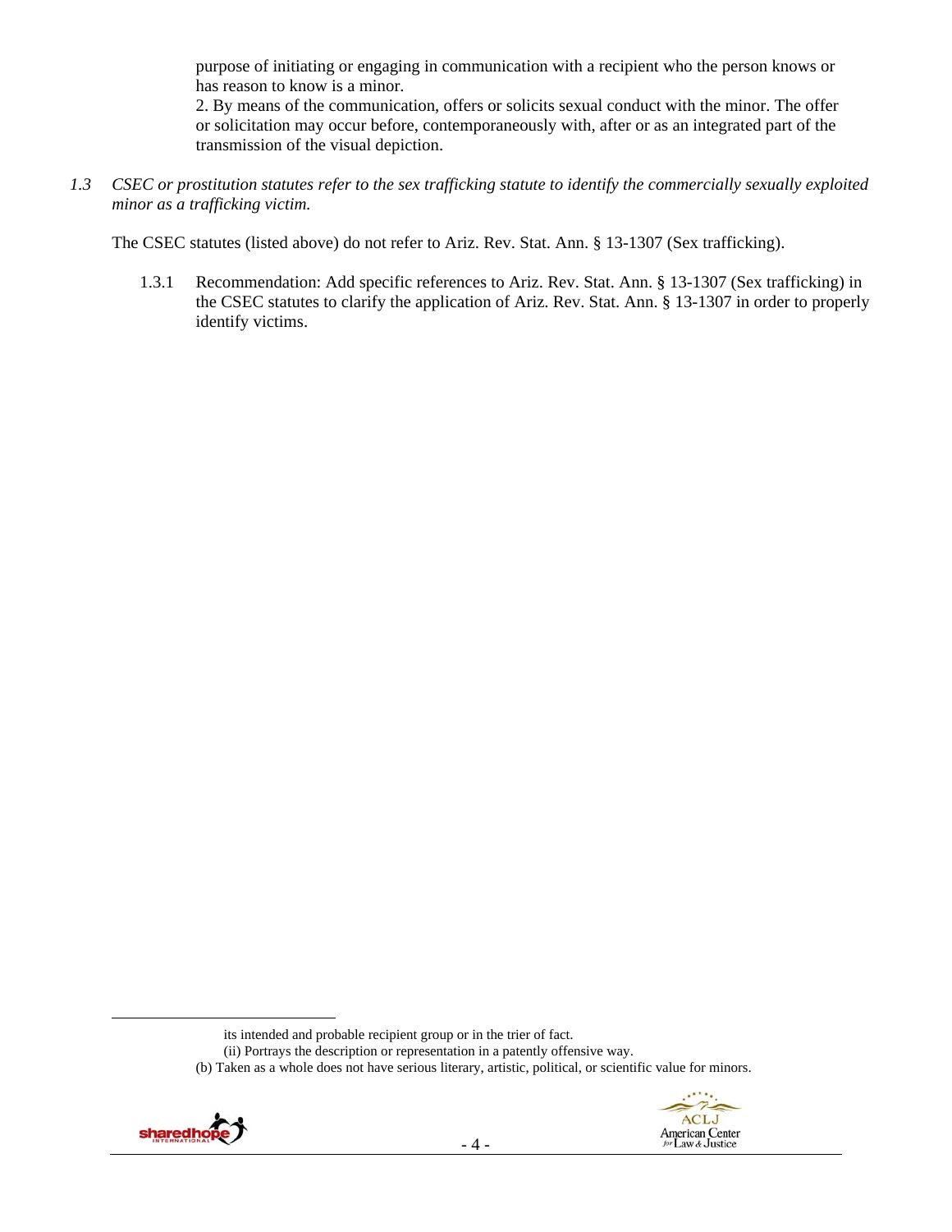purpose of initiating or engaging in communication with a recipient who the person knows or has reason to know is a minor.

2. By means of the communication, offers or solicits sexual conduct with the minor. The offer or solicitation may occur before, contemporaneously with, after or as an integrated part of the transmission of the visual depiction.

*1.3 CSEC or prostitution statutes refer to the sex trafficking statute to identify the commercially sexually exploited minor as a trafficking victim.*

The CSEC statutes (listed above) do not refer to Ariz. Rev. Stat. Ann. § 13-1307 (Sex trafficking).

1.3.1 Recommendation: Add specific references to Ariz. Rev. Stat. Ann. § 13-1307 (Sex trafficking) in the CSEC statutes to clarify the application of Ariz. Rev. Stat. Ann. § 13-1307 in order to properly identify victims.

---

its intended and probable recipient group or in the trier of fact.

(ii) Portrays the description or representation in a patently offensive way.

(b) Taken as a whole does not have serious literary, artistic, political, or scientific value for minors.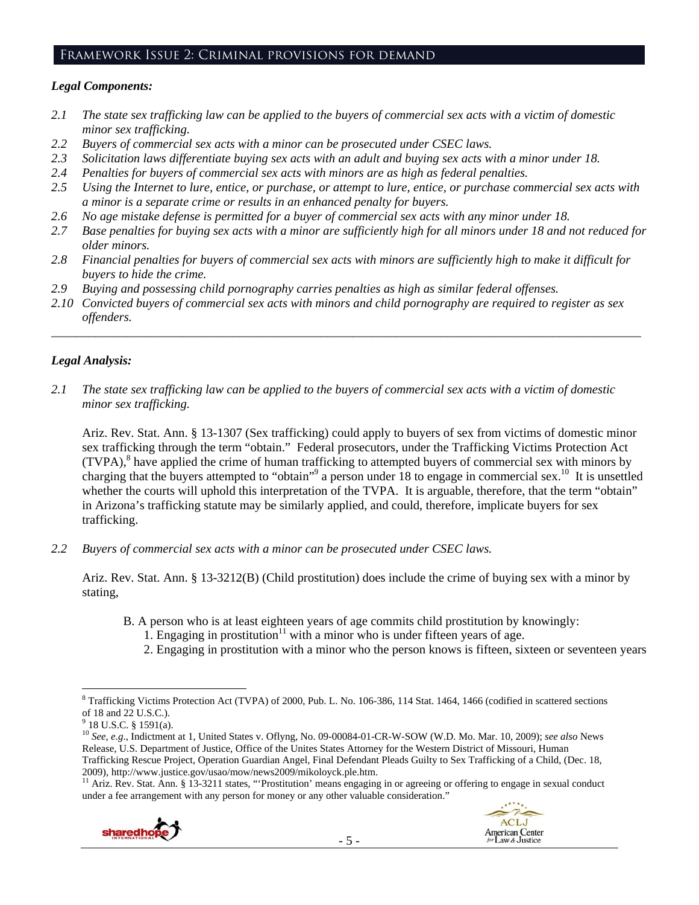## Framework Issue 2: Criminal provisions for demand

### *Legal Components:*

- *2.1 The state sex trafficking law can be applied to the buyers of commercial sex acts with a victim of domestic minor sex trafficking.*
- *2.2 Buyers of commercial sex acts with a minor can be prosecuted under CSEC laws.*
- *2.3 Solicitation laws differentiate buying sex acts with an adult and buying sex acts with a minor under 18.*
- *2.4 Penalties for buyers of commercial sex acts with minors are as high as federal penalties.*
- *2.5 Using the Internet to lure, entice, or purchase, or attempt to lure, entice, or purchase commercial sex acts with a minor is a separate crime or results in an enhanced penalty for buyers.*
- *2.6 No age mistake defense is permitted for a buyer of commercial sex acts with any minor under 18.*
- *2.7 Base penalties for buying sex acts with a minor are sufficiently high for all minors under 18 and not reduced for older minors.*
- *2.8 Financial penalties for buyers of commercial sex acts with minors are sufficiently high to make it difficult for buyers to hide the crime.*
- *2.9 Buying and possessing child pornography carries penalties as high as similar federal offenses.*
- *2.10 Convicted buyers of commercial sex acts with minors and child pornography are required to register as sex offenders.*

---

### *Legal Analysis:*

*2.1 The state sex trafficking law can be applied to the buyers of commercial sex acts with a victim of domestic minor sex trafficking.*

Ariz. Rev. Stat. Ann. § 13-1307 (Sex trafficking) could apply to buyers of sex from victims of domestic minor sex trafficking through the term "obtain." Federal prosecutors, under the Trafficking Victims Protection Act (TVPA),[8] have applied the crime of human trafficking to attempted buyers of commercial sex with minors by charging that the buyers attempted to "obtain"[9] a person under 18 to engage in commercial sex.[10] It is unsettled whether the courts will uphold this interpretation of the TVPA. It is arguable, therefore, that the term "obtain" in Arizona's trafficking statute may be similarly applied, and could, therefore, implicate buyers for sex trafficking.

*2.2 Buyers of commercial sex acts with a minor can be prosecuted under CSEC laws.*

Ariz. Rev. Stat. Ann. § 13-3212(B) (Child prostitution) does include the crime of buying sex with a minor by stating,

> B. A person who is at least eighteen years of age commits child prostitution by knowingly:
> 1. Engaging in prostitution[11] with a minor who is under fifteen years of age.
> 2. Engaging in prostitution with a minor who the person knows is fifteen, sixteen or seventeen years

---

[8] Trafficking Victims Protection Act (TVPA) of 2000, Pub. L. No. 106-386, 114 Stat. 1464, 1466 (codified in scattered sections of 18 and 22 U.S.C.).

[9] 18 U.S.C. § 1591(a).

[10] *See, e.g*., Indictment at 1, United States v. Oflyng, No. 09-00084-01-CR-W-SOW (W.D. Mo. Mar. 10, 2009); *see also* News Release, U.S. Department of Justice, Office of the Unites States Attorney for the Western District of Missouri, Human Trafficking Rescue Project, Operation Guardian Angel, Final Defendant Pleads Guilty to Sex Trafficking of a Child, (Dec. 18, 2009), http://www.justice.gov/usao/mow/news2009/mikoloyck.ple.htm.

[11] Ariz. Rev. Stat. Ann. § 13-3211 states, "'Prostitution' means engaging in or agreeing or offering to engage in sexual conduct under a fee arrangement with any person for money or any other valuable consideration."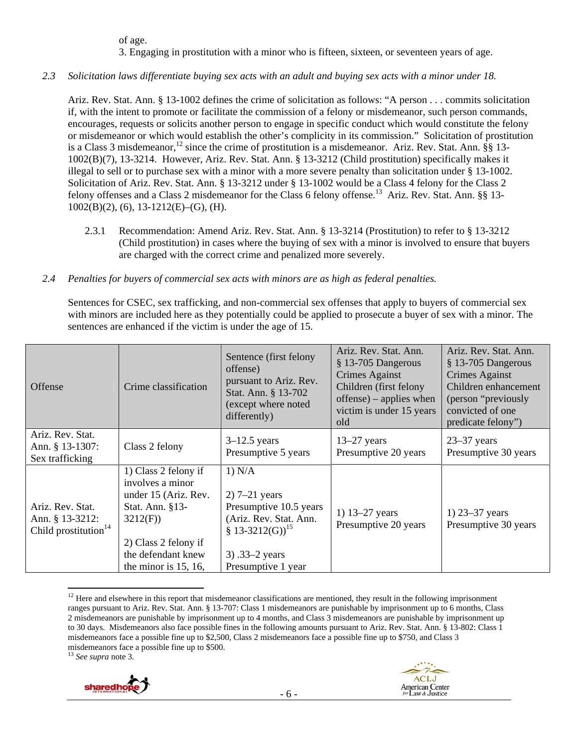of age.

3. Engaging in prostitution with a minor who is fifteen, sixteen, or seventeen years of age.

*2.3 Solicitation laws differentiate buying sex acts with an adult and buying sex acts with a minor under 18.*

Ariz. Rev. Stat. Ann. § 13-1002 defines the crime of solicitation as follows: "A person . . . commits solicitation if, with the intent to promote or facilitate the commission of a felony or misdemeanor, such person commands, encourages, requests or solicits another person to engage in specific conduct which would constitute the felony or misdemeanor or which would establish the other's complicity in its commission." Solicitation of prostitution is a Class 3 misdemeanor,[12] since the crime of prostitution is a misdemeanor. Ariz. Rev. Stat. Ann. §§ 13-1002(B)(7), 13-3214. However, Ariz. Rev. Stat. Ann. § 13-3212 (Child prostitution) specifically makes it illegal to sell or to purchase sex with a minor with a more severe penalty than solicitation under § 13-1002. Solicitation of Ariz. Rev. Stat. Ann. § 13-3212 under § 13-1002 would be a Class 4 felony for the Class 2 felony offenses and a Class 2 misdemeanor for the Class 6 felony offense.[13] Ariz. Rev. Stat. Ann. §§ 13-1002(B)(2), (6), 13-1212(E)–(G), (H).

2.3.1 Recommendation: Amend Ariz. Rev. Stat. Ann. § 13-3214 (Prostitution) to refer to § 13-3212 (Child prostitution) in cases where the buying of sex with a minor is involved to ensure that buyers are charged with the correct crime and penalized more severely.

*2.4 Penalties for buyers of commercial sex acts with minors are as high as federal penalties.*

Sentences for CSEC, sex trafficking, and non-commercial sex offenses that apply to buyers of commercial sex with minors are included here as they potentially could be applied to prosecute a buyer of sex with a minor. The sentences are enhanced if the victim is under the age of 15.

| Offense | Crime classification | Sentence (first felony offense) pursuant to Ariz. Rev. Stat. Ann. § 13-702 (except where noted differently) | Ariz. Rev. Stat. Ann. § 13-705 Dangerous Crimes Against Children (first felony offense) – applies when victim is under 15 years old | Ariz. Rev. Stat. Ann. § 13-705 Dangerous Crimes Against Children enhancement (person "previously convicted of one predicate felony") |
|---|---|---|---|---|
| Ariz. Rev. Stat. Ann. § 13-1307: Sex trafficking | Class 2 felony | 3–12.5 years Presumptive 5 years | 13–27 years Presumptive 20 years | 23–37 years Presumptive 30 years |
| Ariz. Rev. Stat. Ann. § 13-3212: Child prostitution[14] | 1) Class 2 felony if involves a minor under 15 (Ariz. Rev. Stat. Ann. §13-3212(F))<br><br>2) Class 2 felony if the defendant knew the minor is 15, 16, | 1) N/A<br><br>2) 7–21 years Presumptive 10.5 years (Ariz. Rev. Stat. Ann. § 13-3212(G))[15]<br><br>3) .33–2 years Presumptive 1 year | 1) 13–27 years Presumptive 20 years | 1) 23–37 years Presumptive 30 years |

[12] Here and elsewhere in this report that misdemeanor classifications are mentioned, they result in the following imprisonment ranges pursuant to Ariz. Rev. Stat. Ann. § 13-707: Class 1 misdemeanors are punishable by imprisonment up to 6 months, Class 2 misdemeanors are punishable by imprisonment up to 4 months, and Class 3 misdemeanors are punishable by imprisonment up to 30 days. Misdemeanors also face possible fines in the following amounts pursuant to Ariz. Rev. Stat. Ann. § 13-802: Class 1 misdemeanors face a possible fine up to $2,500, Class 2 misdemeanors face a possible fine up to $750, and Class 3 misdemeanors face a possible fine up to $500.

[13] *See supra* note 3.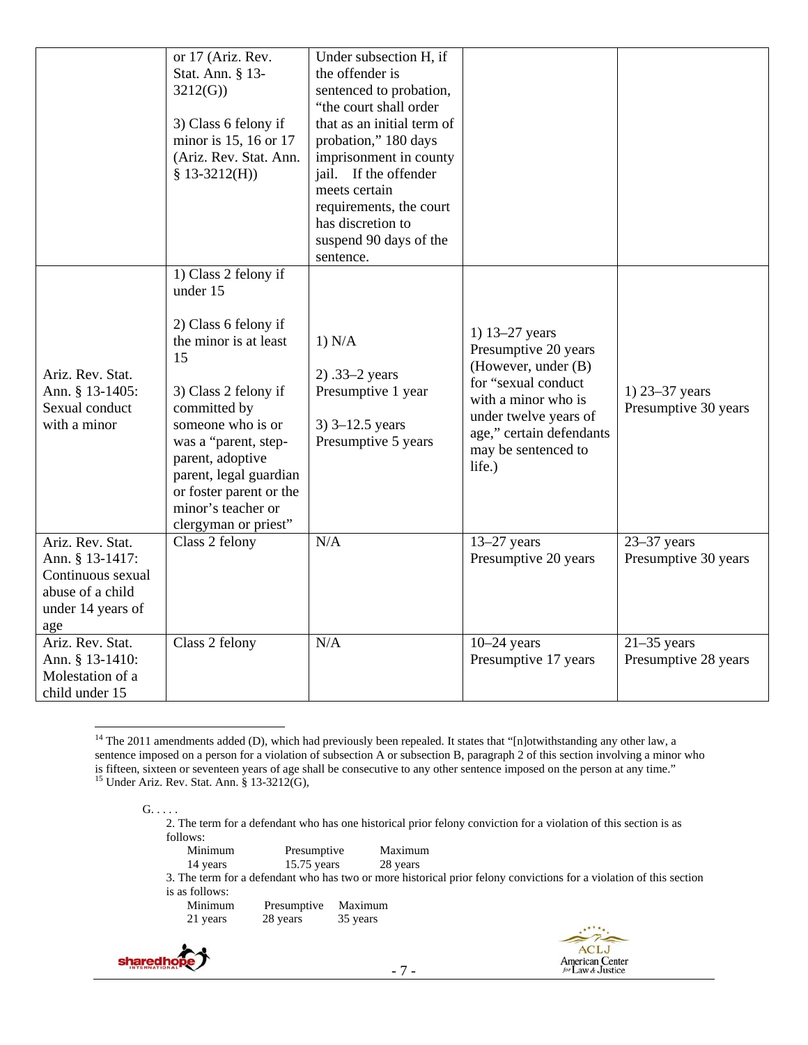| | or 17 (Ariz. Rev. Stat. Ann. § 13-3212(G))<br><br>3) Class 6 felony if minor is 15, 16 or 17 (Ariz. Rev. Stat. Ann. § 13-3212(H)) | Under subsection H, if the offender is sentenced to probation, "the court shall order that as an initial term of probation," 180 days imprisonment in county jail. If the offender meets certain requirements, the court has discretion to suspend 90 days of the sentence. | | |
|---|---|---|---|---|
| Ariz. Rev. Stat. Ann. § 13-1405: Sexual conduct with a minor | 1) Class 2 felony if under 15<br><br>2) Class 6 felony if the minor is at least 15<br><br>3) Class 2 felony if committed by someone who is or was a "parent, step-parent, adoptive parent, legal guardian or foster parent or the minor's teacher or clergyman or priest" | 1) N/A<br><br>2) .33–2 years Presumptive 1 year<br><br>3) 3–12.5 years Presumptive 5 years | 1) 13–27 years Presumptive 20 years (However, under (B) for "sexual conduct with a minor who is under twelve years of age," certain defendants may be sentenced to life.) | 1) 23–37 years Presumptive 30 years |
| Ariz. Rev. Stat. Ann. § 13-1417: Continuous sexual abuse of a child under 14 years of age | Class 2 felony | N/A | 13–27 years Presumptive 20 years | 23–37 years Presumptive 30 years |
| Ariz. Rev. Stat. Ann. § 13-1410: Molestation of a child under 15 | Class 2 felony | N/A | 10–24 years Presumptive 17 years | 21–35 years Presumptive 28 years |

[14] The 2011 amendments added (D), which had previously been repealed. It states that "[n]otwithstanding any other law, a sentence imposed on a person for a violation of subsection A or subsection B, paragraph 2 of this section involving a minor who is fifteen, sixteen or seventeen years of age shall be consecutive to any other sentence imposed on the person at any time."

[15] Under Ariz. Rev. Stat. Ann. § 13-3212(G),

> G. . . . .
>
> 2. The term for a defendant who has one historical prior felony conviction for a violation of this section is as follows:
>
> | Minimum | Presumptive | Maximum |
> |---|---|---|
> | 14 years | 15.75 years | 28 years |
>
> 3. The term for a defendant who has two or more historical prior felony convictions for a violation of this section is as follows:
>
> | Minimum | Presumptive | Maximum |
> |---|---|---|
> | 21 years | 28 years | 35 years |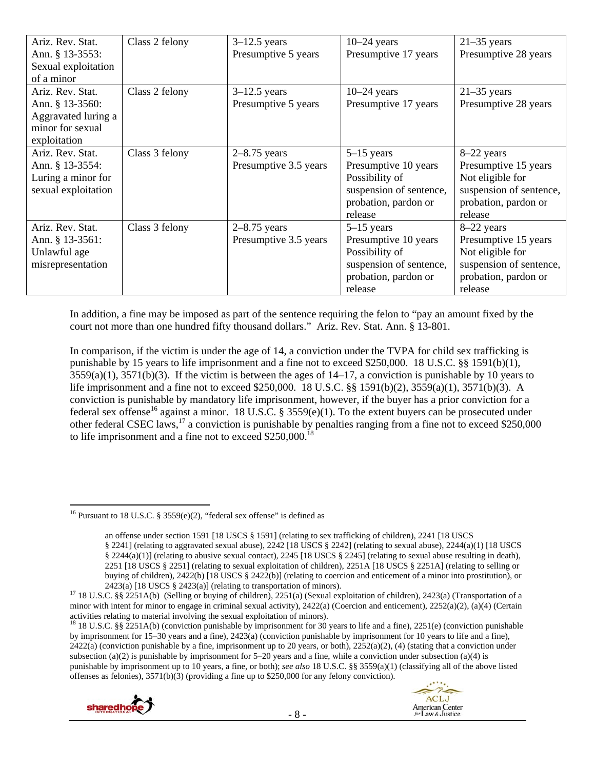| Ariz. Rev. Stat. Ann. § 13-3553: Sexual exploitation of a minor | Class 2 felony | 3–12.5 years Presumptive 5 years | 10–24 years Presumptive 17 years | 21–35 years Presumptive 28 years |
|---|---|---|---|---|
| Ariz. Rev. Stat. Ann. § 13-3560: Aggravated luring a minor for sexual exploitation | Class 2 felony | 3–12.5 years Presumptive 5 years | 10–24 years Presumptive 17 years | 21–35 years Presumptive 28 years |
| Ariz. Rev. Stat. Ann. § 13-3554: Luring a minor for sexual exploitation | Class 3 felony | 2–8.75 years Presumptive 3.5 years | 5–15 years Presumptive 10 years Possibility of suspension of sentence, probation, pardon or release | 8–22 years Presumptive 15 years Not eligible for suspension of sentence, probation, pardon or release |
| Ariz. Rev. Stat. Ann. § 13-3561: Unlawful age misrepresentation | Class 3 felony | 2–8.75 years Presumptive 3.5 years | 5–15 years Presumptive 10 years Possibility of suspension of sentence, probation, pardon or release | 8–22 years Presumptive 15 years Not eligible for suspension of sentence, probation, pardon or release |

In addition, a fine may be imposed as part of the sentence requiring the felon to "pay an amount fixed by the court not more than one hundred fifty thousand dollars." Ariz. Rev. Stat. Ann. § 13-801.

In comparison, if the victim is under the age of 14, a conviction under the TVPA for child sex trafficking is punishable by 15 years to life imprisonment and a fine not to exceed $250,000. 18 U.S.C. §§ 1591(b)(1), 3559(a)(1), 3571(b)(3). If the victim is between the ages of 14–17, a conviction is punishable by 10 years to life imprisonment and a fine not to exceed $250,000. 18 U.S.C. §§ 1591(b)(2), 3559(a)(1), 3571(b)(3). A conviction is punishable by mandatory life imprisonment, however, if the buyer has a prior conviction for a federal sex offense[16] against a minor. 18 U.S.C. § 3559(e)(1). To the extent buyers can be prosecuted under other federal CSEC laws,[17] a conviction is punishable by penalties ranging from a fine not to exceed $250,000 to life imprisonment and a fine not to exceed $250,000.[18]

---

[16] Pursuant to 18 U.S.C. § 3559(e)(2), "federal sex offense" is defined as

> an offense under section 1591 [18 USCS § 1591] (relating to sex trafficking of children), 2241 [18 USCS § 2241] (relating to aggravated sexual abuse), 2242 [18 USCS § 2242] (relating to sexual abuse), 2244(a)(1) [18 USCS § 2244(a)(1)] (relating to abusive sexual contact), 2245 [18 USCS § 2245] (relating to sexual abuse resulting in death), 2251 [18 USCS § 2251] (relating to sexual exploitation of children), 2251A [18 USCS § 2251A] (relating to selling or buying of children), 2422(b) [18 USCS § 2422(b)] (relating to coercion and enticement of a minor into prostitution), or 2423(a) [18 USCS § 2423(a)] (relating to transportation of minors).

[17] 18 U.S.C. §§ 2251A(b) (Selling or buying of children), 2251(a) (Sexual exploitation of children), 2423(a) (Transportation of a minor with intent for minor to engage in criminal sexual activity), 2422(a) (Coercion and enticement), 2252(a)(2), (a)(4) (Certain activities relating to material involving the sexual exploitation of minors).

[18] 18 U.S.C. §§ 2251A(b) (conviction punishable by imprisonment for 30 years to life and a fine), 2251(e) (conviction punishable by imprisonment for 15–30 years and a fine), 2423(a) (conviction punishable by imprisonment for 10 years to life and a fine), 2422(a) (conviction punishable by a fine, imprisonment up to 20 years, or both), 2252(a)(2), (4) (stating that a conviction under subsection (a)(2) is punishable by imprisonment for 5–20 years and a fine, while a conviction under subsection (a)(4) is punishable by imprisonment up to 10 years, a fine, or both); *see also* 18 U.S.C. §§ 3559(a)(1) (classifying all of the above listed offenses as felonies), 3571(b)(3) (providing a fine up to $250,000 for any felony conviction).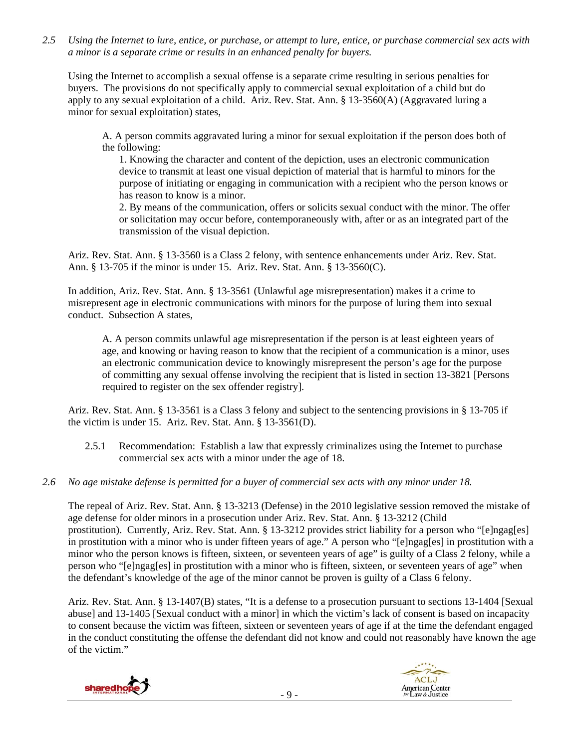*2.5 Using the Internet to lure, entice, or purchase, or attempt to lure, entice, or purchase commercial sex acts with a minor is a separate crime or results in an enhanced penalty for buyers.*

Using the Internet to accomplish a sexual offense is a separate crime resulting in serious penalties for buyers. The provisions do not specifically apply to commercial sexual exploitation of a child but do apply to any sexual exploitation of a child. Ariz. Rev. Stat. Ann. § 13-3560(A) (Aggravated luring a minor for sexual exploitation) states,

> A. A person commits aggravated luring a minor for sexual exploitation if the person does both of the following:
>
> 1. Knowing the character and content of the depiction, uses an electronic communication device to transmit at least one visual depiction of material that is harmful to minors for the purpose of initiating or engaging in communication with a recipient who the person knows or has reason to know is a minor.
> 2. By means of the communication, offers or solicits sexual conduct with the minor. The offer or solicitation may occur before, contemporaneously with, after or as an integrated part of the transmission of the visual depiction.

Ariz. Rev. Stat. Ann. § 13-3560 is a Class 2 felony, with sentence enhancements under Ariz. Rev. Stat. Ann. § 13-705 if the minor is under 15. Ariz. Rev. Stat. Ann. § 13-3560(C).

In addition, Ariz. Rev. Stat. Ann. § 13-3561 (Unlawful age misrepresentation) makes it a crime to misrepresent age in electronic communications with minors for the purpose of luring them into sexual conduct. Subsection A states,

> A. A person commits unlawful age misrepresentation if the person is at least eighteen years of age, and knowing or having reason to know that the recipient of a communication is a minor, uses an electronic communication device to knowingly misrepresent the person's age for the purpose of committing any sexual offense involving the recipient that is listed in section 13-3821 [Persons required to register on the sex offender registry].

Ariz. Rev. Stat. Ann. § 13-3561 is a Class 3 felony and subject to the sentencing provisions in § 13-705 if the victim is under 15. Ariz. Rev. Stat. Ann. § 13-3561(D).

2.5.1 Recommendation: Establish a law that expressly criminalizes using the Internet to purchase commercial sex acts with a minor under the age of 18.

*2.6 No age mistake defense is permitted for a buyer of commercial sex acts with any minor under 18.*

The repeal of Ariz. Rev. Stat. Ann. § 13-3213 (Defense) in the 2010 legislative session removed the mistake of age defense for older minors in a prosecution under Ariz. Rev. Stat. Ann. § 13-3212 (Child prostitution). Currently, Ariz. Rev. Stat. Ann. § 13-3212 provides strict liability for a person who "[e]ngag[es] in prostitution with a minor who is under fifteen years of age." A person who "[e]ngag[es] in prostitution with a minor who the person knows is fifteen, sixteen, or seventeen years of age" is guilty of a Class 2 felony, while a person who "[e]ngag[es] in prostitution with a minor who is fifteen, sixteen, or seventeen years of age" when the defendant's knowledge of the age of the minor cannot be proven is guilty of a Class 6 felony.

Ariz. Rev. Stat. Ann. § 13-1407(B) states, "It is a defense to a prosecution pursuant to sections 13-1404 [Sexual abuse] and 13-1405 [Sexual conduct with a minor] in which the victim's lack of consent is based on incapacity to consent because the victim was fifteen, sixteen or seventeen years of age if at the time the defendant engaged in the conduct constituting the offense the defendant did not know and could not reasonably have known the age of the victim."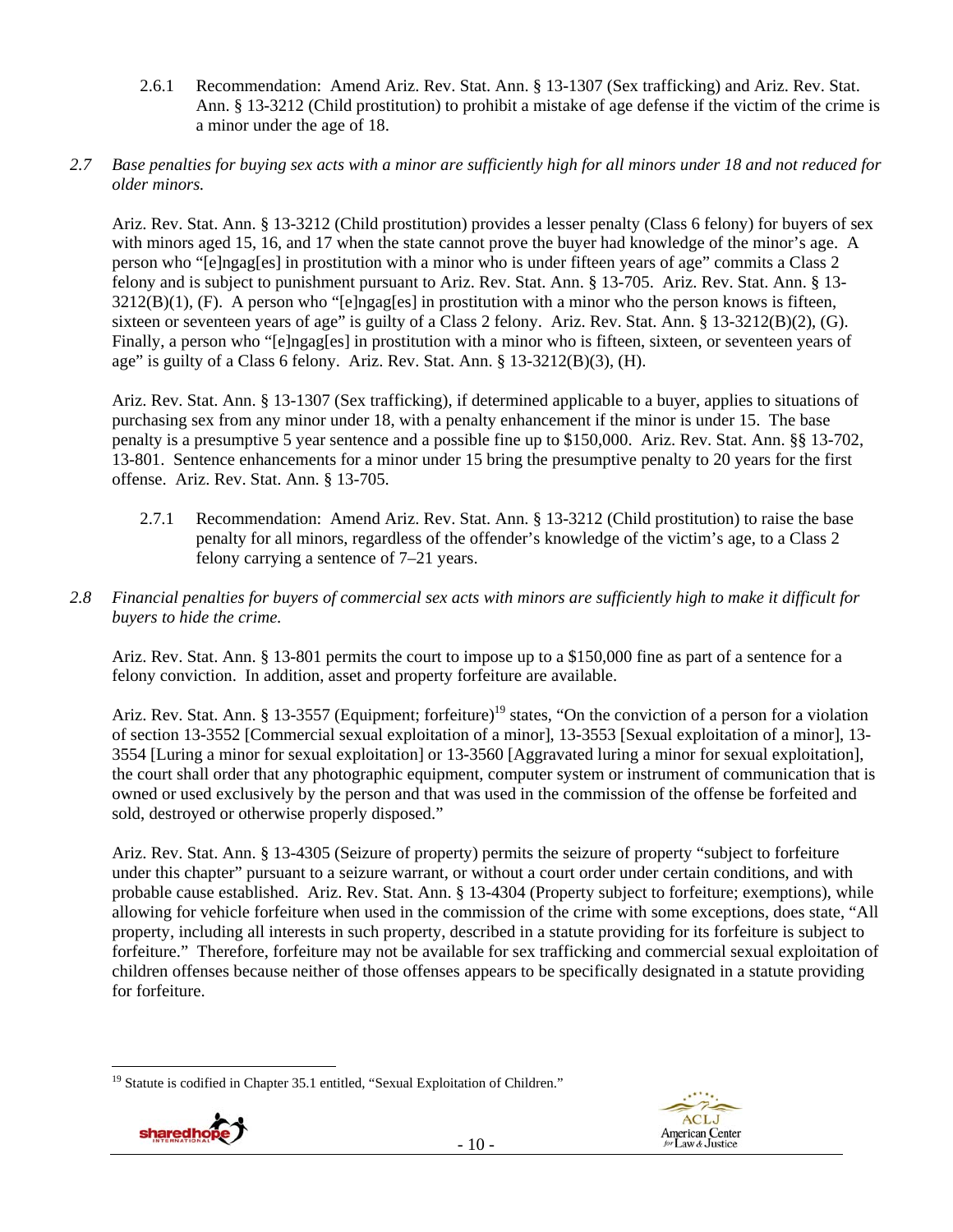2.6.1 Recommendation: Amend Ariz. Rev. Stat. Ann. § 13-1307 (Sex trafficking) and Ariz. Rev. Stat. Ann. § 13-3212 (Child prostitution) to prohibit a mistake of age defense if the victim of the crime is a minor under the age of 18.

*2.7 Base penalties for buying sex acts with a minor are sufficiently high for all minors under 18 and not reduced for older minors.*

Ariz. Rev. Stat. Ann. § 13-3212 (Child prostitution) provides a lesser penalty (Class 6 felony) for buyers of sex with minors aged 15, 16, and 17 when the state cannot prove the buyer had knowledge of the minor's age. A person who "[e]ngag[es] in prostitution with a minor who is under fifteen years of age" commits a Class 2 felony and is subject to punishment pursuant to Ariz. Rev. Stat. Ann. § 13-705. Ariz. Rev. Stat. Ann. § 13-3212(B)(1), (F). A person who "[e]ngag[es] in prostitution with a minor who the person knows is fifteen, sixteen or seventeen years of age" is guilty of a Class 2 felony. Ariz. Rev. Stat. Ann. § 13-3212(B)(2), (G). Finally, a person who "[e]ngag[es] in prostitution with a minor who is fifteen, sixteen, or seventeen years of age" is guilty of a Class 6 felony. Ariz. Rev. Stat. Ann. § 13-3212(B)(3), (H).

Ariz. Rev. Stat. Ann. § 13-1307 (Sex trafficking), if determined applicable to a buyer, applies to situations of purchasing sex from any minor under 18, with a penalty enhancement if the minor is under 15. The base penalty is a presumptive 5 year sentence and a possible fine up to $150,000. Ariz. Rev. Stat. Ann. §§ 13-702, 13-801. Sentence enhancements for a minor under 15 bring the presumptive penalty to 20 years for the first offense. Ariz. Rev. Stat. Ann. § 13-705.

2.7.1 Recommendation: Amend Ariz. Rev. Stat. Ann. § 13-3212 (Child prostitution) to raise the base penalty for all minors, regardless of the offender's knowledge of the victim's age, to a Class 2 felony carrying a sentence of 7–21 years.

*2.8 Financial penalties for buyers of commercial sex acts with minors are sufficiently high to make it difficult for buyers to hide the crime.*

Ariz. Rev. Stat. Ann. § 13-801 permits the court to impose up to a $150,000 fine as part of a sentence for a felony conviction. In addition, asset and property forfeiture are available.

Ariz. Rev. Stat. Ann. § 13-3557 (Equipment; forfeiture)[19] states, "On the conviction of a person for a violation of section 13-3552 [Commercial sexual exploitation of a minor], 13-3553 [Sexual exploitation of a minor], 13-3554 [Luring a minor for sexual exploitation] or 13-3560 [Aggravated luring a minor for sexual exploitation], the court shall order that any photographic equipment, computer system or instrument of communication that is owned or used exclusively by the person and that was used in the commission of the offense be forfeited and sold, destroyed or otherwise properly disposed."

Ariz. Rev. Stat. Ann. § 13-4305 (Seizure of property) permits the seizure of property "subject to forfeiture under this chapter" pursuant to a seizure warrant, or without a court order under certain conditions, and with probable cause established. Ariz. Rev. Stat. Ann. § 13-4304 (Property subject to forfeiture; exemptions), while allowing for vehicle forfeiture when used in the commission of the crime with some exceptions, does state, "All property, including all interests in such property, described in a statute providing for its forfeiture is subject to forfeiture." Therefore, forfeiture may not be available for sex trafficking and commercial sexual exploitation of children offenses because neither of those offenses appears to be specifically designated in a statute providing for forfeiture.

[19] Statute is codified in Chapter 35.1 entitled, "Sexual Exploitation of Children."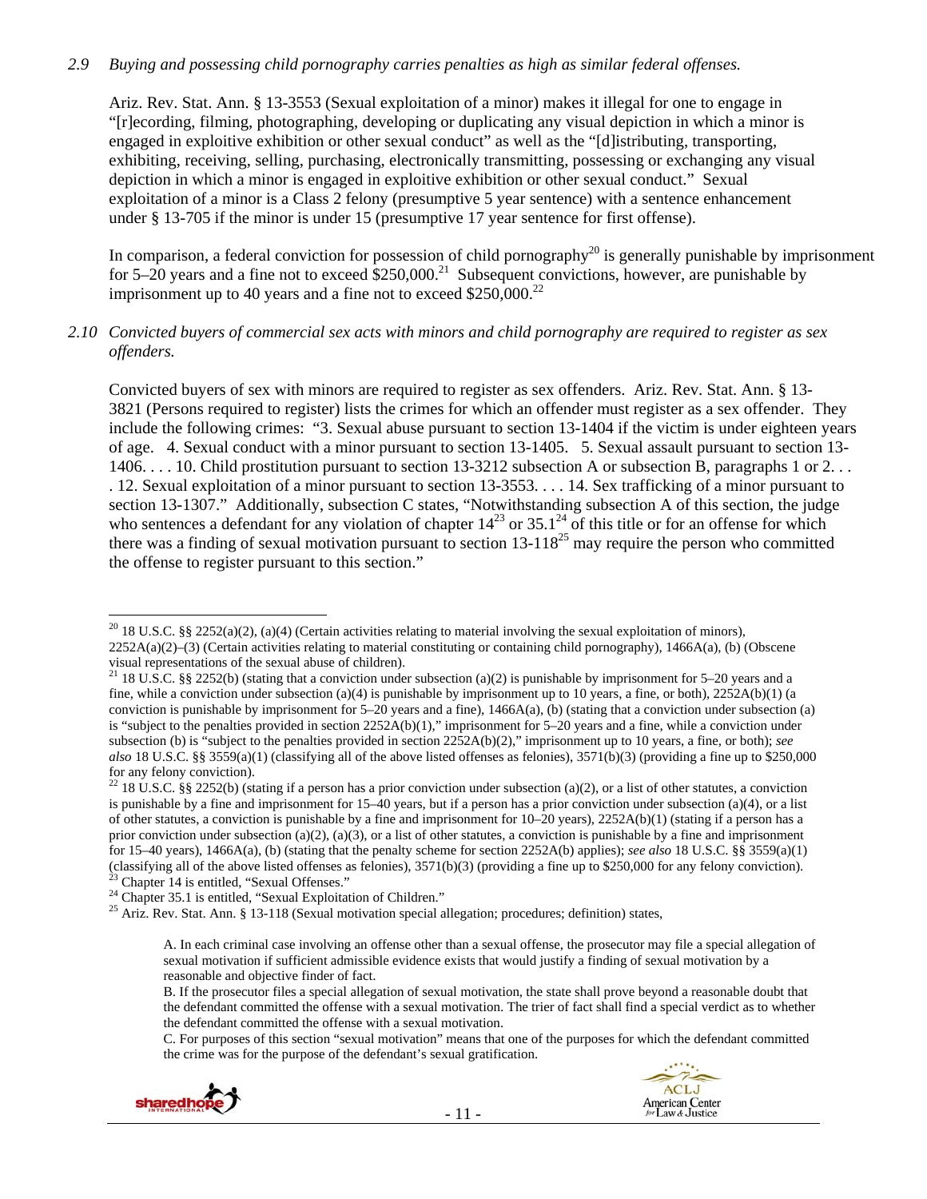*2.9 Buying and possessing child pornography carries penalties as high as similar federal offenses.*

Ariz. Rev. Stat. Ann. § 13-3553 (Sexual exploitation of a minor) makes it illegal for one to engage in "[r]ecording, filming, photographing, developing or duplicating any visual depiction in which a minor is engaged in exploitive exhibition or other sexual conduct" as well as the "[d]istributing, transporting, exhibiting, receiving, selling, purchasing, electronically transmitting, possessing or exchanging any visual depiction in which a minor is engaged in exploitive exhibition or other sexual conduct." Sexual exploitation of a minor is a Class 2 felony (presumptive 5 year sentence) with a sentence enhancement under § 13-705 if the minor is under 15 (presumptive 17 year sentence for first offense).

In comparison, a federal conviction for possession of child pornography[20] is generally punishable by imprisonment for 5–20 years and a fine not to exceed $250,000.[21] Subsequent convictions, however, are punishable by imprisonment up to 40 years and a fine not to exceed $250,000.[22]

*2.10 Convicted buyers of commercial sex acts with minors and child pornography are required to register as sex offenders.*

Convicted buyers of sex with minors are required to register as sex offenders. Ariz. Rev. Stat. Ann. § 13-3821 (Persons required to register) lists the crimes for which an offender must register as a sex offender. They include the following crimes: "3. Sexual abuse pursuant to section 13-1404 if the victim is under eighteen years of age. 4. Sexual conduct with a minor pursuant to section 13-1405. 5. Sexual assault pursuant to section 13-1406. . . . 10. Child prostitution pursuant to section 13-3212 subsection A or subsection B, paragraphs 1 or 2. . . . 12. Sexual exploitation of a minor pursuant to section 13-3553. . . . 14. Sex trafficking of a minor pursuant to section 13-1307." Additionally, subsection C states, "Notwithstanding subsection A of this section, the judge who sentences a defendant for any violation of chapter 14[23] or 35.1[24] of this title or for an offense for which there was a finding of sexual motivation pursuant to section 13-118[25] may require the person who committed the offense to register pursuant to this section."

---

[20] 18 U.S.C. §§ 2252(a)(2), (a)(4) (Certain activities relating to material involving the sexual exploitation of minors), 2252A(a)(2)–(3) (Certain activities relating to material constituting or containing child pornography), 1466A(a), (b) (Obscene visual representations of the sexual abuse of children).

[21] 18 U.S.C. §§ 2252(b) (stating that a conviction under subsection (a)(2) is punishable by imprisonment for 5–20 years and a fine, while a conviction under subsection (a)(4) is punishable by imprisonment up to 10 years, a fine, or both), 2252A(b)(1) (a conviction is punishable by imprisonment for 5–20 years and a fine), 1466A(a), (b) (stating that a conviction under subsection (a) is "subject to the penalties provided in section 2252A(b)(1)," imprisonment for 5–20 years and a fine, while a conviction under subsection (b) is "subject to the penalties provided in section 2252A(b)(2)," imprisonment up to 10 years, a fine, or both); *see also* 18 U.S.C. §§ 3559(a)(1) (classifying all of the above listed offenses as felonies), 3571(b)(3) (providing a fine up to $250,000 for any felony conviction).

[22] 18 U.S.C. §§ 2252(b) (stating if a person has a prior conviction under subsection (a)(2), or a list of other statutes, a conviction is punishable by a fine and imprisonment for 15–40 years, but if a person has a prior conviction under subsection (a)(4), or a list of other statutes, a conviction is punishable by a fine and imprisonment for 10–20 years), 2252A(b)(1) (stating if a person has a prior conviction under subsection (a)(2), (a)(3), or a list of other statutes, a conviction is punishable by a fine and imprisonment for 15–40 years), 1466A(a), (b) (stating that the penalty scheme for section 2252A(b) applies); *see also* 18 U.S.C. §§ 3559(a)(1) (classifying all of the above listed offenses as felonies), 3571(b)(3) (providing a fine up to $250,000 for any felony conviction).

[23] Chapter 14 is entitled, "Sexual Offenses."

[24] Chapter 35.1 is entitled, "Sexual Exploitation of Children."

[25] Ariz. Rev. Stat. Ann. § 13-118 (Sexual motivation special allegation; procedures; definition) states,

> A. In each criminal case involving an offense other than a sexual offense, the prosecutor may file a special allegation of sexual motivation if sufficient admissible evidence exists that would justify a finding of sexual motivation by a reasonable and objective finder of fact.
>
> B. If the prosecutor files a special allegation of sexual motivation, the state shall prove beyond a reasonable doubt that the defendant committed the offense with a sexual motivation. The trier of fact shall find a special verdict as to whether the defendant committed the offense with a sexual motivation.
>
> C. For purposes of this section "sexual motivation" means that one of the purposes for which the defendant committed the crime was for the purpose of the defendant's sexual gratification.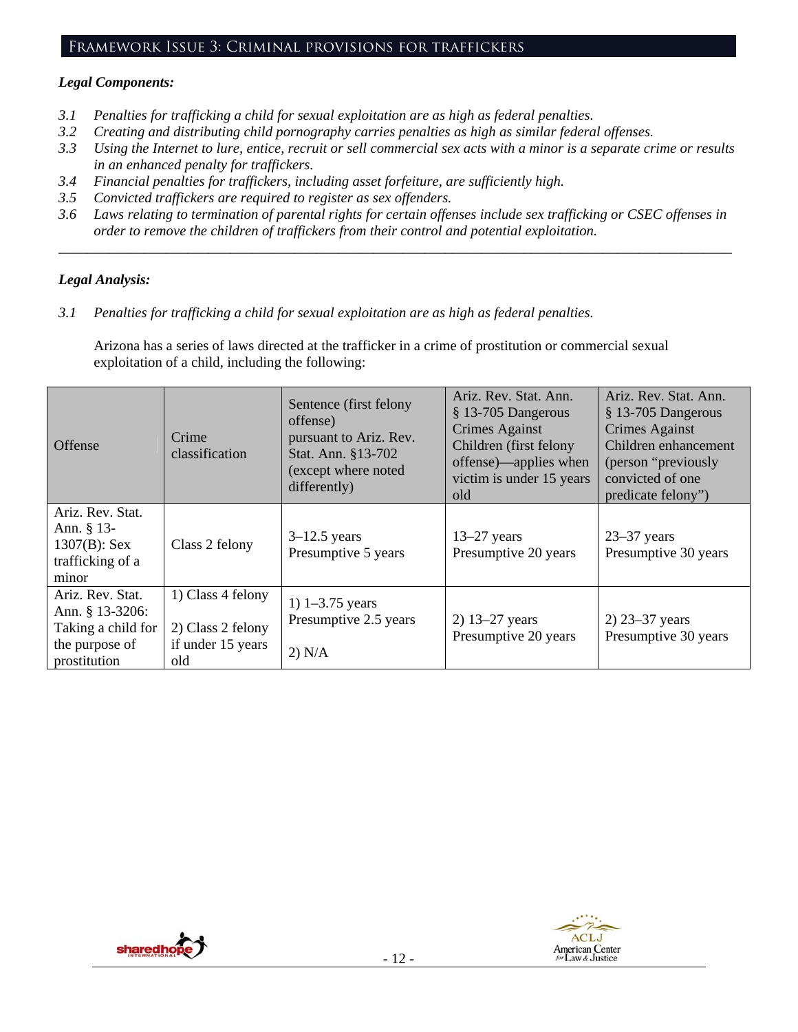## Framework Issue 3: Criminal provisions for traffickers

***Legal Components:***

*3.1 Penalties for trafficking a child for sexual exploitation are as high as federal penalties.*
*3.2 Creating and distributing child pornography carries penalties as high as similar federal offenses.*
*3.3 Using the Internet to lure, entice, recruit or sell commercial sex acts with a minor is a separate crime or results in an enhanced penalty for traffickers.*
*3.4 Financial penalties for traffickers, including asset forfeiture, are sufficiently high.*
*3.5 Convicted traffickers are required to register as sex offenders.*
*3.6 Laws relating to termination of parental rights for certain offenses include sex trafficking or CSEC offenses in order to remove the children of traffickers from their control and potential exploitation.*

---

***Legal Analysis:***

*3.1 Penalties for trafficking a child for sexual exploitation are as high as federal penalties.*

Arizona has a series of laws directed at the trafficker in a crime of prostitution or commercial sexual exploitation of a child, including the following:

| Offense | Crime classification | Sentence (first felony offense) pursuant to Ariz. Rev. Stat. Ann. §13-702 (except where noted differently) | Ariz. Rev. Stat. Ann. § 13-705 Dangerous Crimes Against Children (first felony offense)—applies when victim is under 15 years old | Ariz. Rev. Stat. Ann. § 13-705 Dangerous Crimes Against Children enhancement (person "previously convicted of one predicate felony") |
|---|---|---|---|---|
| Ariz. Rev. Stat. Ann. § 13-1307(B): Sex trafficking of a minor | Class 2 felony | 3–12.5 years Presumptive 5 years | 13–27 years Presumptive 20 years | 23–37 years Presumptive 30 years |
| Ariz. Rev. Stat. Ann. § 13-3206: Taking a child for the purpose of prostitution | 1) Class 4 felony 2) Class 2 felony if under 15 years old | 1) 1–3.75 years Presumptive 2.5 years 2) N/A | 2) 13–27 years Presumptive 20 years | 2) 23–37 years Presumptive 30 years |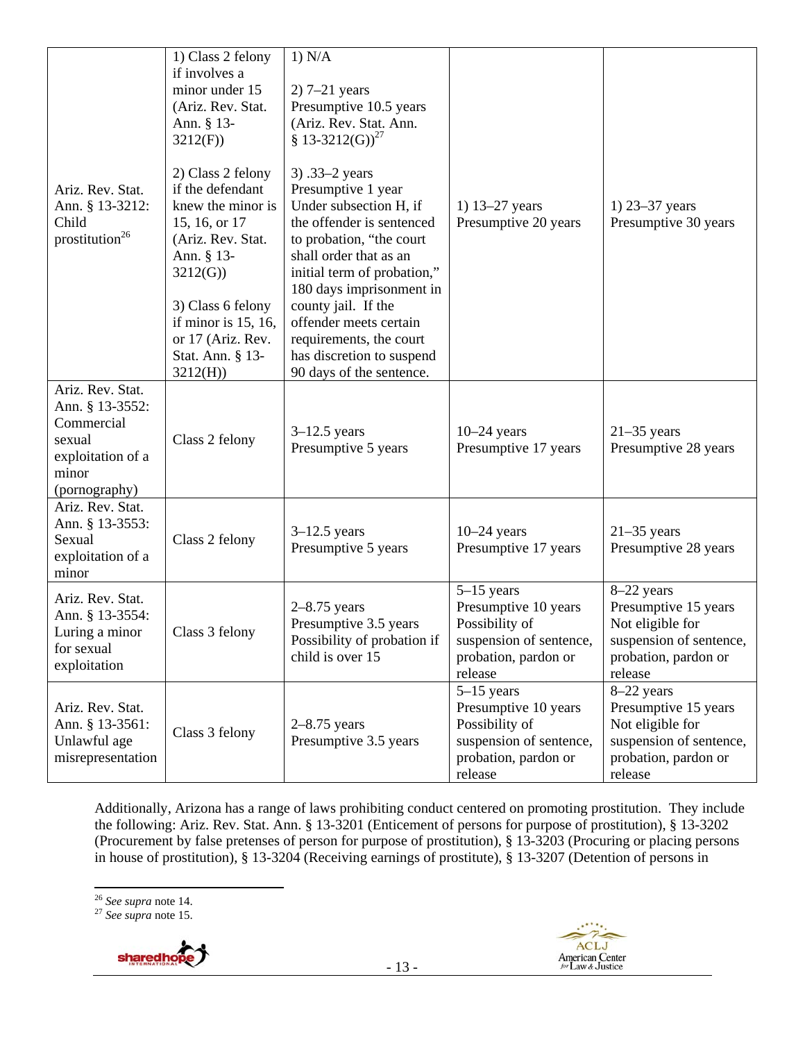| | | | | |
|---|---|---|---|---|
| Ariz. Rev. Stat. Ann. § 13-3212: Child prostitution[26] | 1) Class 2 felony if involves a minor under 15 (Ariz. Rev. Stat. Ann. § 13-3212(F))<br><br>2) Class 2 felony if the defendant knew the minor is 15, 16, or 17 (Ariz. Rev. Stat. Ann. § 13-3212(G))<br><br>3) Class 6 felony if minor is 15, 16, or 17 (Ariz. Rev. Stat. Ann. § 13-3212(H)) | 1) N/A<br><br>2) 7–21 years Presumptive 10.5 years (Ariz. Rev. Stat. Ann. § 13-3212(G))[27]<br><br>3) .33–2 years Presumptive 1 year Under subsection H, if the offender is sentenced to probation, "the court shall order that as an initial term of probation," 180 days imprisonment in county jail. If the offender meets certain requirements, the court has discretion to suspend 90 days of the sentence. | 1) 13–27 years Presumptive 20 years | 1) 23–37 years Presumptive 30 years |
| Ariz. Rev. Stat. Ann. § 13-3552: Commercial sexual exploitation of a minor (pornography) | Class 2 felony | 3–12.5 years Presumptive 5 years | 10–24 years Presumptive 17 years | 21–35 years Presumptive 28 years |
| Ariz. Rev. Stat. Ann. § 13-3553: Sexual exploitation of a minor | Class 2 felony | 3–12.5 years Presumptive 5 years | 10–24 years Presumptive 17 years | 21–35 years Presumptive 28 years |
| Ariz. Rev. Stat. Ann. § 13-3554: Luring a minor for sexual exploitation | Class 3 felony | 2–8.75 years Presumptive 3.5 years Possibility of probation if child is over 15 | 5–15 years Presumptive 10 years Possibility of suspension of sentence, probation, pardon or release | 8–22 years Presumptive 15 years Not eligible for suspension of sentence, probation, pardon or release |
| Ariz. Rev. Stat. Ann. § 13-3561: Unlawful age misrepresentation | Class 3 felony | 2–8.75 years Presumptive 3.5 years | 5–15 years Presumptive 10 years Possibility of suspension of sentence, probation, pardon or release | 8–22 years Presumptive 15 years Not eligible for suspension of sentence, probation, pardon or release |

Additionally, Arizona has a range of laws prohibiting conduct centered on promoting prostitution. They include the following: Ariz. Rev. Stat. Ann. § 13-3201 (Enticement of persons for purpose of prostitution), § 13-3202 (Procurement by false pretenses of person for purpose of prostitution), § 13-3203 (Procuring or placing persons in house of prostitution), § 13-3204 (Receiving earnings of prostitute), § 13-3207 (Detention of persons in

[26] *See supra* note 14.
[27] *See supra* note 15.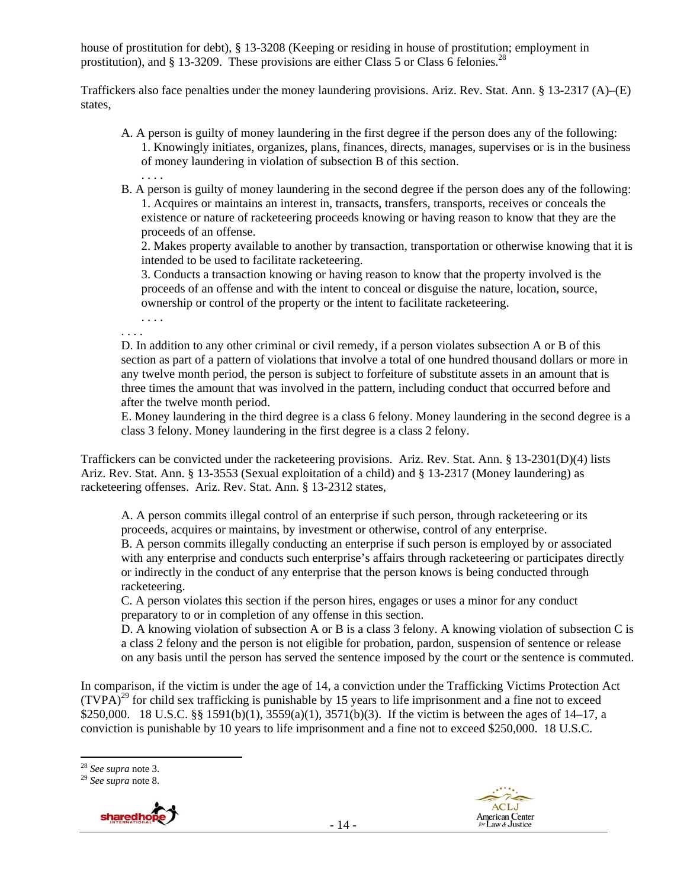house of prostitution for debt), § 13-3208 (Keeping or residing in house of prostitution; employment in prostitution), and § 13-3209. These provisions are either Class 5 or Class 6 felonies.[28]

Traffickers also face penalties under the money laundering provisions. Ariz. Rev. Stat. Ann. § 13-2317 (A)–(E) states,

> A. A person is guilty of money laundering in the first degree if the person does any of the following:
> 1. Knowingly initiates, organizes, plans, finances, directs, manages, supervises or is in the business of money laundering in violation of subsection B of this section.
> . . . .
>
> B. A person is guilty of money laundering in the second degree if the person does any of the following:
> 1. Acquires or maintains an interest in, transacts, transfers, transports, receives or conceals the existence or nature of racketeering proceeds knowing or having reason to know that they are the proceeds of an offense.
> 2. Makes property available to another by transaction, transportation or otherwise knowing that it is intended to be used to facilitate racketeering.
> 3. Conducts a transaction knowing or having reason to know that the property involved is the proceeds of an offense and with the intent to conceal or disguise the nature, location, source, ownership or control of the property or the intent to facilitate racketeering.
> . . . .
>
> . . . .
>
> D. In addition to any other criminal or civil remedy, if a person violates subsection A or B of this section as part of a pattern of violations that involve a total of one hundred thousand dollars or more in any twelve month period, the person is subject to forfeiture of substitute assets in an amount that is three times the amount that was involved in the pattern, including conduct that occurred before and after the twelve month period.
>
> E. Money laundering in the third degree is a class 6 felony. Money laundering in the second degree is a class 3 felony. Money laundering in the first degree is a class 2 felony.

Traffickers can be convicted under the racketeering provisions. Ariz. Rev. Stat. Ann. § 13-2301(D)(4) lists Ariz. Rev. Stat. Ann. § 13-3553 (Sexual exploitation of a child) and § 13-2317 (Money laundering) as racketeering offenses. Ariz. Rev. Stat. Ann. § 13-2312 states,

> A. A person commits illegal control of an enterprise if such person, through racketeering or its proceeds, acquires or maintains, by investment or otherwise, control of any enterprise.
>
> B. A person commits illegally conducting an enterprise if such person is employed by or associated with any enterprise and conducts such enterprise's affairs through racketeering or participates directly or indirectly in the conduct of any enterprise that the person knows is being conducted through racketeering.
>
> C. A person violates this section if the person hires, engages or uses a minor for any conduct preparatory to or in completion of any offense in this section.
>
> D. A knowing violation of subsection A or B is a class 3 felony. A knowing violation of subsection C is a class 2 felony and the person is not eligible for probation, pardon, suspension of sentence or release on any basis until the person has served the sentence imposed by the court or the sentence is commuted.

In comparison, if the victim is under the age of 14, a conviction under the Trafficking Victims Protection Act (TVPA)[29] for child sex trafficking is punishable by 15 years to life imprisonment and a fine not to exceed $250,000. 18 U.S.C. §§ 1591(b)(1), 3559(a)(1), 3571(b)(3). If the victim is between the ages of 14–17, a conviction is punishable by 10 years to life imprisonment and a fine not to exceed $250,000. 18 U.S.C.

---

[28] *See supra* note 3.

[29] *See supra* note 8.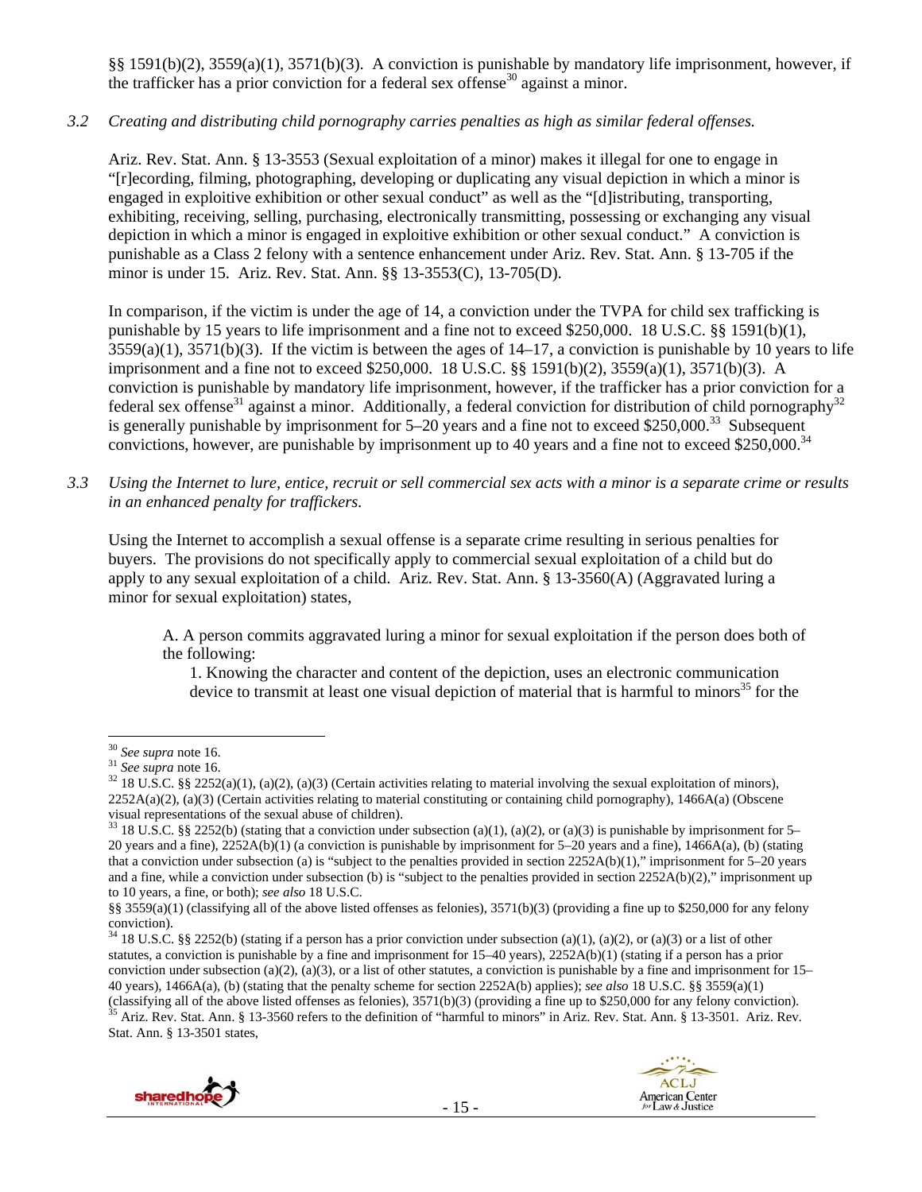§§ 1591(b)(2), 3559(a)(1), 3571(b)(3). A conviction is punishable by mandatory life imprisonment, however, if the trafficker has a prior conviction for a federal sex offense[30] against a minor.

*3.2 Creating and distributing child pornography carries penalties as high as similar federal offenses.*

Ariz. Rev. Stat. Ann. § 13-3553 (Sexual exploitation of a minor) makes it illegal for one to engage in "[r]ecording, filming, photographing, developing or duplicating any visual depiction in which a minor is engaged in exploitive exhibition or other sexual conduct" as well as the "[d]istributing, transporting, exhibiting, receiving, selling, purchasing, electronically transmitting, possessing or exchanging any visual depiction in which a minor is engaged in exploitive exhibition or other sexual conduct." A conviction is punishable as a Class 2 felony with a sentence enhancement under Ariz. Rev. Stat. Ann. § 13-705 if the minor is under 15. Ariz. Rev. Stat. Ann. §§ 13-3553(C), 13-705(D).

In comparison, if the victim is under the age of 14, a conviction under the TVPA for child sex trafficking is punishable by 15 years to life imprisonment and a fine not to exceed $250,000. 18 U.S.C. §§ 1591(b)(1), 3559(a)(1), 3571(b)(3). If the victim is between the ages of 14–17, a conviction is punishable by 10 years to life imprisonment and a fine not to exceed $250,000. 18 U.S.C. §§ 1591(b)(2), 3559(a)(1), 3571(b)(3). A conviction is punishable by mandatory life imprisonment, however, if the trafficker has a prior conviction for a federal sex offense[31] against a minor. Additionally, a federal conviction for distribution of child pornography[32] is generally punishable by imprisonment for 5–20 years and a fine not to exceed $250,000.[33] Subsequent convictions, however, are punishable by imprisonment up to 40 years and a fine not to exceed $250,000.[34]

*3.3 Using the Internet to lure, entice, recruit or sell commercial sex acts with a minor is a separate crime or results in an enhanced penalty for traffickers.*

Using the Internet to accomplish a sexual offense is a separate crime resulting in serious penalties for buyers. The provisions do not specifically apply to commercial sexual exploitation of a child but do apply to any sexual exploitation of a child. Ariz. Rev. Stat. Ann. § 13-3560(A) (Aggravated luring a minor for sexual exploitation) states,

> A. A person commits aggravated luring a minor for sexual exploitation if the person does both of the following:
>
> 1. Knowing the character and content of the depiction, uses an electronic communication device to transmit at least one visual depiction of material that is harmful to minors[35] for the

---

[30] *See supra* note 16.

[31] *See supra* note 16.

[32] 18 U.S.C. §§ 2252(a)(1), (a)(2), (a)(3) (Certain activities relating to material involving the sexual exploitation of minors), 2252A(a)(2), (a)(3) (Certain activities relating to material constituting or containing child pornography), 1466A(a) (Obscene visual representations of the sexual abuse of children).

[33] 18 U.S.C. §§ 2252(b) (stating that a conviction under subsection (a)(1), (a)(2), or (a)(3) is punishable by imprisonment for 5–20 years and a fine), 2252A(b)(1) (a conviction is punishable by imprisonment for 5–20 years and a fine), 1466A(a), (b) (stating that a conviction under subsection (a) is "subject to the penalties provided in section 2252A(b)(1)," imprisonment for 5–20 years and a fine, while a conviction under subsection (b) is "subject to the penalties provided in section 2252A(b)(2)," imprisonment up to 10 years, a fine, or both); *see also* 18 U.S.C. §§ 3559(a)(1) (classifying all of the above listed offenses as felonies), 3571(b)(3) (providing a fine up to $250,000 for any felony conviction).

[34] 18 U.S.C. §§ 2252(b) (stating if a person has a prior conviction under subsection (a)(1), (a)(2), or (a)(3) or a list of other statutes, a conviction is punishable by a fine and imprisonment for 15–40 years), 2252A(b)(1) (stating if a person has a prior conviction under subsection (a)(2), (a)(3), or a list of other statutes, a conviction is punishable by a fine and imprisonment for 15–40 years), 1466A(a), (b) (stating that the penalty scheme for section 2252A(b) applies); *see also* 18 U.S.C. §§ 3559(a)(1) (classifying all of the above listed offenses as felonies), 3571(b)(3) (providing a fine up to $250,000 for any felony conviction).

[35] Ariz. Rev. Stat. Ann. § 13-3560 refers to the definition of "harmful to minors" in Ariz. Rev. Stat. Ann. § 13-3501. Ariz. Rev. Stat. Ann. § 13-3501 states,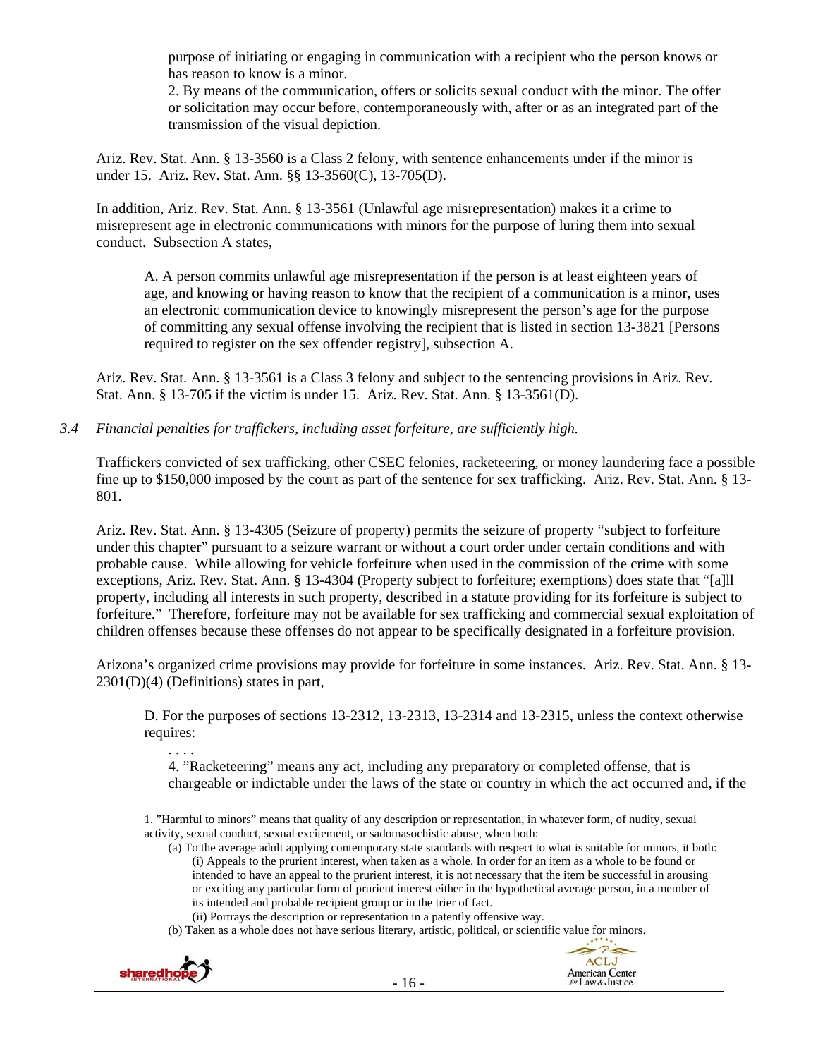purpose of initiating or engaging in communication with a recipient who the person knows or has reason to know is a minor.

2. By means of the communication, offers or solicits sexual conduct with the minor. The offer or solicitation may occur before, contemporaneously with, after or as an integrated part of the transmission of the visual depiction.

Ariz. Rev. Stat. Ann. § 13-3560 is a Class 2 felony, with sentence enhancements under if the minor is under 15. Ariz. Rev. Stat. Ann. §§ 13-3560(C), 13-705(D).

In addition, Ariz. Rev. Stat. Ann. § 13-3561 (Unlawful age misrepresentation) makes it a crime to misrepresent age in electronic communications with minors for the purpose of luring them into sexual conduct. Subsection A states,

> A. A person commits unlawful age misrepresentation if the person is at least eighteen years of age, and knowing or having reason to know that the recipient of a communication is a minor, uses an electronic communication device to knowingly misrepresent the person's age for the purpose of committing any sexual offense involving the recipient that is listed in section 13-3821 [Persons required to register on the sex offender registry], subsection A.

Ariz. Rev. Stat. Ann. § 13-3561 is a Class 3 felony and subject to the sentencing provisions in Ariz. Rev. Stat. Ann. § 13-705 if the victim is under 15. Ariz. Rev. Stat. Ann. § 13-3561(D).

*3.4 Financial penalties for traffickers, including asset forfeiture, are sufficiently high.*

Traffickers convicted of sex trafficking, other CSEC felonies, racketeering, or money laundering face a possible fine up to $150,000 imposed by the court as part of the sentence for sex trafficking. Ariz. Rev. Stat. Ann. § 13-801.

Ariz. Rev. Stat. Ann. § 13-4305 (Seizure of property) permits the seizure of property "subject to forfeiture under this chapter" pursuant to a seizure warrant or without a court order under certain conditions and with probable cause. While allowing for vehicle forfeiture when used in the commission of the crime with some exceptions, Ariz. Rev. Stat. Ann. § 13-4304 (Property subject to forfeiture; exemptions) does state that "[a]ll property, including all interests in such property, described in a statute providing for its forfeiture is subject to forfeiture." Therefore, forfeiture may not be available for sex trafficking and commercial sexual exploitation of children offenses because these offenses do not appear to be specifically designated in a forfeiture provision.

Arizona's organized crime provisions may provide for forfeiture in some instances. Ariz. Rev. Stat. Ann. § 13-2301(D)(4) (Definitions) states in part,

> D. For the purposes of sections 13-2312, 13-2313, 13-2314 and 13-2315, unless the context otherwise requires:
>
> . . . .
>
> 4. "Racketeering" means any act, including any preparatory or completed offense, that is chargeable or indictable under the laws of the state or country in which the act occurred and, if the

---

1. "Harmful to minors" means that quality of any description or representation, in whatever form, of nudity, sexual activity, sexual conduct, sexual excitement, or sadomasochistic abuse, when both:
   (a) To the average adult applying contemporary state standards with respect to what is suitable for minors, it both:
      (i) Appeals to the prurient interest, when taken as a whole. In order for an item as a whole to be found or intended to have an appeal to the prurient interest, it is not necessary that the item be successful in arousing or exciting any particular form of prurient interest either in the hypothetical average person, in a member of its intended and probable recipient group or in the trier of fact.
      (ii) Portrays the description or representation in a patently offensive way.
   (b) Taken as a whole does not have serious literary, artistic, political, or scientific value for minors.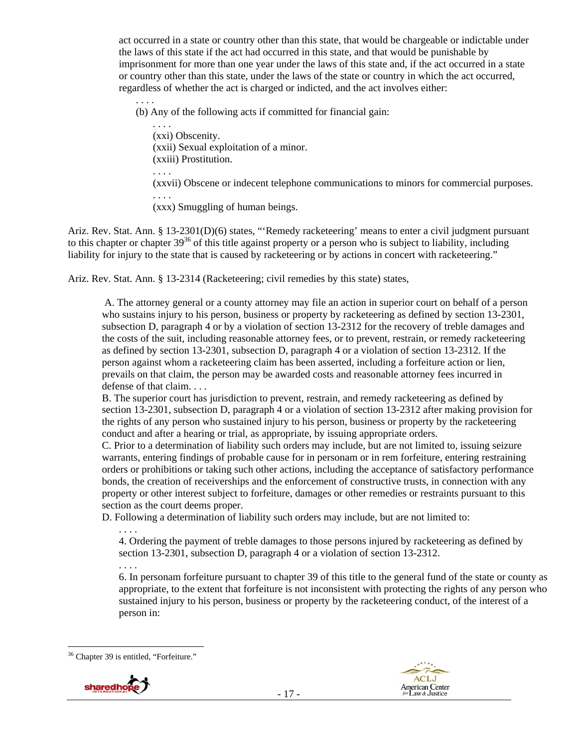act occurred in a state or country other than this state, that would be chargeable or indictable under the laws of this state if the act had occurred in this state, and that would be punishable by imprisonment for more than one year under the laws of this state and, if the act occurred in a state or country other than this state, under the laws of the state or country in which the act occurred, regardless of whether the act is charged or indicted, and the act involves either:

> . . . .
>
> (b) Any of the following acts if committed for financial gain:
>
> > . . . .
> >
> > (xxi) Obscenity.
> > (xxii) Sexual exploitation of a minor.
> > (xxiii) Prostitution.
> >
> > . . . .
> >
> > (xxvii) Obscene or indecent telephone communications to minors for commercial purposes.
> >
> > . . . .
> >
> > (xxx) Smuggling of human beings.

Ariz. Rev. Stat. Ann. § 13-2301(D)(6) states, "'Remedy racketeering' means to enter a civil judgment pursuant to this chapter or chapter 39[36] of this title against property or a person who is subject to liability, including liability for injury to the state that is caused by racketeering or by actions in concert with racketeering."

Ariz. Rev. Stat. Ann. § 13-2314 (Racketeering; civil remedies by this state) states,

> A. The attorney general or a county attorney may file an action in superior court on behalf of a person who sustains injury to his person, business or property by racketeering as defined by section 13-2301, subsection D, paragraph 4 or by a violation of section 13-2312 for the recovery of treble damages and the costs of the suit, including reasonable attorney fees, or to prevent, restrain, or remedy racketeering as defined by section 13-2301, subsection D, paragraph 4 or a violation of section 13-2312. If the person against whom a racketeering claim has been asserted, including a forfeiture action or lien, prevails on that claim, the person may be awarded costs and reasonable attorney fees incurred in defense of that claim. . . .
>
> B. The superior court has jurisdiction to prevent, restrain, and remedy racketeering as defined by section 13-2301, subsection D, paragraph 4 or a violation of section 13-2312 after making provision for the rights of any person who sustained injury to his person, business or property by the racketeering conduct and after a hearing or trial, as appropriate, by issuing appropriate orders.
>
> C. Prior to a determination of liability such orders may include, but are not limited to, issuing seizure warrants, entering findings of probable cause for in personam or in rem forfeiture, entering restraining orders or prohibitions or taking such other actions, including the acceptance of satisfactory performance bonds, the creation of receiverships and the enforcement of constructive trusts, in connection with any property or other interest subject to forfeiture, damages or other remedies or restraints pursuant to this section as the court deems proper.
>
> D. Following a determination of liability such orders may include, but are not limited to:
>
> > . . . .
> >
> > 4. Ordering the payment of treble damages to those persons injured by racketeering as defined by section 13-2301, subsection D, paragraph 4 or a violation of section 13-2312.
> >
> > . . . .
> >
> > 6. In personam forfeiture pursuant to chapter 39 of this title to the general fund of the state or county as appropriate, to the extent that forfeiture is not inconsistent with protecting the rights of any person who sustained injury to his person, business or property by the racketeering conduct, of the interest of a person in:

---

[36] Chapter 39 is entitled, "Forfeiture."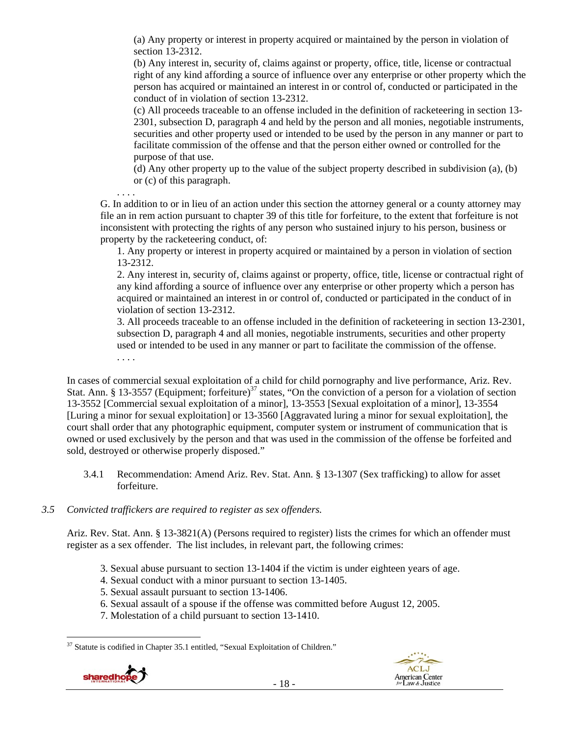(a) Any property or interest in property acquired or maintained by the person in violation of section 13-2312.

(b) Any interest in, security of, claims against or property, office, title, license or contractual right of any kind affording a source of influence over any enterprise or other property which the person has acquired or maintained an interest in or control of, conducted or participated in the conduct of in violation of section 13-2312.

(c) All proceeds traceable to an offense included in the definition of racketeering in section 13-2301, subsection D, paragraph 4 and held by the person and all monies, negotiable instruments, securities and other property used or intended to be used by the person in any manner or part to facilitate commission of the offense and that the person either owned or controlled for the purpose of that use.

(d) Any other property up to the value of the subject property described in subdivision (a), (b) or (c) of this paragraph.

. . . .

G. In addition to or in lieu of an action under this section the attorney general or a county attorney may file an in rem action pursuant to chapter 39 of this title for forfeiture, to the extent that forfeiture is not inconsistent with protecting the rights of any person who sustained injury to his person, business or property by the racketeering conduct, of:

1. Any property or interest in property acquired or maintained by a person in violation of section 13-2312.
2. Any interest in, security of, claims against or property, office, title, license or contractual right of any kind affording a source of influence over any enterprise or other property which a person has acquired or maintained an interest in or control of, conducted or participated in the conduct of in violation of section 13-2312.
3. All proceeds traceable to an offense included in the definition of racketeering in section 13-2301, subsection D, paragraph 4 and all monies, negotiable instruments, securities and other property used or intended to be used in any manner or part to facilitate the commission of the offense.

. . . .

In cases of commercial sexual exploitation of a child for child pornography and live performance, Ariz. Rev. Stat. Ann. § 13-3557 (Equipment; forfeiture)[37] states, "On the conviction of a person for a violation of section 13-3552 [Commercial sexual exploitation of a minor], 13-3553 [Sexual exploitation of a minor], 13-3554 [Luring a minor for sexual exploitation] or 13-3560 [Aggravated luring a minor for sexual exploitation], the court shall order that any photographic equipment, computer system or instrument of communication that is owned or used exclusively by the person and that was used in the commission of the offense be forfeited and sold, destroyed or otherwise properly disposed."

3.4.1 Recommendation: Amend Ariz. Rev. Stat. Ann. § 13-1307 (Sex trafficking) to allow for asset forfeiture.

*3.5 Convicted traffickers are required to register as sex offenders.*

Ariz. Rev. Stat. Ann. § 13-3821(A) (Persons required to register) lists the crimes for which an offender must register as a sex offender. The list includes, in relevant part, the following crimes:

3. Sexual abuse pursuant to section 13-1404 if the victim is under eighteen years of age.
4. Sexual conduct with a minor pursuant to section 13-1405.
5. Sexual assault pursuant to section 13-1406.
6. Sexual assault of a spouse if the offense was committed before August 12, 2005.
7. Molestation of a child pursuant to section 13-1410.

[37] Statute is codified in Chapter 35.1 entitled, "Sexual Exploitation of Children."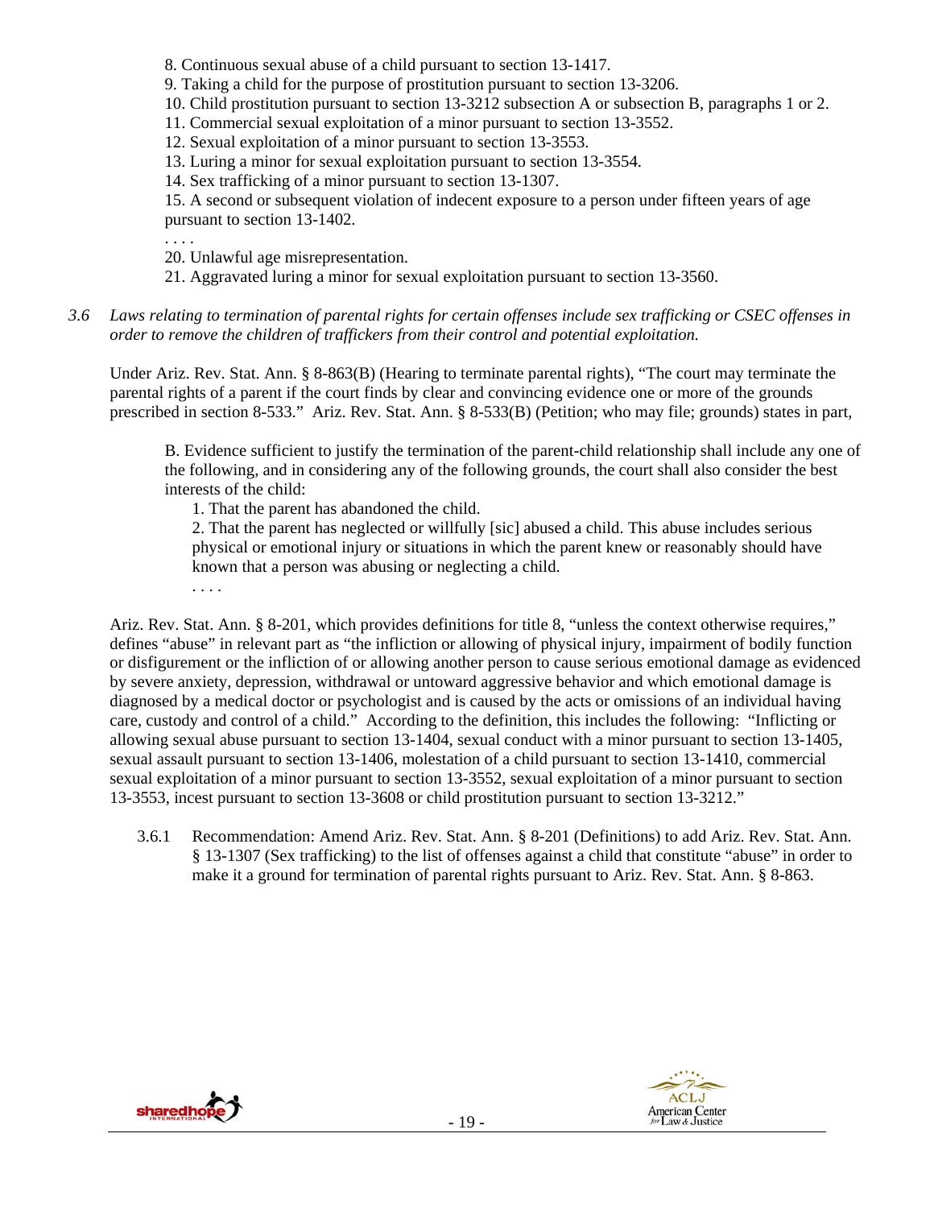8. Continuous sexual abuse of a child pursuant to section 13-1417.
9. Taking a child for the purpose of prostitution pursuant to section 13-3206.
10. Child prostitution pursuant to section 13-3212 subsection A or subsection B, paragraphs 1 or 2.
11. Commercial sexual exploitation of a minor pursuant to section 13-3552.
12. Sexual exploitation of a minor pursuant to section 13-3553.
13. Luring a minor for sexual exploitation pursuant to section 13-3554.
14. Sex trafficking of a minor pursuant to section 13-1307.
15. A second or subsequent violation of indecent exposure to a person under fifteen years of age pursuant to section 13-1402.

. . . .

20. Unlawful age misrepresentation.
21. Aggravated luring a minor for sexual exploitation pursuant to section 13-3560.

*3.6 Laws relating to termination of parental rights for certain offenses include sex trafficking or CSEC offenses in order to remove the children of traffickers from their control and potential exploitation.*

Under Ariz. Rev. Stat. Ann. § 8-863(B) (Hearing to terminate parental rights), "The court may terminate the parental rights of a parent if the court finds by clear and convincing evidence one or more of the grounds prescribed in section 8-533." Ariz. Rev. Stat. Ann. § 8-533(B) (Petition; who may file; grounds) states in part,

> B. Evidence sufficient to justify the termination of the parent-child relationship shall include any one of the following, and in considering any of the following grounds, the court shall also consider the best interests of the child:
>
> 1. That the parent has abandoned the child.
> 2. That the parent has neglected or willfully [sic] abused a child. This abuse includes serious physical or emotional injury or situations in which the parent knew or reasonably should have known that a person was abusing or neglecting a child.
>
> . . . .

Ariz. Rev. Stat. Ann. § 8-201, which provides definitions for title 8, "unless the context otherwise requires," defines "abuse" in relevant part as "the infliction or allowing of physical injury, impairment of bodily function or disfigurement or the infliction of or allowing another person to cause serious emotional damage as evidenced by severe anxiety, depression, withdrawal or untoward aggressive behavior and which emotional damage is diagnosed by a medical doctor or psychologist and is caused by the acts or omissions of an individual having care, custody and control of a child." According to the definition, this includes the following: "Inflicting or allowing sexual abuse pursuant to section 13-1404, sexual conduct with a minor pursuant to section 13-1405, sexual assault pursuant to section 13-1406, molestation of a child pursuant to section 13-1410, commercial sexual exploitation of a minor pursuant to section 13-3552, sexual exploitation of a minor pursuant to section 13-3553, incest pursuant to section 13-3608 or child prostitution pursuant to section 13-3212."

3.6.1 Recommendation: Amend Ariz. Rev. Stat. Ann. § 8-201 (Definitions) to add Ariz. Rev. Stat. Ann. § 13-1307 (Sex trafficking) to the list of offenses against a child that constitute "abuse" in order to make it a ground for termination of parental rights pursuant to Ariz. Rev. Stat. Ann. § 8-863.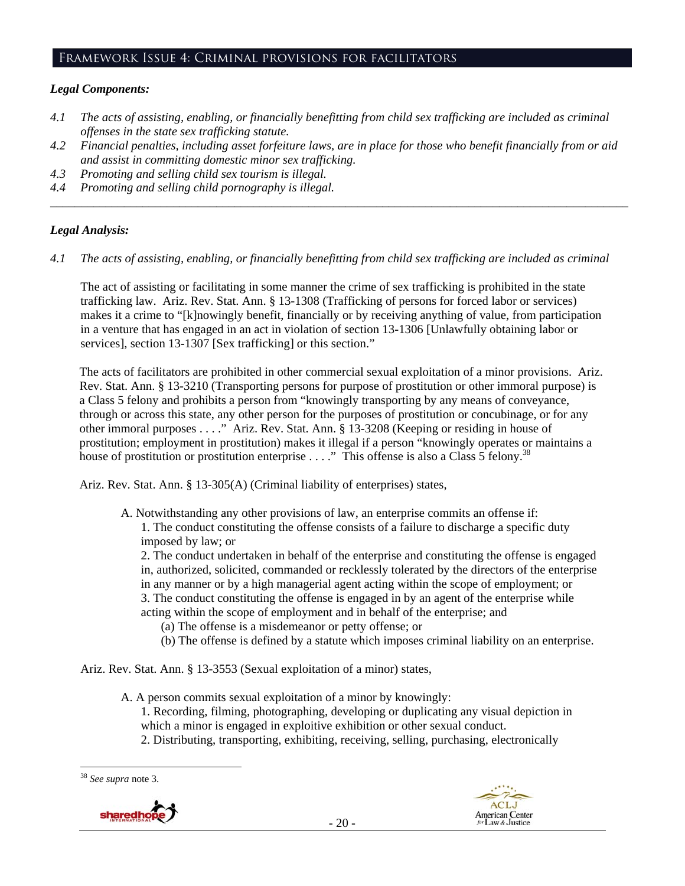## Framework Issue 4: Criminal provisions for facilitators

### *Legal Components:*

*4.1 The acts of assisting, enabling, or financially benefitting from child sex trafficking are included as criminal offenses in the state sex trafficking statute.*

*4.2 Financial penalties, including asset forfeiture laws, are in place for those who benefit financially from or aid and assist in committing domestic minor sex trafficking.*

*4.3 Promoting and selling child sex tourism is illegal.*

*4.4 Promoting and selling child pornography is illegal.*

---

### *Legal Analysis:*

*4.1 The acts of assisting, enabling, or financially benefitting from child sex trafficking are included as criminal*

The act of assisting or facilitating in some manner the crime of sex trafficking is prohibited in the state trafficking law. Ariz. Rev. Stat. Ann. § 13-1308 (Trafficking of persons for forced labor or services) makes it a crime to "[k]nowingly benefit, financially or by receiving anything of value, from participation in a venture that has engaged in an act in violation of section 13-1306 [Unlawfully obtaining labor or services], section 13-1307 [Sex trafficking] or this section."

The acts of facilitators are prohibited in other commercial sexual exploitation of a minor provisions. Ariz. Rev. Stat. Ann. § 13-3210 (Transporting persons for purpose of prostitution or other immoral purpose) is a Class 5 felony and prohibits a person from "knowingly transporting by any means of conveyance, through or across this state, any other person for the purposes of prostitution or concubinage, or for any other immoral purposes . . . ." Ariz. Rev. Stat. Ann. § 13-3208 (Keeping or residing in house of prostitution; employment in prostitution) makes it illegal if a person "knowingly operates or maintains a house of prostitution or prostitution enterprise . . . ." This offense is also a Class 5 felony.[38]

Ariz. Rev. Stat. Ann. § 13-305(A) (Criminal liability of enterprises) states,

> A. Notwithstanding any other provisions of law, an enterprise commits an offense if:
> 1. The conduct constituting the offense consists of a failure to discharge a specific duty imposed by law; or
> 2. The conduct undertaken in behalf of the enterprise and constituting the offense is engaged in, authorized, solicited, commanded or recklessly tolerated by the directors of the enterprise in any manner or by a high managerial agent acting within the scope of employment; or
> 3. The conduct constituting the offense is engaged in by an agent of the enterprise while acting within the scope of employment and in behalf of the enterprise; and
> (a) The offense is a misdemeanor or petty offense; or
> (b) The offense is defined by a statute which imposes criminal liability on an enterprise.

Ariz. Rev. Stat. Ann. § 13-3553 (Sexual exploitation of a minor) states,

> A. A person commits sexual exploitation of a minor by knowingly:
> 1. Recording, filming, photographing, developing or duplicating any visual depiction in which a minor is engaged in exploitive exhibition or other sexual conduct.
> 2. Distributing, transporting, exhibiting, receiving, selling, purchasing, electronically

---

[38] *See supra* note 3.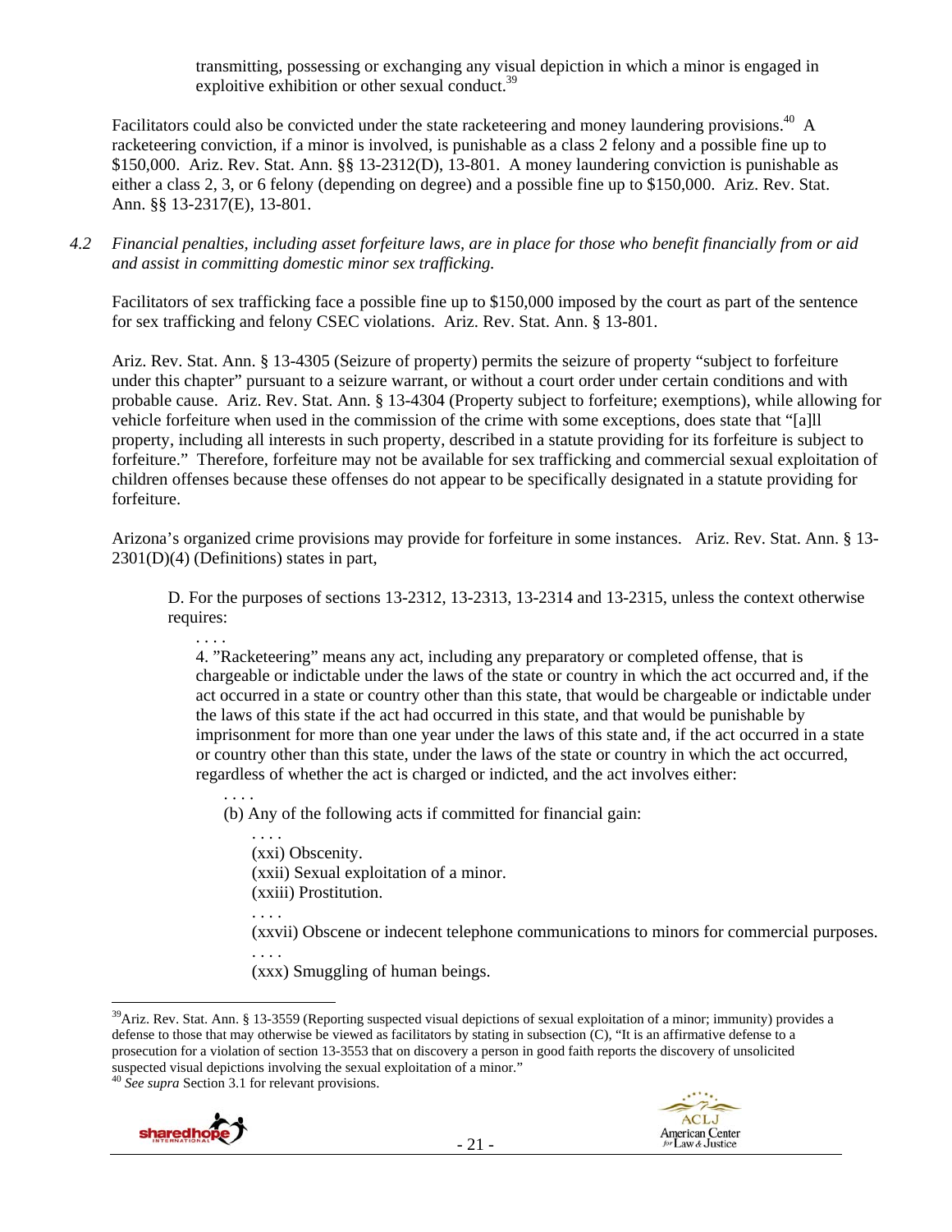> transmitting, possessing or exchanging any visual depiction in which a minor is engaged in exploitive exhibition or other sexual conduct.[39]

Facilitators could also be convicted under the state racketeering and money laundering provisions.[40] A racketeering conviction, if a minor is involved, is punishable as a class 2 felony and a possible fine up to $150,000. Ariz. Rev. Stat. Ann. §§ 13-2312(D), 13-801. A money laundering conviction is punishable as either a class 2, 3, or 6 felony (depending on degree) and a possible fine up to $150,000. Ariz. Rev. Stat. Ann. §§ 13-2317(E), 13-801.

*4.2 Financial penalties, including asset forfeiture laws, are in place for those who benefit financially from or aid and assist in committing domestic minor sex trafficking.*

Facilitators of sex trafficking face a possible fine up to $150,000 imposed by the court as part of the sentence for sex trafficking and felony CSEC violations. Ariz. Rev. Stat. Ann. § 13-801.

Ariz. Rev. Stat. Ann. § 13-4305 (Seizure of property) permits the seizure of property "subject to forfeiture under this chapter" pursuant to a seizure warrant, or without a court order under certain conditions and with probable cause. Ariz. Rev. Stat. Ann. § 13-4304 (Property subject to forfeiture; exemptions), while allowing for vehicle forfeiture when used in the commission of the crime with some exceptions, does state that "[a]ll property, including all interests in such property, described in a statute providing for its forfeiture is subject to forfeiture." Therefore, forfeiture may not be available for sex trafficking and commercial sexual exploitation of children offenses because these offenses do not appear to be specifically designated in a statute providing for forfeiture.

Arizona's organized crime provisions may provide for forfeiture in some instances. Ariz. Rev. Stat. Ann. § 13-2301(D)(4) (Definitions) states in part,

> D. For the purposes of sections 13-2312, 13-2313, 13-2314 and 13-2315, unless the context otherwise requires:
>
> . . . .
>
> 4. "Racketeering" means any act, including any preparatory or completed offense, that is chargeable or indictable under the laws of the state or country in which the act occurred and, if the act occurred in a state or country other than this state, that would be chargeable or indictable under the laws of this state if the act had occurred in this state, and that would be punishable by imprisonment for more than one year under the laws of this state and, if the act occurred in a state or country other than this state, under the laws of the state or country in which the act occurred, regardless of whether the act is charged or indicted, and the act involves either:
>
> . . . .
>
> (b) Any of the following acts if committed for financial gain:
>
> . . . .
>
> (xxi) Obscenity.
> (xxii) Sexual exploitation of a minor.
> (xxiii) Prostitution.
>
> . . . .
>
> (xxvii) Obscene or indecent telephone communications to minors for commercial purposes.
>
> . . . .
>
> (xxx) Smuggling of human beings.

---

[39] Ariz. Rev. Stat. Ann. § 13-3559 (Reporting suspected visual depictions of sexual exploitation of a minor; immunity) provides a defense to those that may otherwise be viewed as facilitators by stating in subsection (C), "It is an affirmative defense to a prosecution for a violation of section 13-3553 that on discovery a person in good faith reports the discovery of unsolicited suspected visual depictions involving the sexual exploitation of a minor."

[40] *See supra* Section 3.1 for relevant provisions.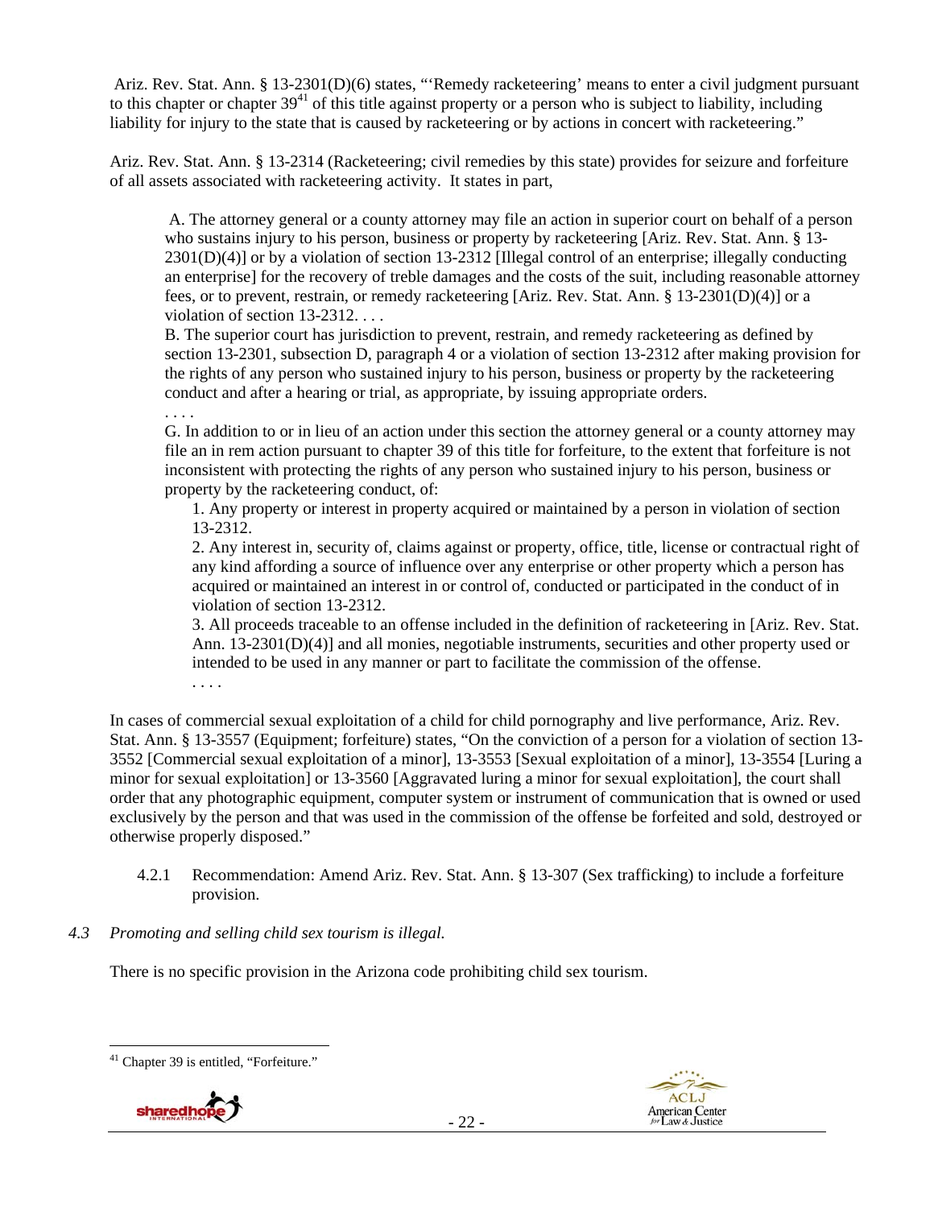Ariz. Rev. Stat. Ann. § 13-2301(D)(6) states, "'Remedy racketeering' means to enter a civil judgment pursuant to this chapter or chapter 39[41] of this title against property or a person who is subject to liability, including liability for injury to the state that is caused by racketeering or by actions in concert with racketeering."

Ariz. Rev. Stat. Ann. § 13-2314 (Racketeering; civil remedies by this state) provides for seizure and forfeiture of all assets associated with racketeering activity. It states in part,

> A. The attorney general or a county attorney may file an action in superior court on behalf of a person who sustains injury to his person, business or property by racketeering [Ariz. Rev. Stat. Ann. § 13-2301(D)(4)] or by a violation of section 13-2312 [Illegal control of an enterprise; illegally conducting an enterprise] for the recovery of treble damages and the costs of the suit, including reasonable attorney fees, or to prevent, restrain, or remedy racketeering [Ariz. Rev. Stat. Ann. § 13-2301(D)(4)] or a violation of section 13-2312. . . .
>
> B. The superior court has jurisdiction to prevent, restrain, and remedy racketeering as defined by section 13-2301, subsection D, paragraph 4 or a violation of section 13-2312 after making provision for the rights of any person who sustained injury to his person, business or property by the racketeering conduct and after a hearing or trial, as appropriate, by issuing appropriate orders.
>
> . . . .
>
> G. In addition to or in lieu of an action under this section the attorney general or a county attorney may file an in rem action pursuant to chapter 39 of this title for forfeiture, to the extent that forfeiture is not inconsistent with protecting the rights of any person who sustained injury to his person, business or property by the racketeering conduct, of:
>
> 1. Any property or interest in property acquired or maintained by a person in violation of section 13-2312.
> 2. Any interest in, security of, claims against or property, office, title, license or contractual right of any kind affording a source of influence over any enterprise or other property which a person has acquired or maintained an interest in or control of, conducted or participated in the conduct of in violation of section 13-2312.
> 3. All proceeds traceable to an offense included in the definition of racketeering in [Ariz. Rev. Stat. Ann. 13-2301(D)(4)] and all monies, negotiable instruments, securities and other property used or intended to be used in any manner or part to facilitate the commission of the offense.
>
> . . . .

In cases of commercial sexual exploitation of a child for child pornography and live performance, Ariz. Rev. Stat. Ann. § 13-3557 (Equipment; forfeiture) states, "On the conviction of a person for a violation of section 13-3552 [Commercial sexual exploitation of a minor], 13-3553 [Sexual exploitation of a minor], 13-3554 [Luring a minor for sexual exploitation] or 13-3560 [Aggravated luring a minor for sexual exploitation], the court shall order that any photographic equipment, computer system or instrument of communication that is owned or used exclusively by the person and that was used in the commission of the offense be forfeited and sold, destroyed or otherwise properly disposed."

4.2.1 Recommendation: Amend Ariz. Rev. Stat. Ann. § 13-307 (Sex trafficking) to include a forfeiture provision.

### 4.3 *Promoting and selling child sex tourism is illegal.*

There is no specific provision in the Arizona code prohibiting child sex tourism.

---

[41] Chapter 39 is entitled, "Forfeiture."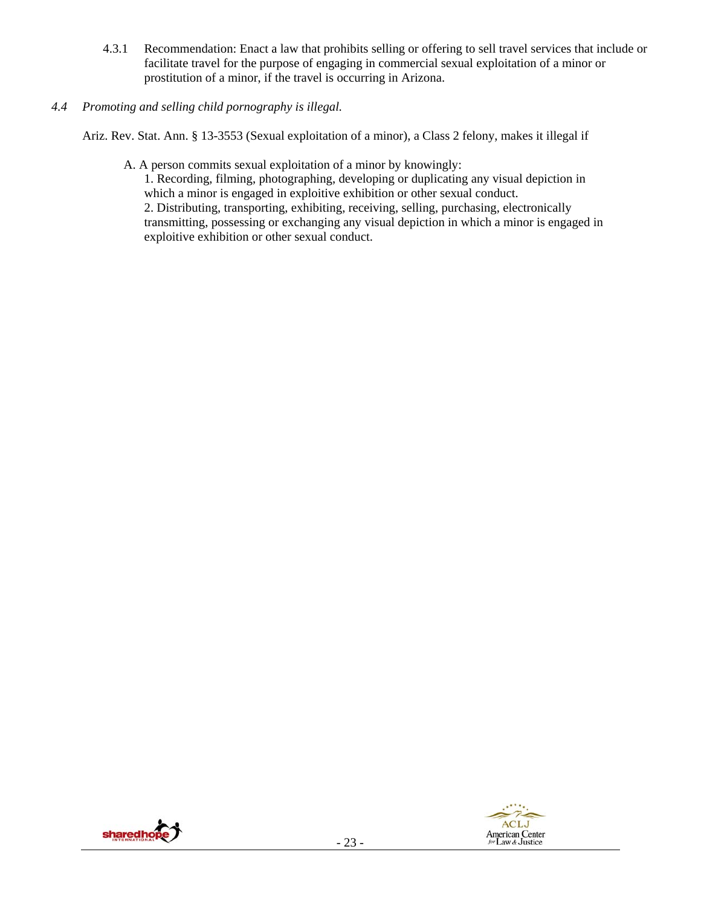4.3.1 Recommendation: Enact a law that prohibits selling or offering to sell travel services that include or facilitate travel for the purpose of engaging in commercial sexual exploitation of a minor or prostitution of a minor, if the travel is occurring in Arizona.

*4.4 Promoting and selling child pornography is illegal.*

Ariz. Rev. Stat. Ann. § 13-3553 (Sexual exploitation of a minor), a Class 2 felony, makes it illegal if

> A. A person commits sexual exploitation of a minor by knowingly:
>
> 1. Recording, filming, photographing, developing or duplicating any visual depiction in which a minor is engaged in exploitive exhibition or other sexual conduct.
> 2. Distributing, transporting, exhibiting, receiving, selling, purchasing, electronically transmitting, possessing or exchanging any visual depiction in which a minor is engaged in exploitive exhibition or other sexual conduct.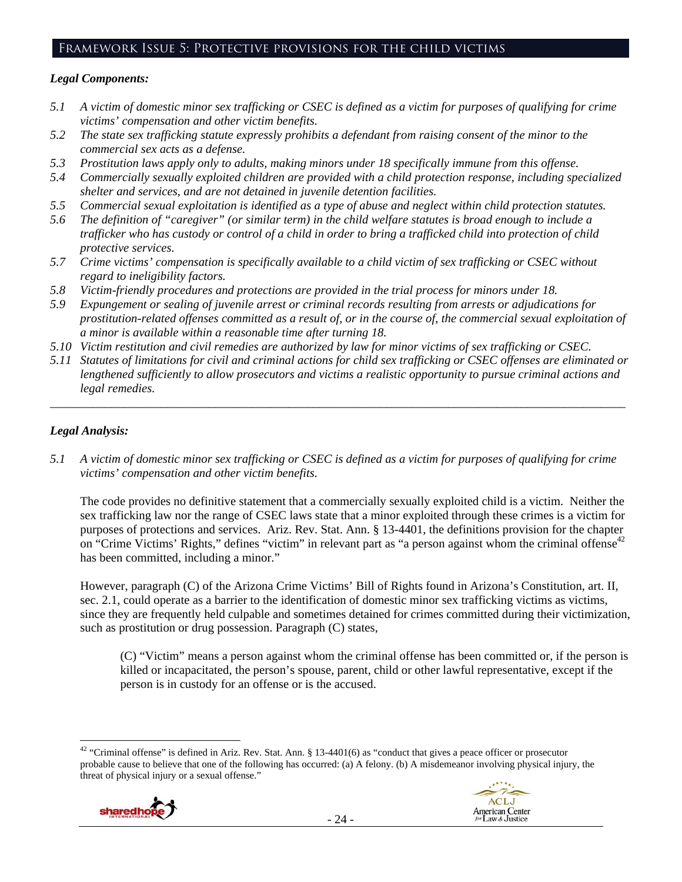## Framework Issue 5: Protective provisions for the child victims

### *Legal Components:*

*5.1 A victim of domestic minor sex trafficking or CSEC is defined as a victim for purposes of qualifying for crime victims' compensation and other victim benefits.*

*5.2 The state sex trafficking statute expressly prohibits a defendant from raising consent of the minor to the commercial sex acts as a defense.*

*5.3 Prostitution laws apply only to adults, making minors under 18 specifically immune from this offense.*

*5.4 Commercially sexually exploited children are provided with a child protection response, including specialized shelter and services, and are not detained in juvenile detention facilities.*

*5.5 Commercial sexual exploitation is identified as a type of abuse and neglect within child protection statutes.*

*5.6 The definition of "caregiver" (or similar term) in the child welfare statutes is broad enough to include a trafficker who has custody or control of a child in order to bring a trafficked child into protection of child protective services.*

*5.7 Crime victims' compensation is specifically available to a child victim of sex trafficking or CSEC without regard to ineligibility factors.*

*5.8 Victim-friendly procedures and protections are provided in the trial process for minors under 18.*

*5.9 Expungement or sealing of juvenile arrest or criminal records resulting from arrests or adjudications for prostitution-related offenses committed as a result of, or in the course of, the commercial sexual exploitation of a minor is available within a reasonable time after turning 18.*

*5.10 Victim restitution and civil remedies are authorized by law for minor victims of sex trafficking or CSEC.*

*5.11 Statutes of limitations for civil and criminal actions for child sex trafficking or CSEC offenses are eliminated or lengthened sufficiently to allow prosecutors and victims a realistic opportunity to pursue criminal actions and legal remedies.*

---

### *Legal Analysis:*

*5.1 A victim of domestic minor sex trafficking or CSEC is defined as a victim for purposes of qualifying for crime victims' compensation and other victim benefits.*

The code provides no definitive statement that a commercially sexually exploited child is a victim. Neither the sex trafficking law nor the range of CSEC laws state that a minor exploited through these crimes is a victim for purposes of protections and services. Ariz. Rev. Stat. Ann. § 13-4401, the definitions provision for the chapter on "Crime Victims' Rights," defines "victim" in relevant part as "a person against whom the criminal offense[42] has been committed, including a minor."

However, paragraph (C) of the Arizona Crime Victims' Bill of Rights found in Arizona's Constitution, art. II, sec. 2.1, could operate as a barrier to the identification of domestic minor sex trafficking victims as victims, since they are frequently held culpable and sometimes detained for crimes committed during their victimization, such as prostitution or drug possession. Paragraph (C) states,

> (C) "Victim" means a person against whom the criminal offense has been committed or, if the person is killed or incapacitated, the person's spouse, parent, child or other lawful representative, except if the person is in custody for an offense or is the accused.

---

[42] "Criminal offense" is defined in Ariz. Rev. Stat. Ann. § 13-4401(6) as "conduct that gives a peace officer or prosecutor probable cause to believe that one of the following has occurred: (a) A felony. (b) A misdemeanor involving physical injury, the threat of physical injury or a sexual offense."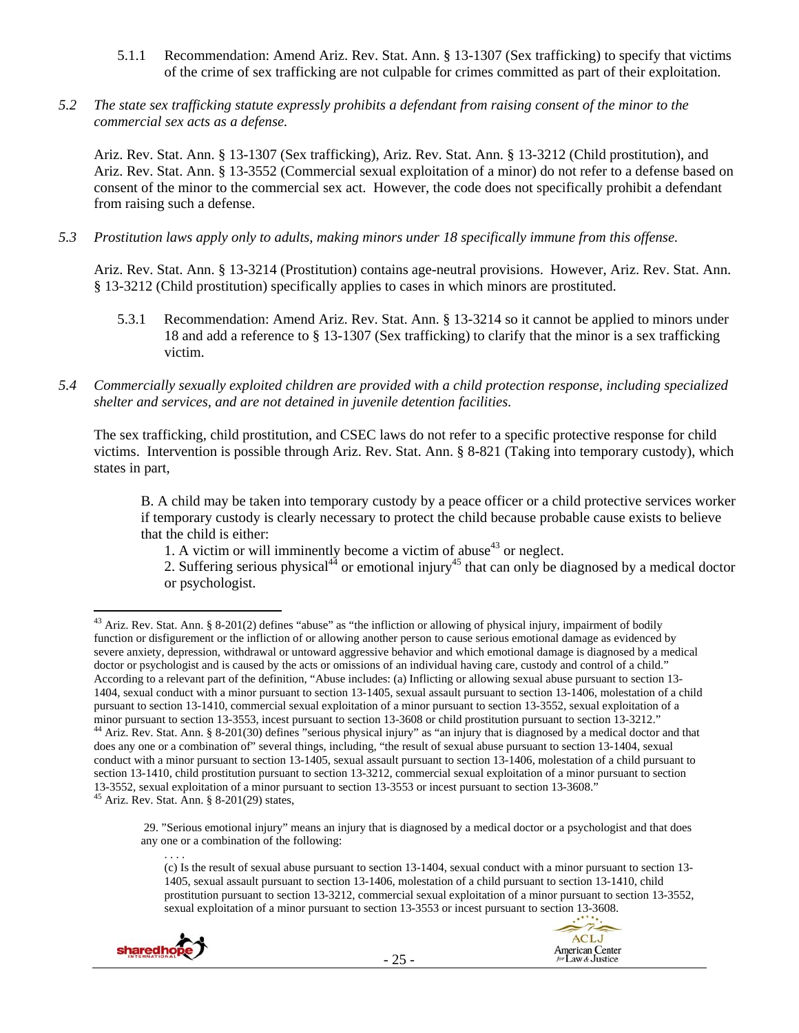5.1.1 Recommendation: Amend Ariz. Rev. Stat. Ann. § 13-1307 (Sex trafficking) to specify that victims of the crime of sex trafficking are not culpable for crimes committed as part of their exploitation.

*5.2 The state sex trafficking statute expressly prohibits a defendant from raising consent of the minor to the commercial sex acts as a defense.*

Ariz. Rev. Stat. Ann. § 13-1307 (Sex trafficking), Ariz. Rev. Stat. Ann. § 13-3212 (Child prostitution), and Ariz. Rev. Stat. Ann. § 13-3552 (Commercial sexual exploitation of a minor) do not refer to a defense based on consent of the minor to the commercial sex act. However, the code does not specifically prohibit a defendant from raising such a defense.

*5.3 Prostitution laws apply only to adults, making minors under 18 specifically immune from this offense.*

Ariz. Rev. Stat. Ann. § 13-3214 (Prostitution) contains age-neutral provisions. However, Ariz. Rev. Stat. Ann. § 13-3212 (Child prostitution) specifically applies to cases in which minors are prostituted.

5.3.1 Recommendation: Amend Ariz. Rev. Stat. Ann. § 13-3214 so it cannot be applied to minors under 18 and add a reference to § 13-1307 (Sex trafficking) to clarify that the minor is a sex trafficking victim.

*5.4 Commercially sexually exploited children are provided with a child protection response, including specialized shelter and services, and are not detained in juvenile detention facilities.*

The sex trafficking, child prostitution, and CSEC laws do not refer to a specific protective response for child victims. Intervention is possible through Ariz. Rev. Stat. Ann. § 8-821 (Taking into temporary custody), which states in part,

> B. A child may be taken into temporary custody by a peace officer or a child protective services worker if temporary custody is clearly necessary to protect the child because probable cause exists to believe that the child is either:
>
> 1. A victim or will imminently become a victim of abuse[43] or neglect.
> 2. Suffering serious physical[44] or emotional injury[45] that can only be diagnosed by a medical doctor or psychologist.

---

[43] Ariz. Rev. Stat. Ann. § 8-201(2) defines "abuse" as "the infliction or allowing of physical injury, impairment of bodily function or disfigurement or the infliction of or allowing another person to cause serious emotional damage as evidenced by severe anxiety, depression, withdrawal or untoward aggressive behavior and which emotional damage is diagnosed by a medical doctor or psychologist and is caused by the acts or omissions of an individual having care, custody and control of a child." According to a relevant part of the definition, "Abuse includes: (a) Inflicting or allowing sexual abuse pursuant to section 13-1404, sexual conduct with a minor pursuant to section 13-1405, sexual assault pursuant to section 13-1406, molestation of a child pursuant to section 13-1410, commercial sexual exploitation of a minor pursuant to section 13-3552, sexual exploitation of a minor pursuant to section 13-3553, incest pursuant to section 13-3608 or child prostitution pursuant to section 13-3212."

[44] Ariz. Rev. Stat. Ann. § 8-201(30) defines "serious physical injury" as "an injury that is diagnosed by a medical doctor and that does any one or a combination of" several things, including, "the result of sexual abuse pursuant to section 13-1404, sexual conduct with a minor pursuant to section 13-1405, sexual assault pursuant to section 13-1406, molestation of a child pursuant to section 13-1410, child prostitution pursuant to section 13-3212, commercial sexual exploitation of a minor pursuant to section 13-3552, sexual exploitation of a minor pursuant to section 13-3553 or incest pursuant to section 13-3608."

[45] Ariz. Rev. Stat. Ann. § 8-201(29) states,

> 29. "Serious emotional injury" means an injury that is diagnosed by a medical doctor or a psychologist and that does any one or a combination of the following:
>
> . . . .
>
> (c) Is the result of sexual abuse pursuant to section 13-1404, sexual conduct with a minor pursuant to section 13-1405, sexual assault pursuant to section 13-1406, molestation of a child pursuant to section 13-1410, child prostitution pursuant to section 13-3212, commercial sexual exploitation of a minor pursuant to section 13-3552, sexual exploitation of a minor pursuant to section 13-3553 or incest pursuant to section 13-3608.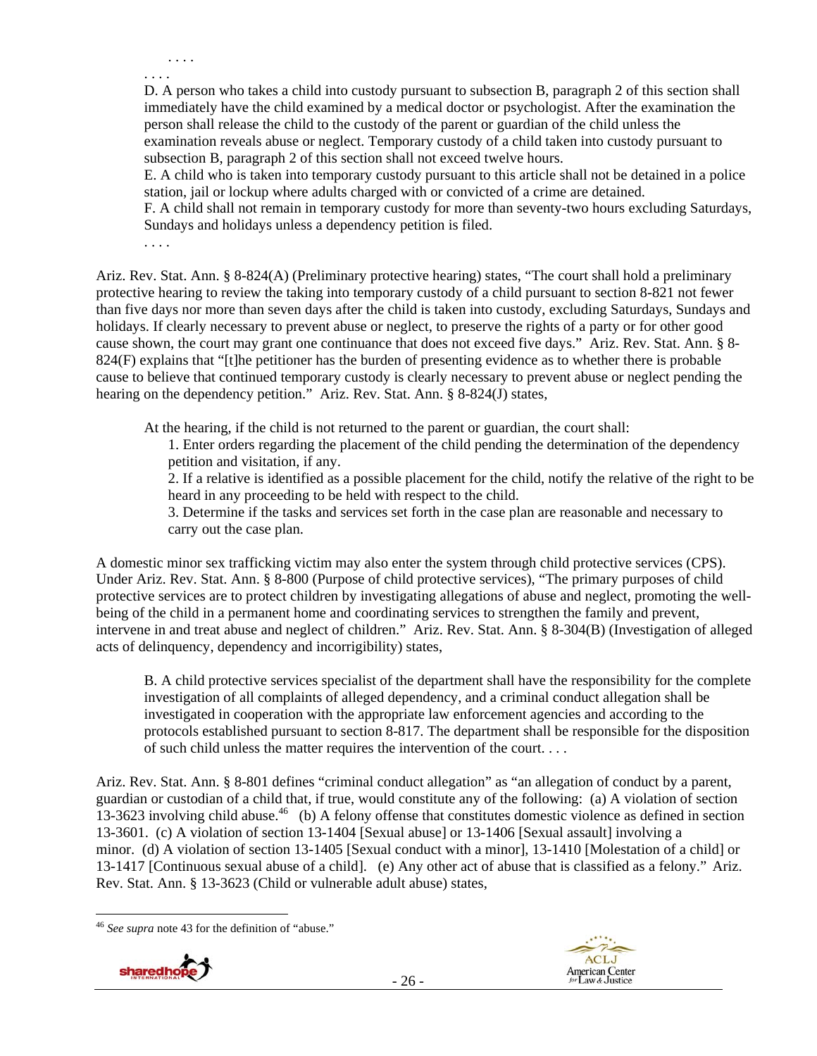. . . .

. . . .

D. A person who takes a child into custody pursuant to subsection B, paragraph 2 of this section shall immediately have the child examined by a medical doctor or psychologist. After the examination the person shall release the child to the custody of the parent or guardian of the child unless the examination reveals abuse or neglect. Temporary custody of a child taken into custody pursuant to subsection B, paragraph 2 of this section shall not exceed twelve hours.

E. A child who is taken into temporary custody pursuant to this article shall not be detained in a police station, jail or lockup where adults charged with or convicted of a crime are detained.

F. A child shall not remain in temporary custody for more than seventy-two hours excluding Saturdays, Sundays and holidays unless a dependency petition is filed.

. . . .

Ariz. Rev. Stat. Ann. § 8-824(A) (Preliminary protective hearing) states, "The court shall hold a preliminary protective hearing to review the taking into temporary custody of a child pursuant to section 8-821 not fewer than five days nor more than seven days after the child is taken into custody, excluding Saturdays, Sundays and holidays. If clearly necessary to prevent abuse or neglect, to preserve the rights of a party or for other good cause shown, the court may grant one continuance that does not exceed five days." Ariz. Rev. Stat. Ann. § 8-824(F) explains that "[t]he petitioner has the burden of presenting evidence as to whether there is probable cause to believe that continued temporary custody is clearly necessary to prevent abuse or neglect pending the hearing on the dependency petition." Ariz. Rev. Stat. Ann. § 8-824(J) states,

> At the hearing, if the child is not returned to the parent or guardian, the court shall:
>
> 1. Enter orders regarding the placement of the child pending the determination of the dependency petition and visitation, if any.
> 2. If a relative is identified as a possible placement for the child, notify the relative of the right to be heard in any proceeding to be held with respect to the child.
> 3. Determine if the tasks and services set forth in the case plan are reasonable and necessary to carry out the case plan.

A domestic minor sex trafficking victim may also enter the system through child protective services (CPS). Under Ariz. Rev. Stat. Ann. § 8-800 (Purpose of child protective services), "The primary purposes of child protective services are to protect children by investigating allegations of abuse and neglect, promoting the well-being of the child in a permanent home and coordinating services to strengthen the family and prevent, intervene in and treat abuse and neglect of children." Ariz. Rev. Stat. Ann. § 8-304(B) (Investigation of alleged acts of delinquency, dependency and incorrigibility) states,

> B. A child protective services specialist of the department shall have the responsibility for the complete investigation of all complaints of alleged dependency, and a criminal conduct allegation shall be investigated in cooperation with the appropriate law enforcement agencies and according to the protocols established pursuant to section 8-817. The department shall be responsible for the disposition of such child unless the matter requires the intervention of the court. . . .

Ariz. Rev. Stat. Ann. § 8-801 defines "criminal conduct allegation" as "an allegation of conduct by a parent, guardian or custodian of a child that, if true, would constitute any of the following: (a) A violation of section 13-3623 involving child abuse.[46] (b) A felony offense that constitutes domestic violence as defined in section 13-3601. (c) A violation of section 13-1404 [Sexual abuse] or 13-1406 [Sexual assault] involving a minor. (d) A violation of section 13-1405 [Sexual conduct with a minor], 13-1410 [Molestation of a child] or 13-1417 [Continuous sexual abuse of a child]. (e) Any other act of abuse that is classified as a felony." Ariz. Rev. Stat. Ann. § 13-3623 (Child or vulnerable adult abuse) states,

[46] *See supra* note 43 for the definition of "abuse."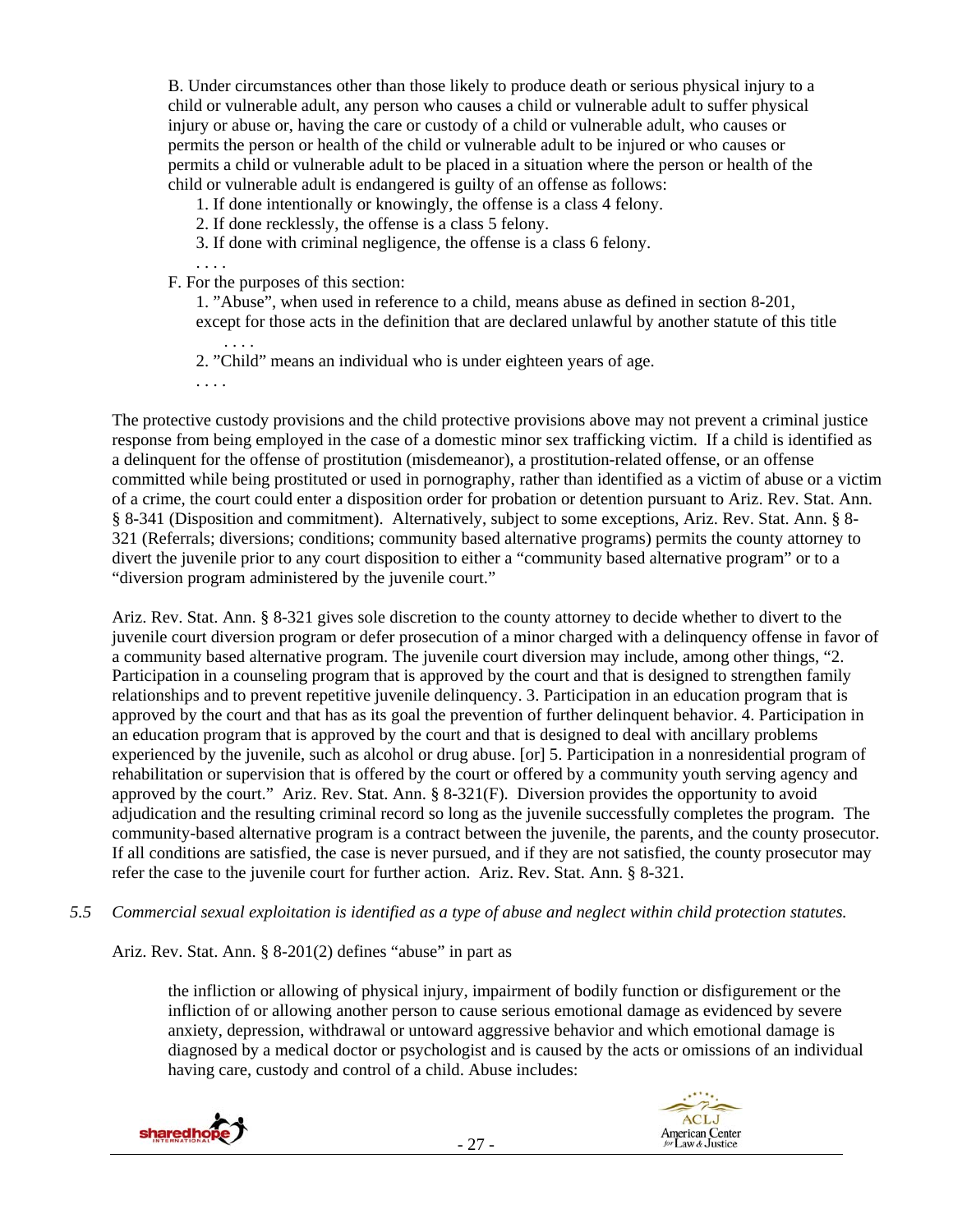B. Under circumstances other than those likely to produce death or serious physical injury to a child or vulnerable adult, any person who causes a child or vulnerable adult to suffer physical injury or abuse or, having the care or custody of a child or vulnerable adult, who causes or permits the person or health of the child or vulnerable adult to be injured or who causes or permits a child or vulnerable adult to be placed in a situation where the person or health of the child or vulnerable adult is endangered is guilty of an offense as follows:

> 1. If done intentionally or knowingly, the offense is a class 4 felony.
> 2. If done recklessly, the offense is a class 5 felony.
> 3. If done with criminal negligence, the offense is a class 6 felony.
>
> . . . .

F. For the purposes of this section:

> 1. "Abuse", when used in reference to a child, means abuse as defined in section 8-201, except for those acts in the definition that are declared unlawful by another statute of this title . . . .
>
> 2. "Child" means an individual who is under eighteen years of age.
>
> . . . .

The protective custody provisions and the child protective provisions above may not prevent a criminal justice response from being employed in the case of a domestic minor sex trafficking victim. If a child is identified as a delinquent for the offense of prostitution (misdemeanor), a prostitution-related offense, or an offense committed while being prostituted or used in pornography, rather than identified as a victim of abuse or a victim of a crime, the court could enter a disposition order for probation or detention pursuant to Ariz. Rev. Stat. Ann. § 8-341 (Disposition and commitment). Alternatively, subject to some exceptions, Ariz. Rev. Stat. Ann. § 8-321 (Referrals; diversions; conditions; community based alternative programs) permits the county attorney to divert the juvenile prior to any court disposition to either a "community based alternative program" or to a "diversion program administered by the juvenile court."

Ariz. Rev. Stat. Ann. § 8-321 gives sole discretion to the county attorney to decide whether to divert to the juvenile court diversion program or defer prosecution of a minor charged with a delinquency offense in favor of a community based alternative program. The juvenile court diversion may include, among other things, "2. Participation in a counseling program that is approved by the court and that is designed to strengthen family relationships and to prevent repetitive juvenile delinquency. 3. Participation in an education program that is approved by the court and that has as its goal the prevention of further delinquent behavior. 4. Participation in an education program that is approved by the court and that is designed to deal with ancillary problems experienced by the juvenile, such as alcohol or drug abuse. [or] 5. Participation in a nonresidential program of rehabilitation or supervision that is offered by the court or offered by a community youth serving agency and approved by the court." Ariz. Rev. Stat. Ann. § 8-321(F). Diversion provides the opportunity to avoid adjudication and the resulting criminal record so long as the juvenile successfully completes the program. The community-based alternative program is a contract between the juvenile, the parents, and the county prosecutor. If all conditions are satisfied, the case is never pursued, and if they are not satisfied, the county prosecutor may refer the case to the juvenile court for further action. Ariz. Rev. Stat. Ann. § 8-321.

*5.5 Commercial sexual exploitation is identified as a type of abuse and neglect within child protection statutes.*

Ariz. Rev. Stat. Ann. § 8-201(2) defines "abuse" in part as

> the infliction or allowing of physical injury, impairment of bodily function or disfigurement or the infliction of or allowing another person to cause serious emotional damage as evidenced by severe anxiety, depression, withdrawal or untoward aggressive behavior and which emotional damage is diagnosed by a medical doctor or psychologist and is caused by the acts or omissions of an individual having care, custody and control of a child. Abuse includes: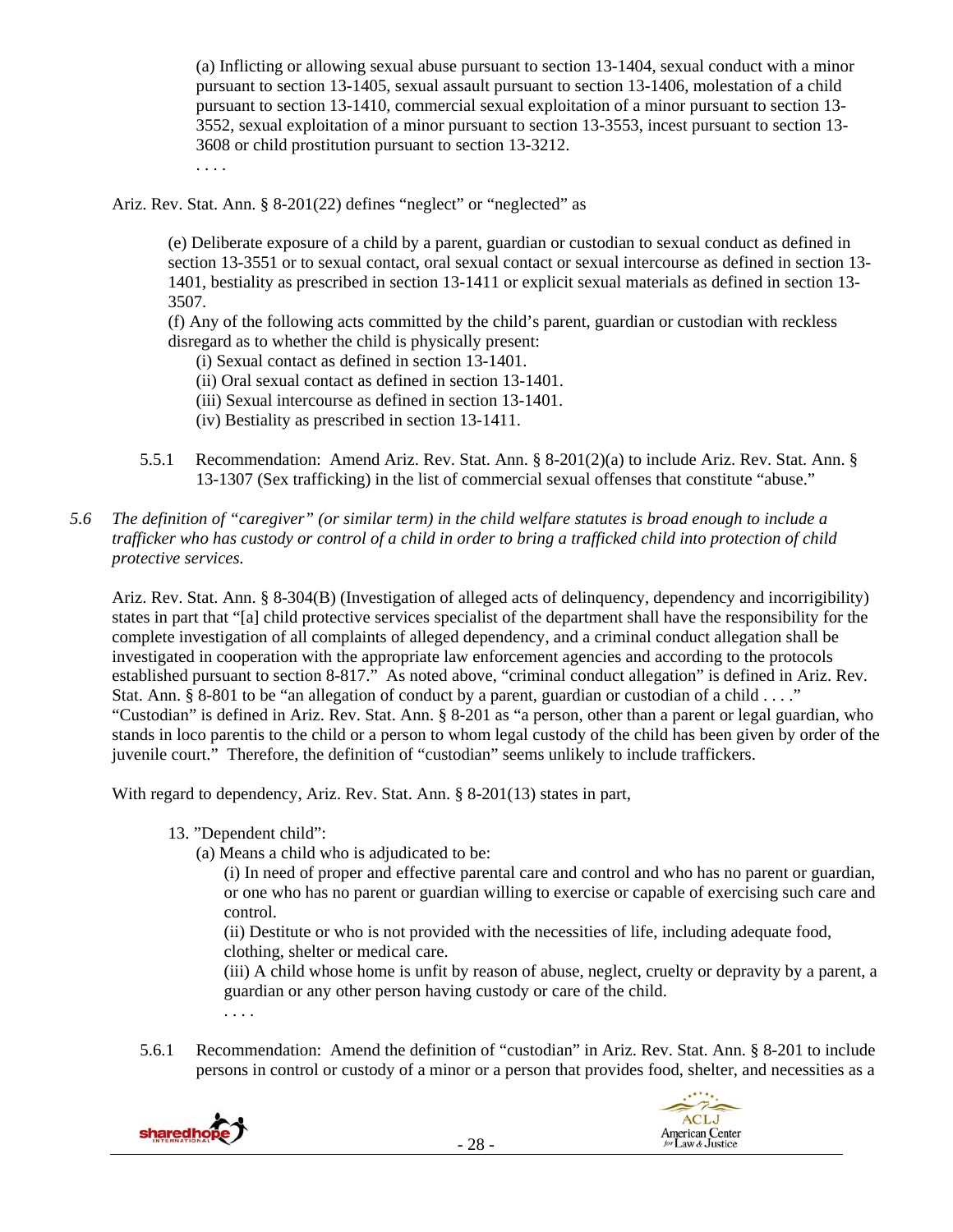(a) Inflicting or allowing sexual abuse pursuant to section 13-1404, sexual conduct with a minor pursuant to section 13-1405, sexual assault pursuant to section 13-1406, molestation of a child pursuant to section 13-1410, commercial sexual exploitation of a minor pursuant to section 13-3552, sexual exploitation of a minor pursuant to section 13-3553, incest pursuant to section 13-3608 or child prostitution pursuant to section 13-3212.

. . . .

Ariz. Rev. Stat. Ann. § 8-201(22) defines "neglect" or "neglected" as

> (e) Deliberate exposure of a child by a parent, guardian or custodian to sexual conduct as defined in section 13-3551 or to sexual contact, oral sexual contact or sexual intercourse as defined in section 13-1401, bestiality as prescribed in section 13-1411 or explicit sexual materials as defined in section 13-3507.
>
> (f) Any of the following acts committed by the child's parent, guardian or custodian with reckless disregard as to whether the child is physically present:
>
> (i) Sexual contact as defined in section 13-1401.
> (ii) Oral sexual contact as defined in section 13-1401.
> (iii) Sexual intercourse as defined in section 13-1401.
> (iv) Bestiality as prescribed in section 13-1411.

5.5.1 Recommendation: Amend Ariz. Rev. Stat. Ann. § 8-201(2)(a) to include Ariz. Rev. Stat. Ann. § 13-1307 (Sex trafficking) in the list of commercial sexual offenses that constitute "abuse."

*5.6 The definition of "caregiver" (or similar term) in the child welfare statutes is broad enough to include a trafficker who has custody or control of a child in order to bring a trafficked child into protection of child protective services.*

Ariz. Rev. Stat. Ann. § 8-304(B) (Investigation of alleged acts of delinquency, dependency and incorrigibility) states in part that "[a] child protective services specialist of the department shall have the responsibility for the complete investigation of all complaints of alleged dependency, and a criminal conduct allegation shall be investigated in cooperation with the appropriate law enforcement agencies and according to the protocols established pursuant to section 8-817." As noted above, "criminal conduct allegation" is defined in Ariz. Rev. Stat. Ann. § 8-801 to be "an allegation of conduct by a parent, guardian or custodian of a child . . . ." "Custodian" is defined in Ariz. Rev. Stat. Ann. § 8-201 as "a person, other than a parent or legal guardian, who stands in loco parentis to the child or a person to whom legal custody of the child has been given by order of the juvenile court." Therefore, the definition of "custodian" seems unlikely to include traffickers.

With regard to dependency, Ariz. Rev. Stat. Ann. § 8-201(13) states in part,

> 13. "Dependent child":
>
> (a) Means a child who is adjudicated to be:
>
> (i) In need of proper and effective parental care and control and who has no parent or guardian, or one who has no parent or guardian willing to exercise or capable of exercising such care and control.
>
> (ii) Destitute or who is not provided with the necessities of life, including adequate food, clothing, shelter or medical care.
>
> (iii) A child whose home is unfit by reason of abuse, neglect, cruelty or depravity by a parent, a guardian or any other person having custody or care of the child.
>
> . . . .

5.6.1 Recommendation: Amend the definition of "custodian" in Ariz. Rev. Stat. Ann. § 8-201 to include persons in control or custody of a minor or a person that provides food, shelter, and necessities as a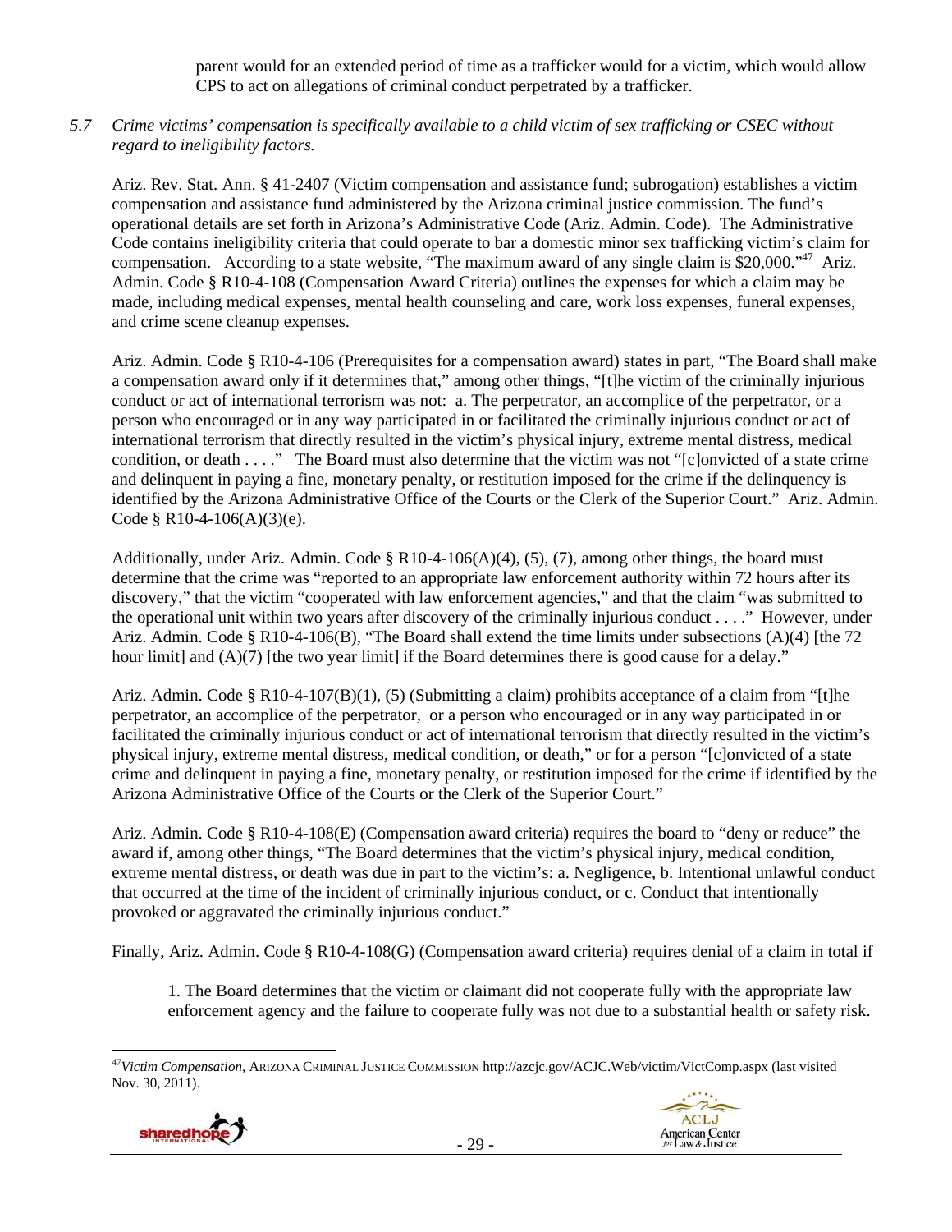parent would for an extended period of time as a trafficker would for a victim, which would allow CPS to act on allegations of criminal conduct perpetrated by a trafficker.

*5.7 Crime victims' compensation is specifically available to a child victim of sex trafficking or CSEC without regard to ineligibility factors.*

Ariz. Rev. Stat. Ann. § 41-2407 (Victim compensation and assistance fund; subrogation) establishes a victim compensation and assistance fund administered by the Arizona criminal justice commission. The fund's operational details are set forth in Arizona's Administrative Code (Ariz. Admin. Code). The Administrative Code contains ineligibility criteria that could operate to bar a domestic minor sex trafficking victim's claim for compensation. According to a state website, "The maximum award of any single claim is $20,000."[47] Ariz. Admin. Code § R10-4-108 (Compensation Award Criteria) outlines the expenses for which a claim may be made, including medical expenses, mental health counseling and care, work loss expenses, funeral expenses, and crime scene cleanup expenses.

Ariz. Admin. Code § R10-4-106 (Prerequisites for a compensation award) states in part, "The Board shall make a compensation award only if it determines that," among other things, "[t]he victim of the criminally injurious conduct or act of international terrorism was not: a. The perpetrator, an accomplice of the perpetrator, or a person who encouraged or in any way participated in or facilitated the criminally injurious conduct or act of international terrorism that directly resulted in the victim's physical injury, extreme mental distress, medical condition, or death . . . ." The Board must also determine that the victim was not "[c]onvicted of a state crime and delinquent in paying a fine, monetary penalty, or restitution imposed for the crime if the delinquency is identified by the Arizona Administrative Office of the Courts or the Clerk of the Superior Court." Ariz. Admin. Code § R10-4-106(A)(3)(e).

Additionally, under Ariz. Admin. Code § R10-4-106(A)(4), (5), (7), among other things, the board must determine that the crime was "reported to an appropriate law enforcement authority within 72 hours after its discovery," that the victim "cooperated with law enforcement agencies," and that the claim "was submitted to the operational unit within two years after discovery of the criminally injurious conduct . . . ." However, under Ariz. Admin. Code § R10-4-106(B), "The Board shall extend the time limits under subsections (A)(4) [the 72 hour limit] and (A)(7) [the two year limit] if the Board determines there is good cause for a delay."

Ariz. Admin. Code § R10-4-107(B)(1), (5) (Submitting a claim) prohibits acceptance of a claim from "[t]he perpetrator, an accomplice of the perpetrator, or a person who encouraged or in any way participated in or facilitated the criminally injurious conduct or act of international terrorism that directly resulted in the victim's physical injury, extreme mental distress, medical condition, or death," or for a person "[c]onvicted of a state crime and delinquent in paying a fine, monetary penalty, or restitution imposed for the crime if identified by the Arizona Administrative Office of the Courts or the Clerk of the Superior Court."

Ariz. Admin. Code § R10-4-108(E) (Compensation award criteria) requires the board to "deny or reduce" the award if, among other things, "The Board determines that the victim's physical injury, medical condition, extreme mental distress, or death was due in part to the victim's: a. Negligence, b. Intentional unlawful conduct that occurred at the time of the incident of criminally injurious conduct, or c. Conduct that intentionally provoked or aggravated the criminally injurious conduct."

Finally, Ariz. Admin. Code § R10-4-108(G) (Compensation award criteria) requires denial of a claim in total if

> 1. The Board determines that the victim or claimant did not cooperate fully with the appropriate law enforcement agency and the failure to cooperate fully was not due to a substantial health or safety risk.

[47] *Victim Compensation*, ARIZONA CRIMINAL JUSTICE COMMISSION http://azcjc.gov/ACJC.Web/victim/VictComp.aspx (last visited Nov. 30, 2011).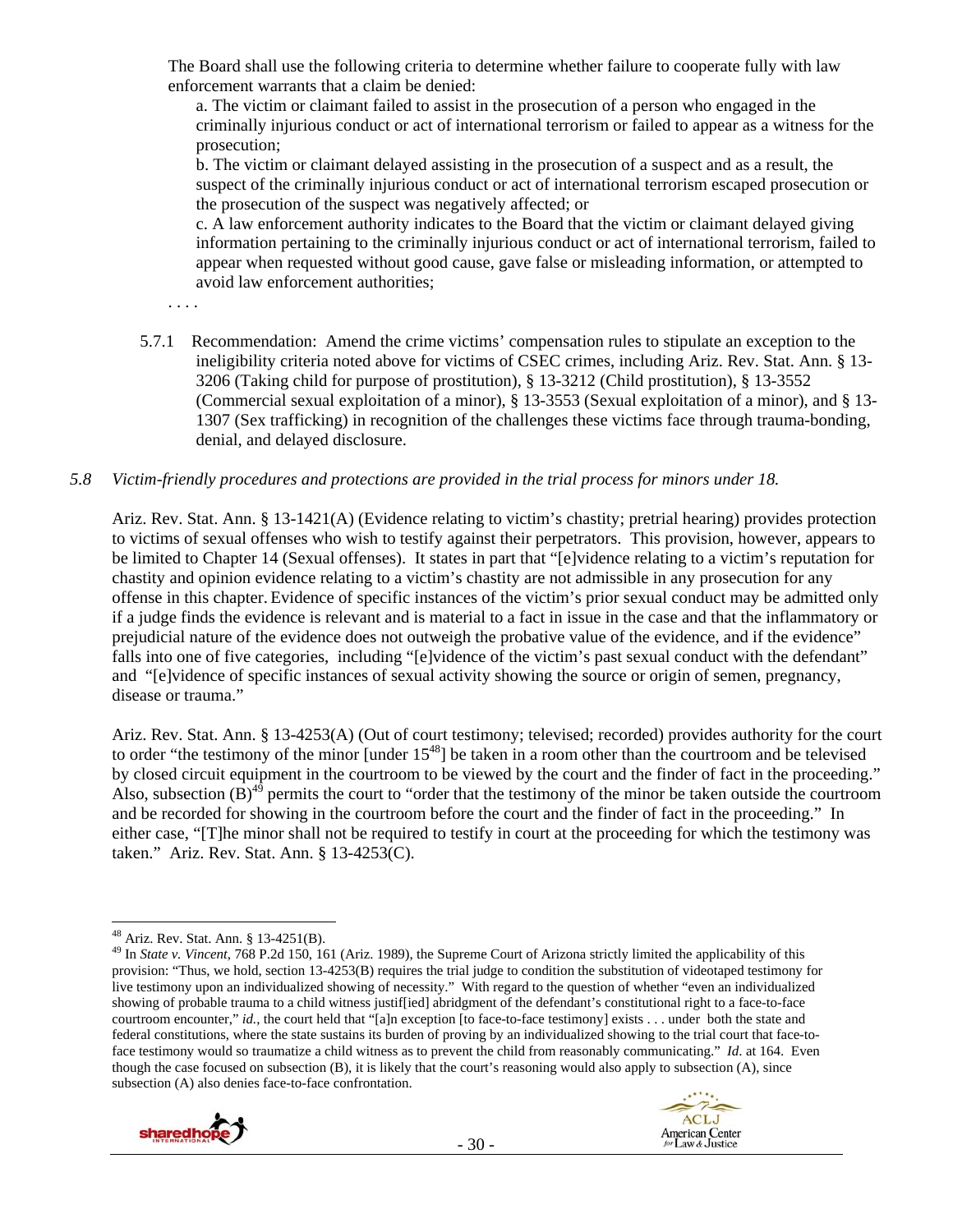The Board shall use the following criteria to determine whether failure to cooperate fully with law enforcement warrants that a claim be denied:

a. The victim or claimant failed to assist in the prosecution of a person who engaged in the criminally injurious conduct or act of international terrorism or failed to appear as a witness for the prosecution;

b. The victim or claimant delayed assisting in the prosecution of a suspect and as a result, the suspect of the criminally injurious conduct or act of international terrorism escaped prosecution or the prosecution of the suspect was negatively affected; or

c. A law enforcement authority indicates to the Board that the victim or claimant delayed giving information pertaining to the criminally injurious conduct or act of international terrorism, failed to appear when requested without good cause, gave false or misleading information, or attempted to avoid law enforcement authorities;

. . . .

5.7.1 Recommendation: Amend the crime victims' compensation rules to stipulate an exception to the ineligibility criteria noted above for victims of CSEC crimes, including Ariz. Rev. Stat. Ann. § 13-3206 (Taking child for purpose of prostitution), § 13-3212 (Child prostitution), § 13-3552 (Commercial sexual exploitation of a minor), § 13-3553 (Sexual exploitation of a minor), and § 13-1307 (Sex trafficking) in recognition of the challenges these victims face through trauma-bonding, denial, and delayed disclosure.

*5.8 Victim-friendly procedures and protections are provided in the trial process for minors under 18.*

Ariz. Rev. Stat. Ann. § 13-1421(A) (Evidence relating to victim's chastity; pretrial hearing) provides protection to victims of sexual offenses who wish to testify against their perpetrators. This provision, however, appears to be limited to Chapter 14 (Sexual offenses). It states in part that "[e]vidence relating to a victim's reputation for chastity and opinion evidence relating to a victim's chastity are not admissible in any prosecution for any offense in this chapter. Evidence of specific instances of the victim's prior sexual conduct may be admitted only if a judge finds the evidence is relevant and is material to a fact in issue in the case and that the inflammatory or prejudicial nature of the evidence does not outweigh the probative value of the evidence, and if the evidence" falls into one of five categories, including "[e]vidence of the victim's past sexual conduct with the defendant" and "[e]vidence of specific instances of sexual activity showing the source or origin of semen, pregnancy, disease or trauma."

Ariz. Rev. Stat. Ann. § 13-4253(A) (Out of court testimony; televised; recorded) provides authority for the court to order "the testimony of the minor [under 15[48]] be taken in a room other than the courtroom and be televised by closed circuit equipment in the courtroom to be viewed by the court and the finder of fact in the proceeding." Also, subsection (B)[49] permits the court to "order that the testimony of the minor be taken outside the courtroom and be recorded for showing in the courtroom before the court and the finder of fact in the proceeding." In either case, "[T]he minor shall not be required to testify in court at the proceeding for which the testimony was taken." Ariz. Rev. Stat. Ann. § 13-4253(C).

---

[48] Ariz. Rev. Stat. Ann. § 13-4251(B).

[49] In *State v. Vincent*, 768 P.2d 150, 161 (Ariz. 1989), the Supreme Court of Arizona strictly limited the applicability of this provision: "Thus, we hold, section 13-4253(B) requires the trial judge to condition the substitution of videotaped testimony for live testimony upon an individualized showing of necessity." With regard to the question of whether "even an individualized showing of probable trauma to a child witness justif[ied] abridgment of the defendant's constitutional right to a face-to-face courtroom encounter," *id.*, the court held that "[a]n exception [to face-to-face testimony] exists . . . under both the state and federal constitutions, where the state sustains its burden of proving by an individualized showing to the trial court that face-to-face testimony would so traumatize a child witness as to prevent the child from reasonably communicating." *Id.* at 164. Even though the case focused on subsection (B), it is likely that the court's reasoning would also apply to subsection (A), since subsection (A) also denies face-to-face confrontation.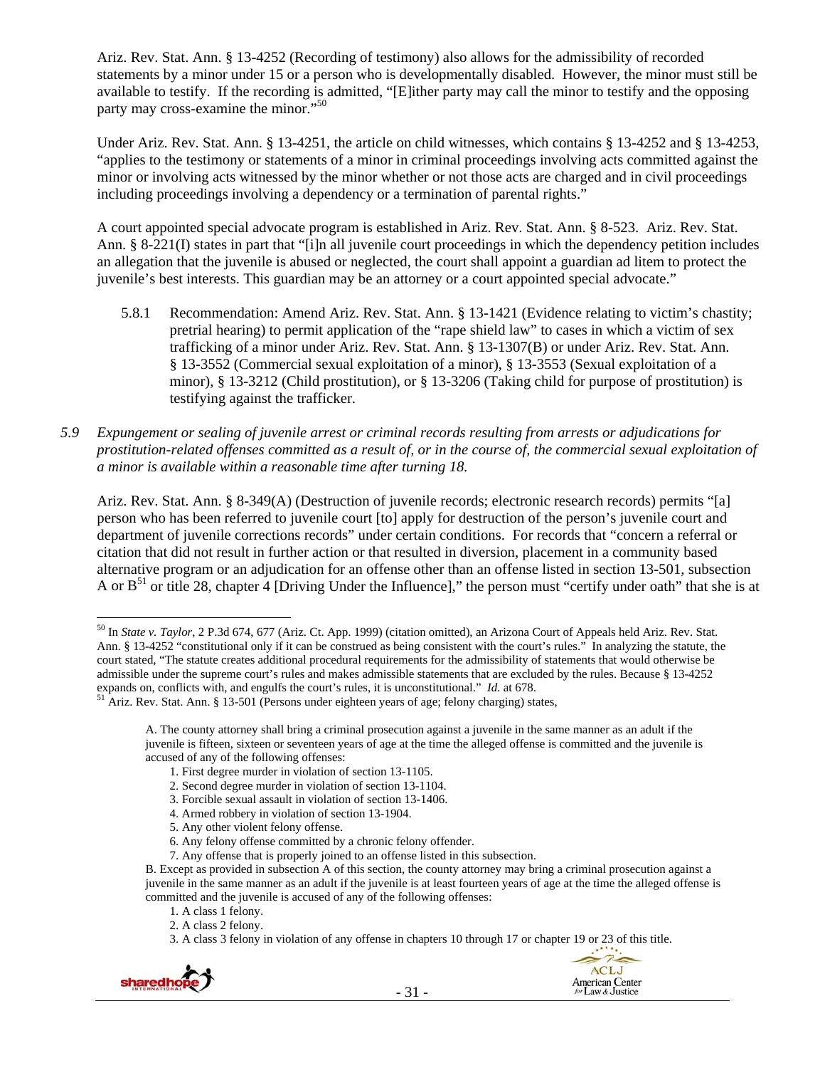Ariz. Rev. Stat. Ann. § 13-4252 (Recording of testimony) also allows for the admissibility of recorded statements by a minor under 15 or a person who is developmentally disabled. However, the minor must still be available to testify. If the recording is admitted, "[E]ither party may call the minor to testify and the opposing party may cross-examine the minor."[50]

Under Ariz. Rev. Stat. Ann. § 13-4251, the article on child witnesses, which contains § 13-4252 and § 13-4253, "applies to the testimony or statements of a minor in criminal proceedings involving acts committed against the minor or involving acts witnessed by the minor whether or not those acts are charged and in civil proceedings including proceedings involving a dependency or a termination of parental rights."

A court appointed special advocate program is established in Ariz. Rev. Stat. Ann. § 8-523. Ariz. Rev. Stat. Ann. § 8-221(I) states in part that "[i]n all juvenile court proceedings in which the dependency petition includes an allegation that the juvenile is abused or neglected, the court shall appoint a guardian ad litem to protect the juvenile's best interests. This guardian may be an attorney or a court appointed special advocate."

5.8.1 Recommendation: Amend Ariz. Rev. Stat. Ann. § 13-1421 (Evidence relating to victim's chastity; pretrial hearing) to permit application of the "rape shield law" to cases in which a victim of sex trafficking of a minor under Ariz. Rev. Stat. Ann. § 13-1307(B) or under Ariz. Rev. Stat. Ann. § 13-3552 (Commercial sexual exploitation of a minor), § 13-3553 (Sexual exploitation of a minor), § 13-3212 (Child prostitution), or § 13-3206 (Taking child for purpose of prostitution) is testifying against the trafficker.

*5.9 Expungement or sealing of juvenile arrest or criminal records resulting from arrests or adjudications for prostitution-related offenses committed as a result of, or in the course of, the commercial sexual exploitation of a minor is available within a reasonable time after turning 18.*

Ariz. Rev. Stat. Ann. § 8-349(A) (Destruction of juvenile records; electronic research records) permits "[a] person who has been referred to juvenile court [to] apply for destruction of the person's juvenile court and department of juvenile corrections records" under certain conditions. For records that "concern a referral or citation that did not result in further action or that resulted in diversion, placement in a community based alternative program or an adjudication for an offense other than an offense listed in section 13-501, subsection A or B[51] or title 28, chapter 4 [Driving Under the Influence]," the person must "certify under oath" that she is at

---

[50] In *State v. Taylor*, 2 P.3d 674, 677 (Ariz. Ct. App. 1999) (citation omitted), an Arizona Court of Appeals held Ariz. Rev. Stat. Ann. § 13-4252 "constitutional only if it can be construed as being consistent with the court's rules." In analyzing the statute, the court stated, "The statute creates additional procedural requirements for the admissibility of statements that would otherwise be admissible under the supreme court's rules and makes admissible statements that are excluded by the rules. Because § 13-4252 expands on, conflicts with, and engulfs the court's rules, it is unconstitutional." *Id.* at 678.

[51] Ariz. Rev. Stat. Ann. § 13-501 (Persons under eighteen years of age; felony charging) states,

> A. The county attorney shall bring a criminal prosecution against a juvenile in the same manner as an adult if the juvenile is fifteen, sixteen or seventeen years of age at the time the alleged offense is committed and the juvenile is accused of any of the following offenses:
>
> 1. First degree murder in violation of section 13-1105.
> 2. Second degree murder in violation of section 13-1104.
> 3. Forcible sexual assault in violation of section 13-1406.
> 4. Armed robbery in violation of section 13-1904.
> 5. Any other violent felony offense.
> 6. Any felony offense committed by a chronic felony offender.
> 7. Any offense that is properly joined to an offense listed in this subsection.
>
> B. Except as provided in subsection A of this section, the county attorney may bring a criminal prosecution against a juvenile in the same manner as an adult if the juvenile is at least fourteen years of age at the time the alleged offense is committed and the juvenile is accused of any of the following offenses:
>
> 1. A class 1 felony.
> 2. A class 2 felony.
> 3. A class 3 felony in violation of any offense in chapters 10 through 17 or chapter 19 or 23 of this title.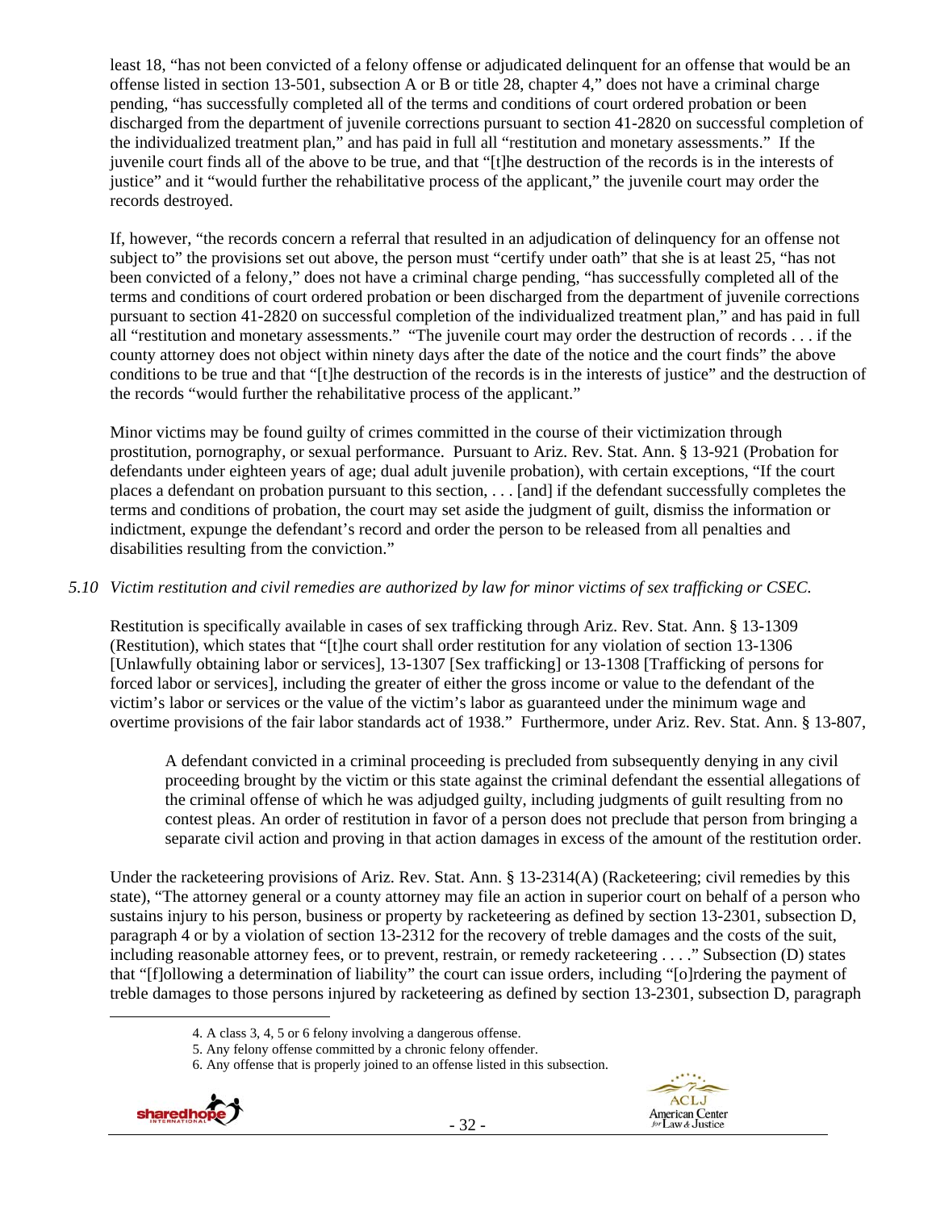least 18, "has not been convicted of a felony offense or adjudicated delinquent for an offense that would be an offense listed in section 13-501, subsection A or B or title 28, chapter 4," does not have a criminal charge pending, "has successfully completed all of the terms and conditions of court ordered probation or been discharged from the department of juvenile corrections pursuant to section 41-2820 on successful completion of the individualized treatment plan," and has paid in full all "restitution and monetary assessments." If the juvenile court finds all of the above to be true, and that "[t]he destruction of the records is in the interests of justice" and it "would further the rehabilitative process of the applicant," the juvenile court may order the records destroyed.

If, however, "the records concern a referral that resulted in an adjudication of delinquency for an offense not subject to" the provisions set out above, the person must "certify under oath" that she is at least 25, "has not been convicted of a felony," does not have a criminal charge pending, "has successfully completed all of the terms and conditions of court ordered probation or been discharged from the department of juvenile corrections pursuant to section 41-2820 on successful completion of the individualized treatment plan," and has paid in full all "restitution and monetary assessments." "The juvenile court may order the destruction of records . . . if the county attorney does not object within ninety days after the date of the notice and the court finds" the above conditions to be true and that "[t]he destruction of the records is in the interests of justice" and the destruction of the records "would further the rehabilitative process of the applicant."

Minor victims may be found guilty of crimes committed in the course of their victimization through prostitution, pornography, or sexual performance. Pursuant to Ariz. Rev. Stat. Ann. § 13-921 (Probation for defendants under eighteen years of age; dual adult juvenile probation), with certain exceptions, "If the court places a defendant on probation pursuant to this section, . . . [and] if the defendant successfully completes the terms and conditions of probation, the court may set aside the judgment of guilt, dismiss the information or indictment, expunge the defendant's record and order the person to be released from all penalties and disabilities resulting from the conviction."

*5.10 Victim restitution and civil remedies are authorized by law for minor victims of sex trafficking or CSEC.*

Restitution is specifically available in cases of sex trafficking through Ariz. Rev. Stat. Ann. § 13-1309 (Restitution), which states that "[t]he court shall order restitution for any violation of section 13-1306 [Unlawfully obtaining labor or services], 13-1307 [Sex trafficking] or 13-1308 [Trafficking of persons for forced labor or services], including the greater of either the gross income or value to the defendant of the victim's labor or services or the value of the victim's labor as guaranteed under the minimum wage and overtime provisions of the fair labor standards act of 1938." Furthermore, under Ariz. Rev. Stat. Ann. § 13-807,

> A defendant convicted in a criminal proceeding is precluded from subsequently denying in any civil proceeding brought by the victim or this state against the criminal defendant the essential allegations of the criminal offense of which he was adjudged guilty, including judgments of guilt resulting from no contest pleas. An order of restitution in favor of a person does not preclude that person from bringing a separate civil action and proving in that action damages in excess of the amount of the restitution order.

Under the racketeering provisions of Ariz. Rev. Stat. Ann. § 13-2314(A) (Racketeering; civil remedies by this state), "The attorney general or a county attorney may file an action in superior court on behalf of a person who sustains injury to his person, business or property by racketeering as defined by section 13-2301, subsection D, paragraph 4 or by a violation of section 13-2312 for the recovery of treble damages and the costs of the suit, including reasonable attorney fees, or to prevent, restrain, or remedy racketeering . . . ." Subsection (D) states that "[f]ollowing a determination of liability" the court can issue orders, including "[o]rdering the payment of treble damages to those persons injured by racketeering as defined by section 13-2301, subsection D, paragraph

---

4. A class 3, 4, 5 or 6 felony involving a dangerous offense.
5. Any felony offense committed by a chronic felony offender.
6. Any offense that is properly joined to an offense listed in this subsection.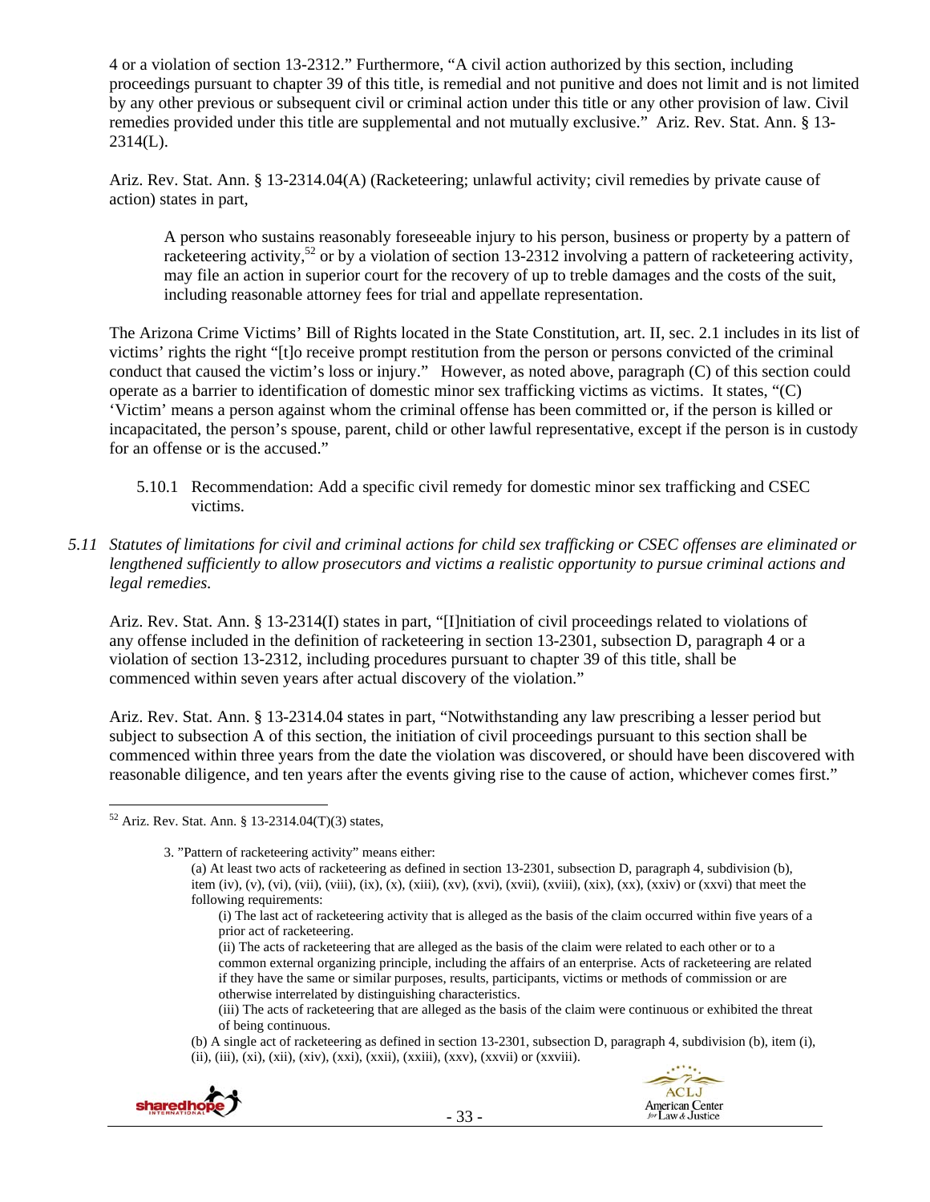4 or a violation of section 13-2312." Furthermore, "A civil action authorized by this section, including proceedings pursuant to chapter 39 of this title, is remedial and not punitive and does not limit and is not limited by any other previous or subsequent civil or criminal action under this title or any other provision of law. Civil remedies provided under this title are supplemental and not mutually exclusive." Ariz. Rev. Stat. Ann. § 13-2314(L).

Ariz. Rev. Stat. Ann. § 13-2314.04(A) (Racketeering; unlawful activity; civil remedies by private cause of action) states in part,

> A person who sustains reasonably foreseeable injury to his person, business or property by a pattern of racketeering activity,[52] or by a violation of section 13-2312 involving a pattern of racketeering activity, may file an action in superior court for the recovery of up to treble damages and the costs of the suit, including reasonable attorney fees for trial and appellate representation.

The Arizona Crime Victims' Bill of Rights located in the State Constitution, art. II, sec. 2.1 includes in its list of victims' rights the right "[t]o receive prompt restitution from the person or persons convicted of the criminal conduct that caused the victim's loss or injury." However, as noted above, paragraph (C) of this section could operate as a barrier to identification of domestic minor sex trafficking victims as victims. It states, "(C) 'Victim' means a person against whom the criminal offense has been committed or, if the person is killed or incapacitated, the person's spouse, parent, child or other lawful representative, except if the person is in custody for an offense or is the accused."

5.10.1 Recommendation: Add a specific civil remedy for domestic minor sex trafficking and CSEC victims.

*5.11 Statutes of limitations for civil and criminal actions for child sex trafficking or CSEC offenses are eliminated or lengthened sufficiently to allow prosecutors and victims a realistic opportunity to pursue criminal actions and legal remedies.*

Ariz. Rev. Stat. Ann. § 13-2314(I) states in part, "[I]nitiation of civil proceedings related to violations of any offense included in the definition of racketeering in section 13-2301, subsection D, paragraph 4 or a violation of section 13-2312, including procedures pursuant to chapter 39 of this title, shall be commenced within seven years after actual discovery of the violation."

Ariz. Rev. Stat. Ann. § 13-2314.04 states in part, "Notwithstanding any law prescribing a lesser period but subject to subsection A of this section, the initiation of civil proceedings pursuant to this section shall be commenced within three years from the date the violation was discovered, or should have been discovered with reasonable diligence, and ten years after the events giving rise to the cause of action, whichever comes first."

---

[52] Ariz. Rev. Stat. Ann. § 13-2314.04(T)(3) states,

> 3. "Pattern of racketeering activity" means either:
>
> (a) At least two acts of racketeering as defined in section 13-2301, subsection D, paragraph 4, subdivision (b), item (iv), (v), (vi), (vii), (viii), (ix), (x), (xiii), (xv), (xvi), (xvii), (xviii), (xix), (xx), (xxiv) or (xxvi) that meet the following requirements:
>
> (i) The last act of racketeering activity that is alleged as the basis of the claim occurred within five years of a prior act of racketeering.
>
> (ii) The acts of racketeering that are alleged as the basis of the claim were related to each other or to a common external organizing principle, including the affairs of an enterprise. Acts of racketeering are related if they have the same or similar purposes, results, participants, victims or methods of commission or are otherwise interrelated by distinguishing characteristics.
>
> (iii) The acts of racketeering that are alleged as the basis of the claim were continuous or exhibited the threat of being continuous.
>
> (b) A single act of racketeering as defined in section 13-2301, subsection D, paragraph 4, subdivision (b), item (i), (ii), (iii), (xi), (xii), (xiv), (xxi), (xxii), (xxiii), (xxv), (xxvii) or (xxviii).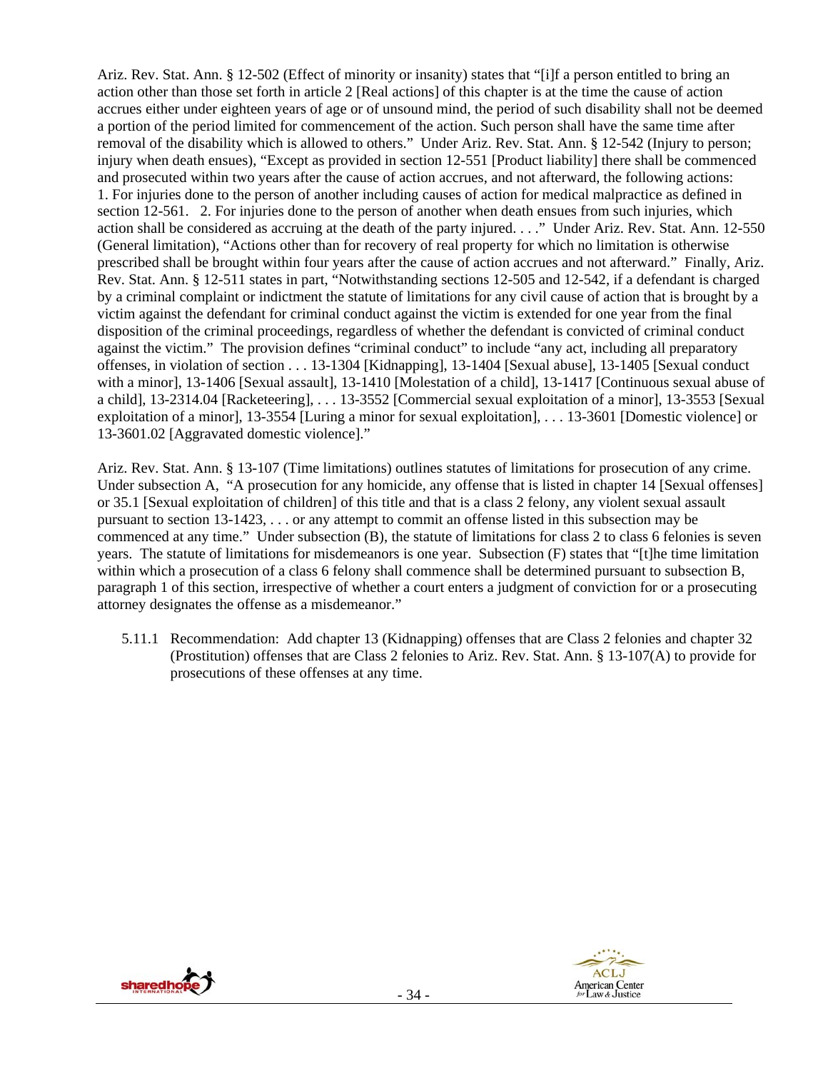Ariz. Rev. Stat. Ann. § 12-502 (Effect of minority or insanity) states that "[i]f a person entitled to bring an action other than those set forth in article 2 [Real actions] of this chapter is at the time the cause of action accrues either under eighteen years of age or of unsound mind, the period of such disability shall not be deemed a portion of the period limited for commencement of the action. Such person shall have the same time after removal of the disability which is allowed to others." Under Ariz. Rev. Stat. Ann. § 12-542 (Injury to person; injury when death ensues), "Except as provided in section 12-551 [Product liability] there shall be commenced and prosecuted within two years after the cause of action accrues, and not afterward, the following actions: 1. For injuries done to the person of another including causes of action for medical malpractice as defined in section 12-561. 2. For injuries done to the person of another when death ensues from such injuries, which action shall be considered as accruing at the death of the party injured. . . ." Under Ariz. Rev. Stat. Ann. 12-550 (General limitation), "Actions other than for recovery of real property for which no limitation is otherwise prescribed shall be brought within four years after the cause of action accrues and not afterward." Finally, Ariz. Rev. Stat. Ann. § 12-511 states in part, "Notwithstanding sections 12-505 and 12-542, if a defendant is charged by a criminal complaint or indictment the statute of limitations for any civil cause of action that is brought by a victim against the defendant for criminal conduct against the victim is extended for one year from the final disposition of the criminal proceedings, regardless of whether the defendant is convicted of criminal conduct against the victim." The provision defines "criminal conduct" to include "any act, including all preparatory offenses, in violation of section . . . 13-1304 [Kidnapping], 13-1404 [Sexual abuse], 13-1405 [Sexual conduct with a minor], 13-1406 [Sexual assault], 13-1410 [Molestation of a child], 13-1417 [Continuous sexual abuse of a child], 13-2314.04 [Racketeering], . . . 13-3552 [Commercial sexual exploitation of a minor], 13-3553 [Sexual exploitation of a minor], 13-3554 [Luring a minor for sexual exploitation], . . . 13-3601 [Domestic violence] or 13-3601.02 [Aggravated domestic violence]."

Ariz. Rev. Stat. Ann. § 13-107 (Time limitations) outlines statutes of limitations for prosecution of any crime. Under subsection A, "A prosecution for any homicide, any offense that is listed in chapter 14 [Sexual offenses] or 35.1 [Sexual exploitation of children] of this title and that is a class 2 felony, any violent sexual assault pursuant to section 13-1423, . . . or any attempt to commit an offense listed in this subsection may be commenced at any time." Under subsection (B), the statute of limitations for class 2 to class 6 felonies is seven years. The statute of limitations for misdemeanors is one year. Subsection (F) states that "[t]he time limitation within which a prosecution of a class 6 felony shall commence shall be determined pursuant to subsection B, paragraph 1 of this section, irrespective of whether a court enters a judgment of conviction for or a prosecuting attorney designates the offense as a misdemeanor."

5.11.1 Recommendation: Add chapter 13 (Kidnapping) offenses that are Class 2 felonies and chapter 32 (Prostitution) offenses that are Class 2 felonies to Ariz. Rev. Stat. Ann. § 13-107(A) to provide for prosecutions of these offenses at any time.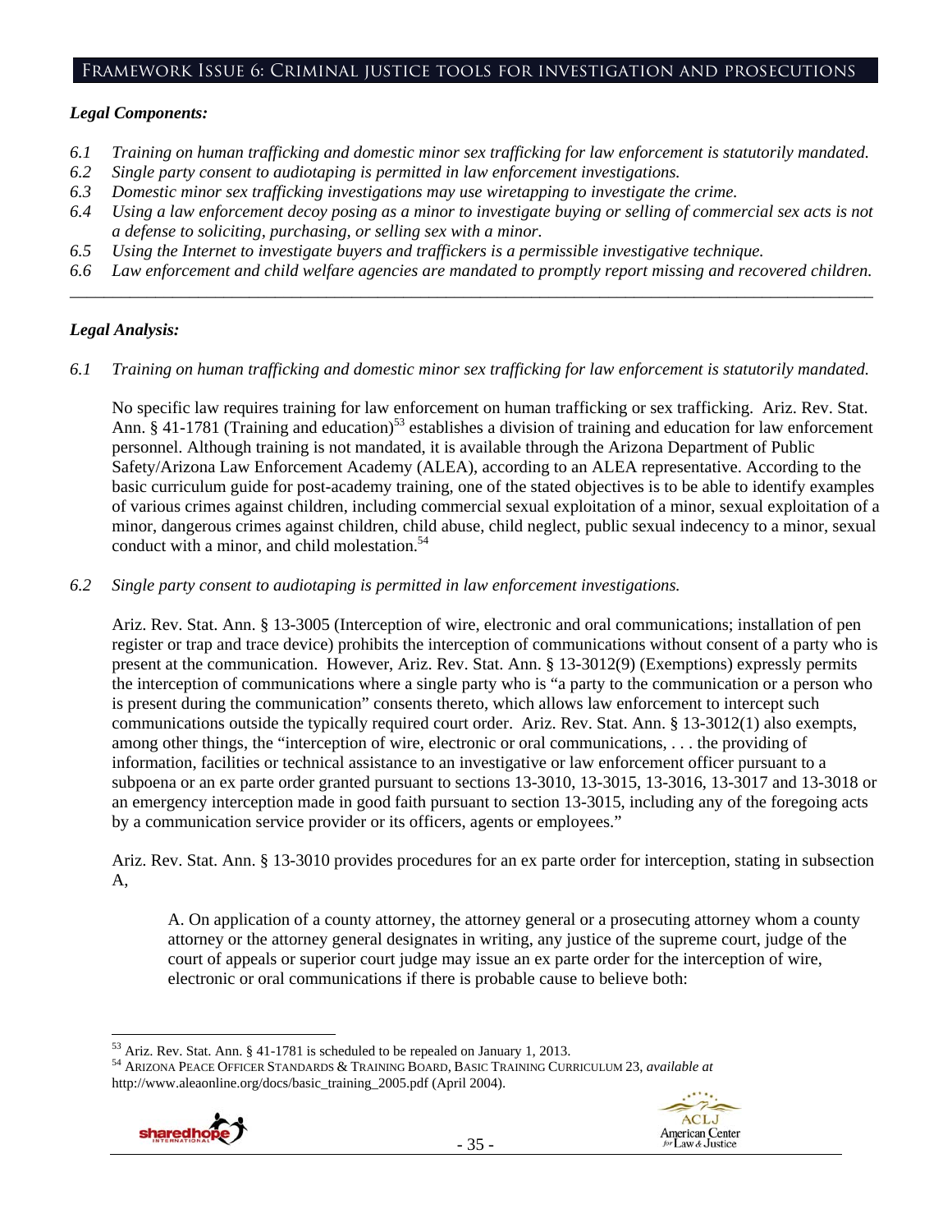## Framework Issue 6: Criminal justice tools for investigation and prosecutions

### *Legal Components:*

*6.1 Training on human trafficking and domestic minor sex trafficking for law enforcement is statutorily mandated.*
*6.2 Single party consent to audiotaping is permitted in law enforcement investigations.*
*6.3 Domestic minor sex trafficking investigations may use wiretapping to investigate the crime.*
*6.4 Using a law enforcement decoy posing as a minor to investigate buying or selling of commercial sex acts is not a defense to soliciting, purchasing, or selling sex with a minor.*
*6.5 Using the Internet to investigate buyers and traffickers is a permissible investigative technique.*
*6.6 Law enforcement and child welfare agencies are mandated to promptly report missing and recovered children.*

---

### *Legal Analysis:*

*6.1 Training on human trafficking and domestic minor sex trafficking for law enforcement is statutorily mandated.*

No specific law requires training for law enforcement on human trafficking or sex trafficking. Ariz. Rev. Stat. Ann. § 41-1781 (Training and education)[53] establishes a division of training and education for law enforcement personnel. Although training is not mandated, it is available through the Arizona Department of Public Safety/Arizona Law Enforcement Academy (ALEA), according to an ALEA representative. According to the basic curriculum guide for post-academy training, one of the stated objectives is to be able to identify examples of various crimes against children, including commercial sexual exploitation of a minor, sexual exploitation of a minor, dangerous crimes against children, child abuse, child neglect, public sexual indecency to a minor, sexual conduct with a minor, and child molestation.[54]

*6.2 Single party consent to audiotaping is permitted in law enforcement investigations.*

Ariz. Rev. Stat. Ann. § 13-3005 (Interception of wire, electronic and oral communications; installation of pen register or trap and trace device) prohibits the interception of communications without consent of a party who is present at the communication. However, Ariz. Rev. Stat. Ann. § 13-3012(9) (Exemptions) expressly permits the interception of communications where a single party who is "a party to the communication or a person who is present during the communication" consents thereto, which allows law enforcement to intercept such communications outside the typically required court order. Ariz. Rev. Stat. Ann. § 13-3012(1) also exempts, among other things, the "interception of wire, electronic or oral communications, . . . the providing of information, facilities or technical assistance to an investigative or law enforcement officer pursuant to a subpoena or an ex parte order granted pursuant to sections 13-3010, 13-3015, 13-3016, 13-3017 and 13-3018 or an emergency interception made in good faith pursuant to section 13-3015, including any of the foregoing acts by a communication service provider or its officers, agents or employees."

Ariz. Rev. Stat. Ann. § 13-3010 provides procedures for an ex parte order for interception, stating in subsection A,

> A. On application of a county attorney, the attorney general or a prosecuting attorney whom a county attorney or the attorney general designates in writing, any justice of the supreme court, judge of the court of appeals or superior court judge may issue an ex parte order for the interception of wire, electronic or oral communications if there is probable cause to believe both:

---

[53] Ariz. Rev. Stat. Ann. § 41-1781 is scheduled to be repealed on January 1, 2013.

[54] ARIZONA PEACE OFFICER STANDARDS & TRAINING BOARD, BASIC TRAINING CURRICULUM 23, *available at* http://www.aleaonline.org/docs/basic_training_2005.pdf (April 2004).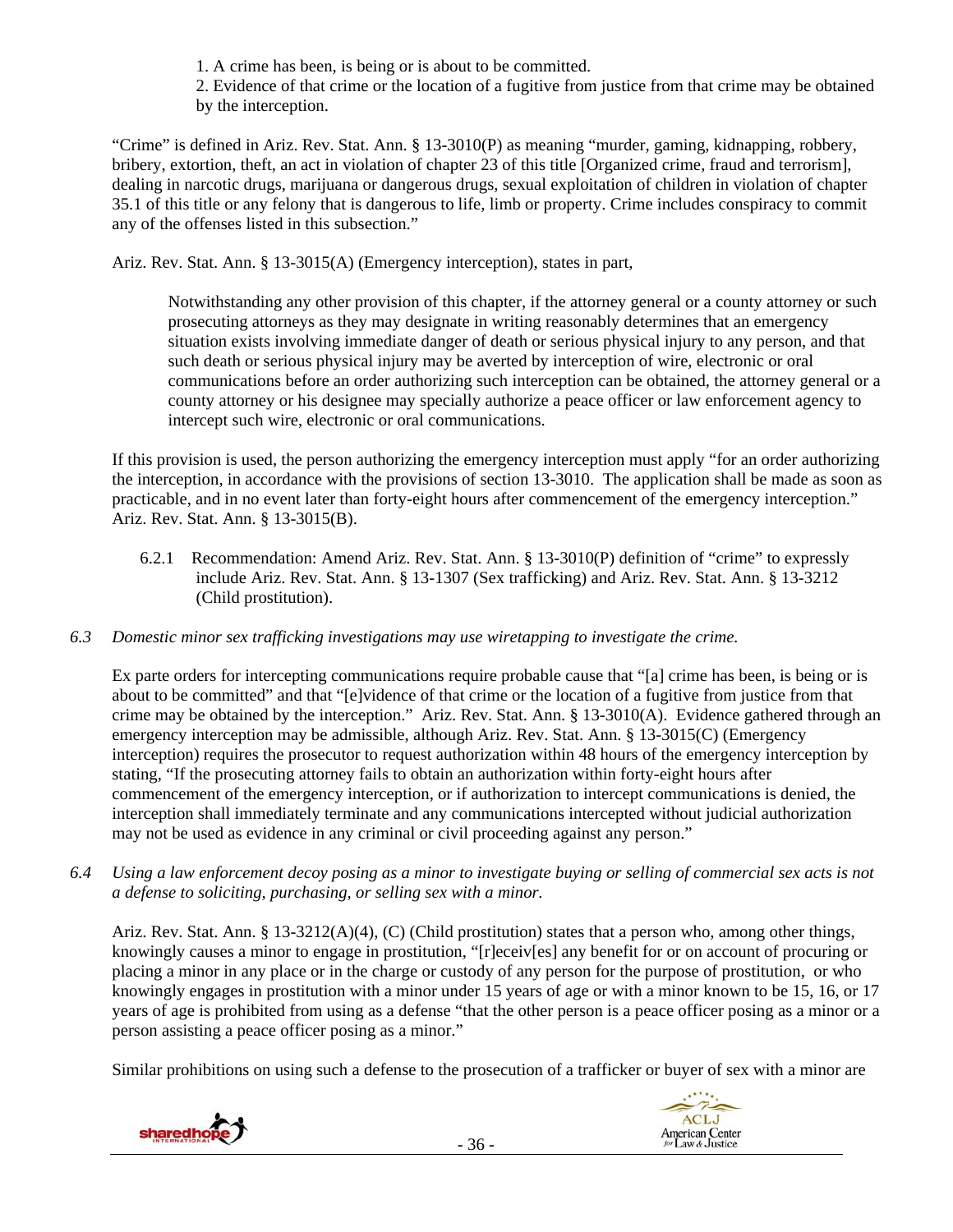1. A crime has been, is being or is about to be committed.
2. Evidence of that crime or the location of a fugitive from justice from that crime may be obtained by the interception.

"Crime" is defined in Ariz. Rev. Stat. Ann. § 13-3010(P) as meaning "murder, gaming, kidnapping, robbery, bribery, extortion, theft, an act in violation of chapter 23 of this title [Organized crime, fraud and terrorism], dealing in narcotic drugs, marijuana or dangerous drugs, sexual exploitation of children in violation of chapter 35.1 of this title or any felony that is dangerous to life, limb or property. Crime includes conspiracy to commit any of the offenses listed in this subsection."

Ariz. Rev. Stat. Ann. § 13-3015(A) (Emergency interception), states in part,

> Notwithstanding any other provision of this chapter, if the attorney general or a county attorney or such prosecuting attorneys as they may designate in writing reasonably determines that an emergency situation exists involving immediate danger of death or serious physical injury to any person, and that such death or serious physical injury may be averted by interception of wire, electronic or oral communications before an order authorizing such interception can be obtained, the attorney general or a county attorney or his designee may specially authorize a peace officer or law enforcement agency to intercept such wire, electronic or oral communications.

If this provision is used, the person authorizing the emergency interception must apply "for an order authorizing the interception, in accordance with the provisions of section 13-3010. The application shall be made as soon as practicable, and in no event later than forty-eight hours after commencement of the emergency interception." Ariz. Rev. Stat. Ann. § 13-3015(B).

6.2.1 Recommendation: Amend Ariz. Rev. Stat. Ann. § 13-3010(P) definition of "crime" to expressly include Ariz. Rev. Stat. Ann. § 13-1307 (Sex trafficking) and Ariz. Rev. Stat. Ann. § 13-3212 (Child prostitution).

*6.3 Domestic minor sex trafficking investigations may use wiretapping to investigate the crime.*

Ex parte orders for intercepting communications require probable cause that "[a] crime has been, is being or is about to be committed" and that "[e]vidence of that crime or the location of a fugitive from justice from that crime may be obtained by the interception." Ariz. Rev. Stat. Ann. § 13-3010(A). Evidence gathered through an emergency interception may be admissible, although Ariz. Rev. Stat. Ann. § 13-3015(C) (Emergency interception) requires the prosecutor to request authorization within 48 hours of the emergency interception by stating, "If the prosecuting attorney fails to obtain an authorization within forty-eight hours after commencement of the emergency interception, or if authorization to intercept communications is denied, the interception shall immediately terminate and any communications intercepted without judicial authorization may not be used as evidence in any criminal or civil proceeding against any person."

*6.4 Using a law enforcement decoy posing as a minor to investigate buying or selling of commercial sex acts is not a defense to soliciting, purchasing, or selling sex with a minor.*

Ariz. Rev. Stat. Ann. § 13-3212(A)(4), (C) (Child prostitution) states that a person who, among other things, knowingly causes a minor to engage in prostitution, "[r]eceiv[es] any benefit for or on account of procuring or placing a minor in any place or in the charge or custody of any person for the purpose of prostitution, or who knowingly engages in prostitution with a minor under 15 years of age or with a minor known to be 15, 16, or 17 years of age is prohibited from using as a defense "that the other person is a peace officer posing as a minor or a person assisting a peace officer posing as a minor."

Similar prohibitions on using such a defense to the prosecution of a trafficker or buyer of sex with a minor are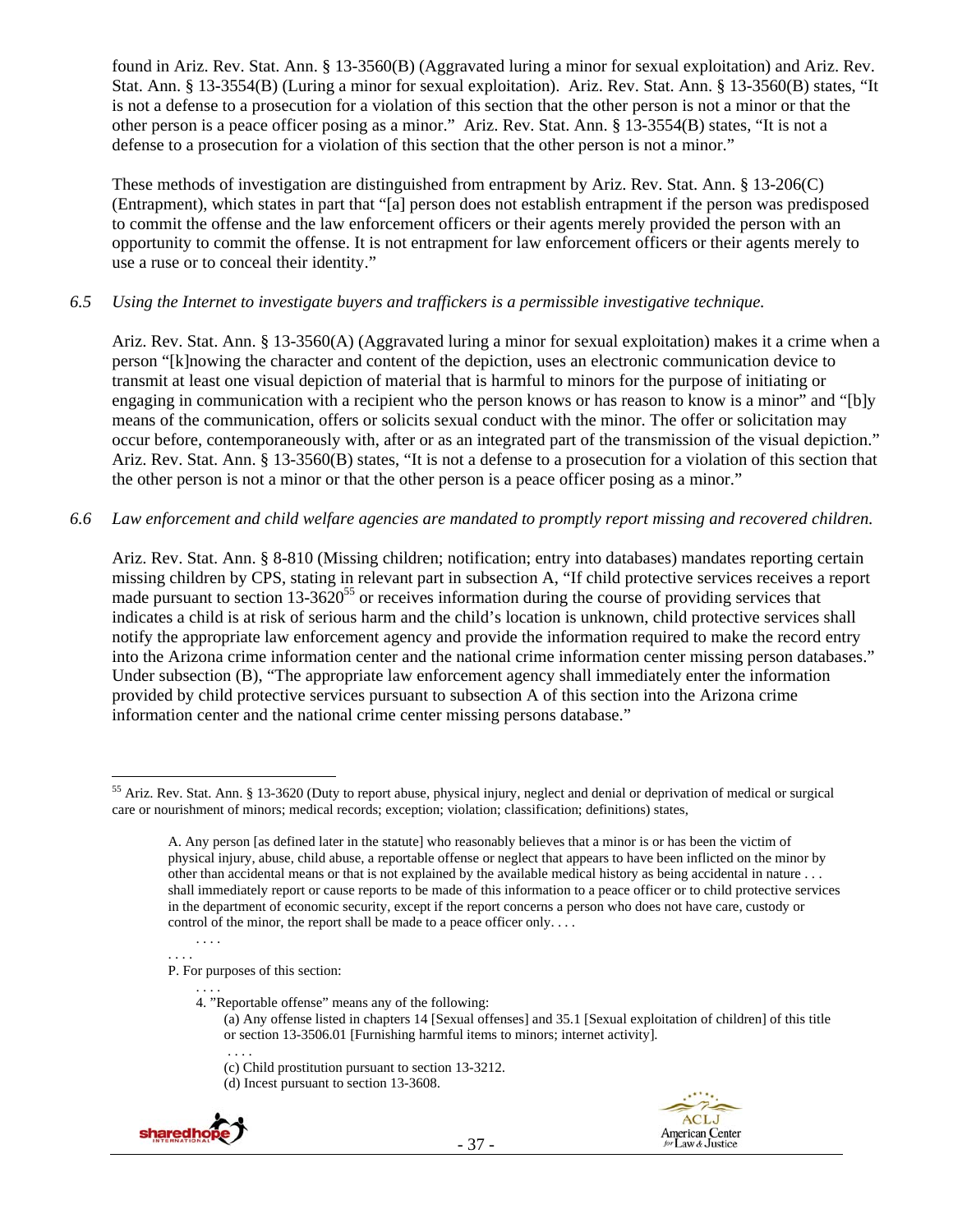found in Ariz. Rev. Stat. Ann. § 13-3560(B) (Aggravated luring a minor for sexual exploitation) and Ariz. Rev. Stat. Ann. § 13-3554(B) (Luring a minor for sexual exploitation). Ariz. Rev. Stat. Ann. § 13-3560(B) states, "It is not a defense to a prosecution for a violation of this section that the other person is not a minor or that the other person is a peace officer posing as a minor." Ariz. Rev. Stat. Ann. § 13-3554(B) states, "It is not a defense to a prosecution for a violation of this section that the other person is not a minor."

These methods of investigation are distinguished from entrapment by Ariz. Rev. Stat. Ann. § 13-206(C) (Entrapment), which states in part that "[a] person does not establish entrapment if the person was predisposed to commit the offense and the law enforcement officers or their agents merely provided the person with an opportunity to commit the offense. It is not entrapment for law enforcement officers or their agents merely to use a ruse or to conceal their identity."

*6.5 Using the Internet to investigate buyers and traffickers is a permissible investigative technique.*

Ariz. Rev. Stat. Ann. § 13-3560(A) (Aggravated luring a minor for sexual exploitation) makes it a crime when a person "[k]nowing the character and content of the depiction, uses an electronic communication device to transmit at least one visual depiction of material that is harmful to minors for the purpose of initiating or engaging in communication with a recipient who the person knows or has reason to know is a minor" and "[b]y means of the communication, offers or solicits sexual conduct with the minor. The offer or solicitation may occur before, contemporaneously with, after or as an integrated part of the transmission of the visual depiction." Ariz. Rev. Stat. Ann. § 13-3560(B) states, "It is not a defense to a prosecution for a violation of this section that the other person is not a minor or that the other person is a peace officer posing as a minor."

*6.6 Law enforcement and child welfare agencies are mandated to promptly report missing and recovered children.*

Ariz. Rev. Stat. Ann. § 8-810 (Missing children; notification; entry into databases) mandates reporting certain missing children by CPS, stating in relevant part in subsection A, "If child protective services receives a report made pursuant to section 13-3620[55] or receives information during the course of providing services that indicates a child is at risk of serious harm and the child's location is unknown, child protective services shall notify the appropriate law enforcement agency and provide the information required to make the record entry into the Arizona crime information center and the national crime information center missing person databases." Under subsection (B), "The appropriate law enforcement agency shall immediately enter the information provided by child protective services pursuant to subsection A of this section into the Arizona crime information center and the national crime center missing persons database."

---

[55] Ariz. Rev. Stat. Ann. § 13-3620 (Duty to report abuse, physical injury, neglect and denial or deprivation of medical or surgical care or nourishment of minors; medical records; exception; violation; classification; definitions) states,

> A. Any person [as defined later in the statute] who reasonably believes that a minor is or has been the victim of physical injury, abuse, child abuse, a reportable offense or neglect that appears to have been inflicted on the minor by other than accidental means or that is not explained by the available medical history as being accidental in nature . . . shall immediately report or cause reports to be made of this information to a peace officer or to child protective services in the department of economic security, except if the report concerns a person who does not have care, custody or control of the minor, the report shall be made to a peace officer only. . . .
>
> . . . .
>
> . . . .
>
> P. For purposes of this section:
>
> . . . .
>
> 4. "Reportable offense" means any of the following:
>
> (a) Any offense listed in chapters 14 [Sexual offenses] and 35.1 [Sexual exploitation of children] of this title or section 13-3506.01 [Furnishing harmful items to minors; internet activity].
>
> . . . .
>
> (c) Child prostitution pursuant to section 13-3212.
>
> (d) Incest pursuant to section 13-3608.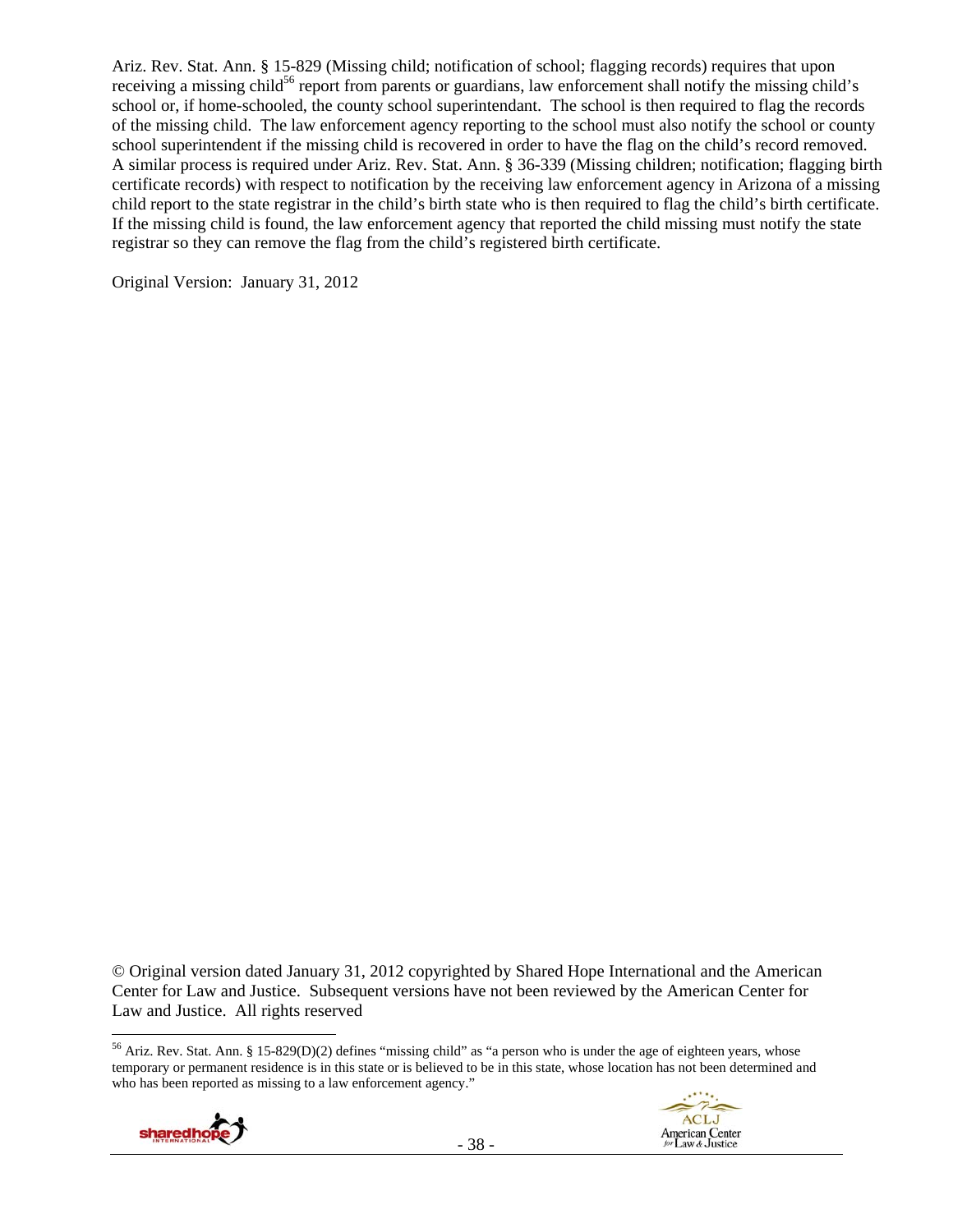Ariz. Rev. Stat. Ann. § 15-829 (Missing child; notification of school; flagging records) requires that upon receiving a missing child[56] report from parents or guardians, law enforcement shall notify the missing child's school or, if home-schooled, the county school superintendant. The school is then required to flag the records of the missing child. The law enforcement agency reporting to the school must also notify the school or county school superintendent if the missing child is recovered in order to have the flag on the child's record removed. A similar process is required under Ariz. Rev. Stat. Ann. § 36-339 (Missing children; notification; flagging birth certificate records) with respect to notification by the receiving law enforcement agency in Arizona of a missing child report to the state registrar in the child's birth state who is then required to flag the child's birth certificate. If the missing child is found, the law enforcement agency that reported the child missing must notify the state registrar so they can remove the flag from the child's registered birth certificate.

Original Version: January 31, 2012

© Original version dated January 31, 2012 copyrighted by Shared Hope International and the American Center for Law and Justice. Subsequent versions have not been reviewed by the American Center for Law and Justice. All rights reserved

[56] Ariz. Rev. Stat. Ann. § 15-829(D)(2) defines "missing child" as "a person who is under the age of eighteen years, whose temporary or permanent residence is in this state or is believed to be in this state, whose location has not been determined and who has been reported as missing to a law enforcement agency."